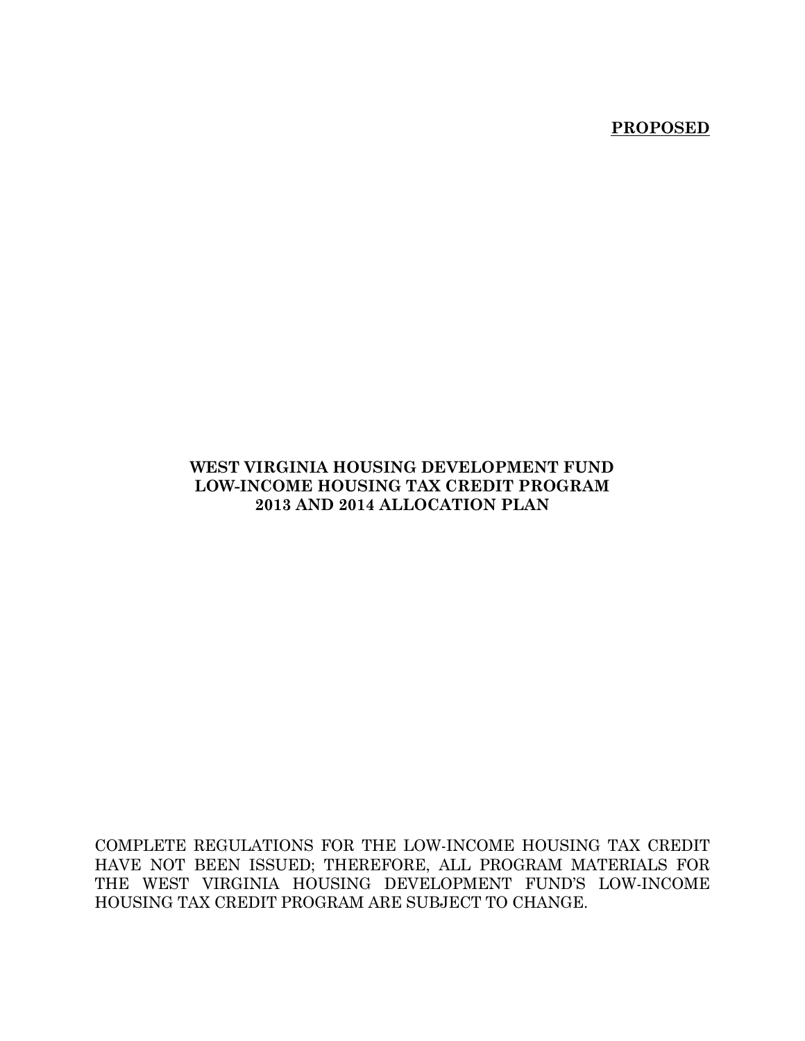**PROPOSED**

# WEST VIRGINIA HOUSING DEVELOPMENT FUND
# LOW-INCOME HOUSING TAX CREDIT PROGRAM
# 2013 AND 2014 ALLOCATION PLAN

COMPLETE REGULATIONS FOR THE LOW-INCOME HOUSING TAX CREDIT HAVE NOT BEEN ISSUED; THEREFORE, ALL PROGRAM MATERIALS FOR THE WEST VIRGINIA HOUSING DEVELOPMENT FUND'S LOW-INCOME HOUSING TAX CREDIT PROGRAM ARE SUBJECT TO CHANGE.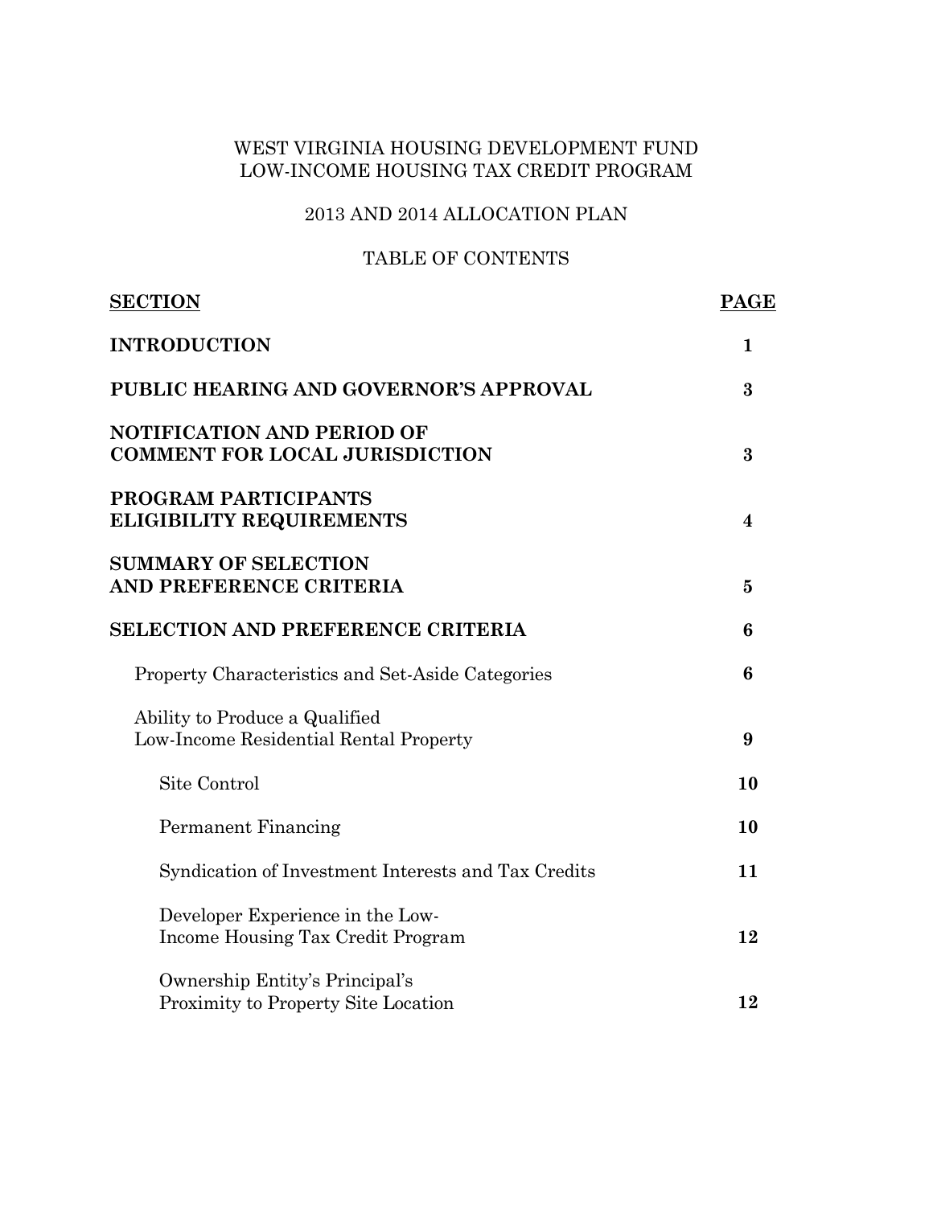WEST VIRGINIA HOUSING DEVELOPMENT FUND
LOW-INCOME HOUSING TAX CREDIT PROGRAM

2013 AND 2014 ALLOCATION PLAN

TABLE OF CONTENTS

| SECTION | PAGE |
| --- | --- |
| **INTRODUCTION** | **1** |
| **PUBLIC HEARING AND GOVERNOR'S APPROVAL** | **3** |
| **NOTIFICATION AND PERIOD OF COMMENT FOR LOCAL JURISDICTION** | **3** |
| **PROGRAM PARTICIPANTS ELIGIBILITY REQUIREMENTS** | **4** |
| **SUMMARY OF SELECTION AND PREFERENCE CRITERIA** | **5** |
| **SELECTION AND PREFERENCE CRITERIA** | **6** |
| Property Characteristics and Set-Aside Categories | **6** |
| Ability to Produce a Qualified Low-Income Residential Rental Property | **9** |
| Site Control | **10** |
| Permanent Financing | **10** |
| Syndication of Investment Interests and Tax Credits | **11** |
| Developer Experience in the Low-Income Housing Tax Credit Program | **12** |
| Ownership Entity's Principal's Proximity to Property Site Location | **12** |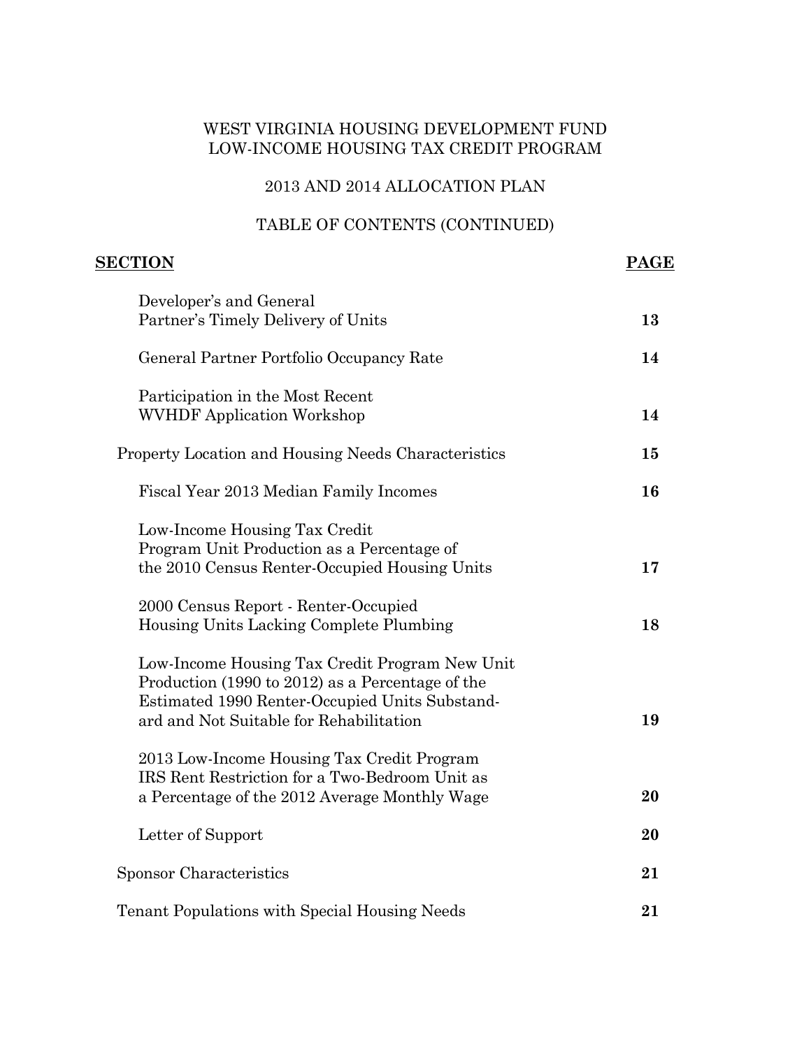WEST VIRGINIA HOUSING DEVELOPMENT FUND
LOW-INCOME HOUSING TAX CREDIT PROGRAM

2013 AND 2014 ALLOCATION PLAN

TABLE OF CONTENTS (CONTINUED)

| **SECTION** | **PAGE** |
|---|---|
| Developer's and General Partner's Timely Delivery of Units | **13** |
| General Partner Portfolio Occupancy Rate | **14** |
| Participation in the Most Recent WVHDF Application Workshop | **14** |
| Property Location and Housing Needs Characteristics | **15** |
| Fiscal Year 2013 Median Family Incomes | **16** |
| Low-Income Housing Tax Credit Program Unit Production as a Percentage of the 2010 Census Renter-Occupied Housing Units | **17** |
| 2000 Census Report - Renter-Occupied Housing Units Lacking Complete Plumbing | **18** |
| Low-Income Housing Tax Credit Program New Unit Production (1990 to 2012) as a Percentage of the Estimated 1990 Renter-Occupied Units Substandard and Not Suitable for Rehabilitation | **19** |
| 2013 Low-Income Housing Tax Credit Program IRS Rent Restriction for a Two-Bedroom Unit as a Percentage of the 2012 Average Monthly Wage | **20** |
| Letter of Support | **20** |
| Sponsor Characteristics | **21** |
| Tenant Populations with Special Housing Needs | **21** |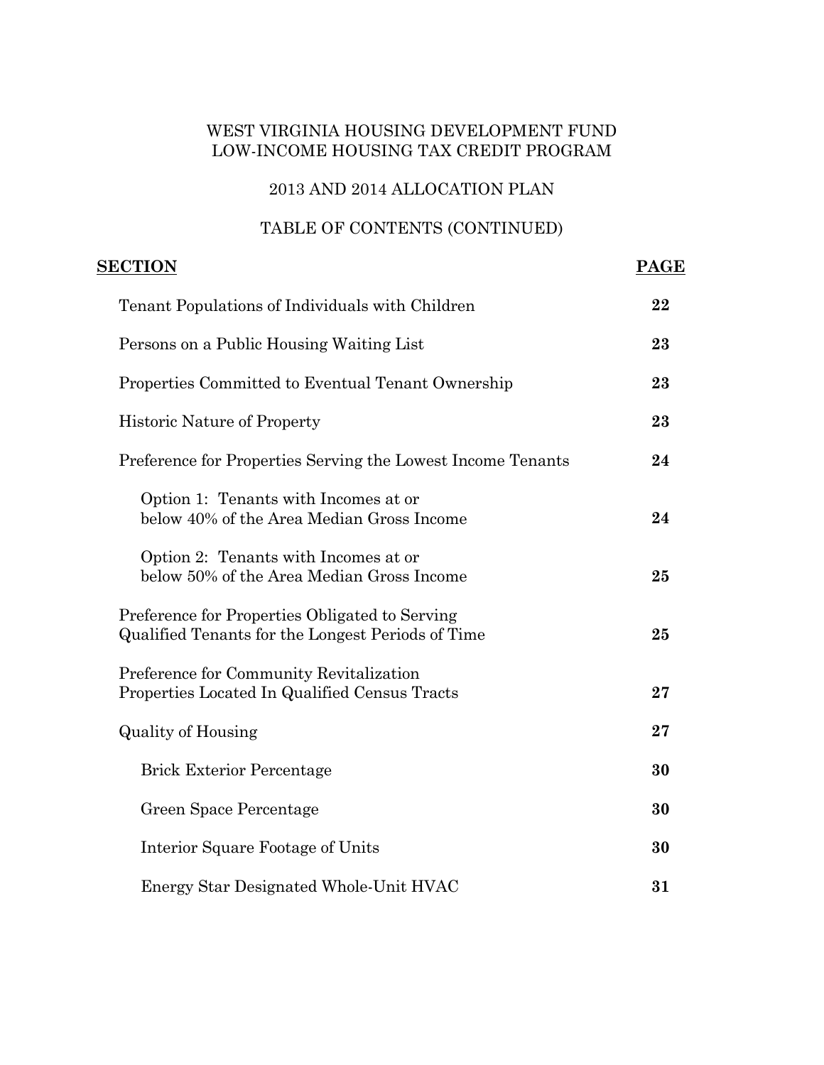WEST VIRGINIA HOUSING DEVELOPMENT FUND
LOW-INCOME HOUSING TAX CREDIT PROGRAM

2013 AND 2014 ALLOCATION PLAN

TABLE OF CONTENTS (CONTINUED)

| SECTION | PAGE |
|---|---|
| Tenant Populations of Individuals with Children | **22** |
| Persons on a Public Housing Waiting List | **23** |
| Properties Committed to Eventual Tenant Ownership | **23** |
| Historic Nature of Property | **23** |
| Preference for Properties Serving the Lowest Income Tenants | **24** |
| Option 1: Tenants with Incomes at or below 40% of the Area Median Gross Income | **24** |
| Option 2: Tenants with Incomes at or below 50% of the Area Median Gross Income | **25** |
| Preference for Properties Obligated to Serving Qualified Tenants for the Longest Periods of Time | **25** |
| Preference for Community Revitalization Properties Located In Qualified Census Tracts | **27** |
| Quality of Housing | **27** |
| Brick Exterior Percentage | **30** |
| Green Space Percentage | **30** |
| Interior Square Footage of Units | **30** |
| Energy Star Designated Whole-Unit HVAC | **31** |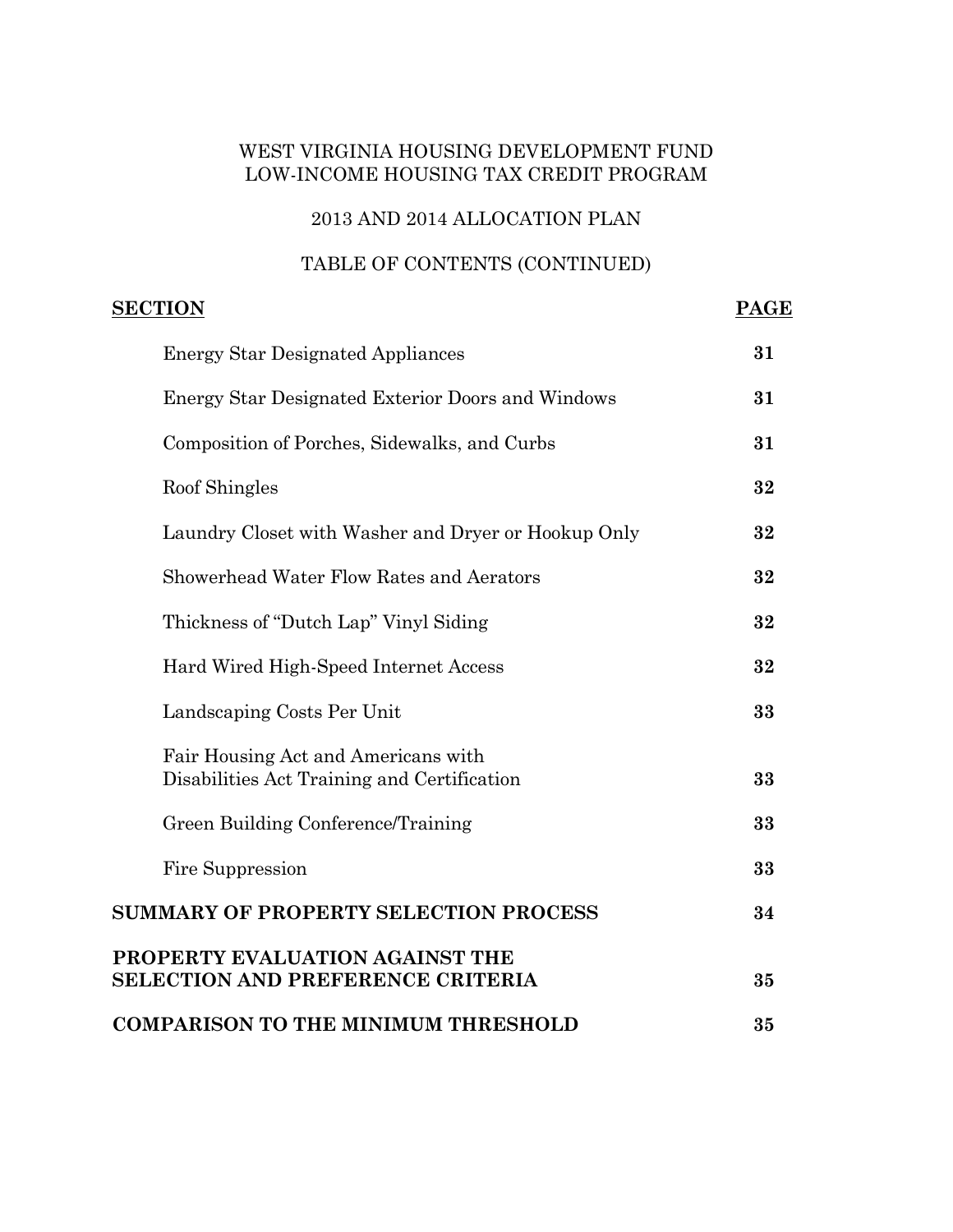WEST VIRGINIA HOUSING DEVELOPMENT FUND
LOW-INCOME HOUSING TAX CREDIT PROGRAM

2013 AND 2014 ALLOCATION PLAN

TABLE OF CONTENTS (CONTINUED)

| SECTION | PAGE |
|---|---|
| Energy Star Designated Appliances | **31** |
| Energy Star Designated Exterior Doors and Windows | **31** |
| Composition of Porches, Sidewalks, and Curbs | **31** |
| Roof Shingles | **32** |
| Laundry Closet with Washer and Dryer or Hookup Only | **32** |
| Showerhead Water Flow Rates and Aerators | **32** |
| Thickness of "Dutch Lap" Vinyl Siding | **32** |
| Hard Wired High-Speed Internet Access | **32** |
| Landscaping Costs Per Unit | **33** |
| Fair Housing Act and Americans with Disabilities Act Training and Certification | **33** |
| Green Building Conference/Training | **33** |
| Fire Suppression | **33** |
| **SUMMARY OF PROPERTY SELECTION PROCESS** | **34** |
| **PROPERTY EVALUATION AGAINST THE SELECTION AND PREFERENCE CRITERIA** | **35** |
| **COMPARISON TO THE MINIMUM THRESHOLD** | **35** |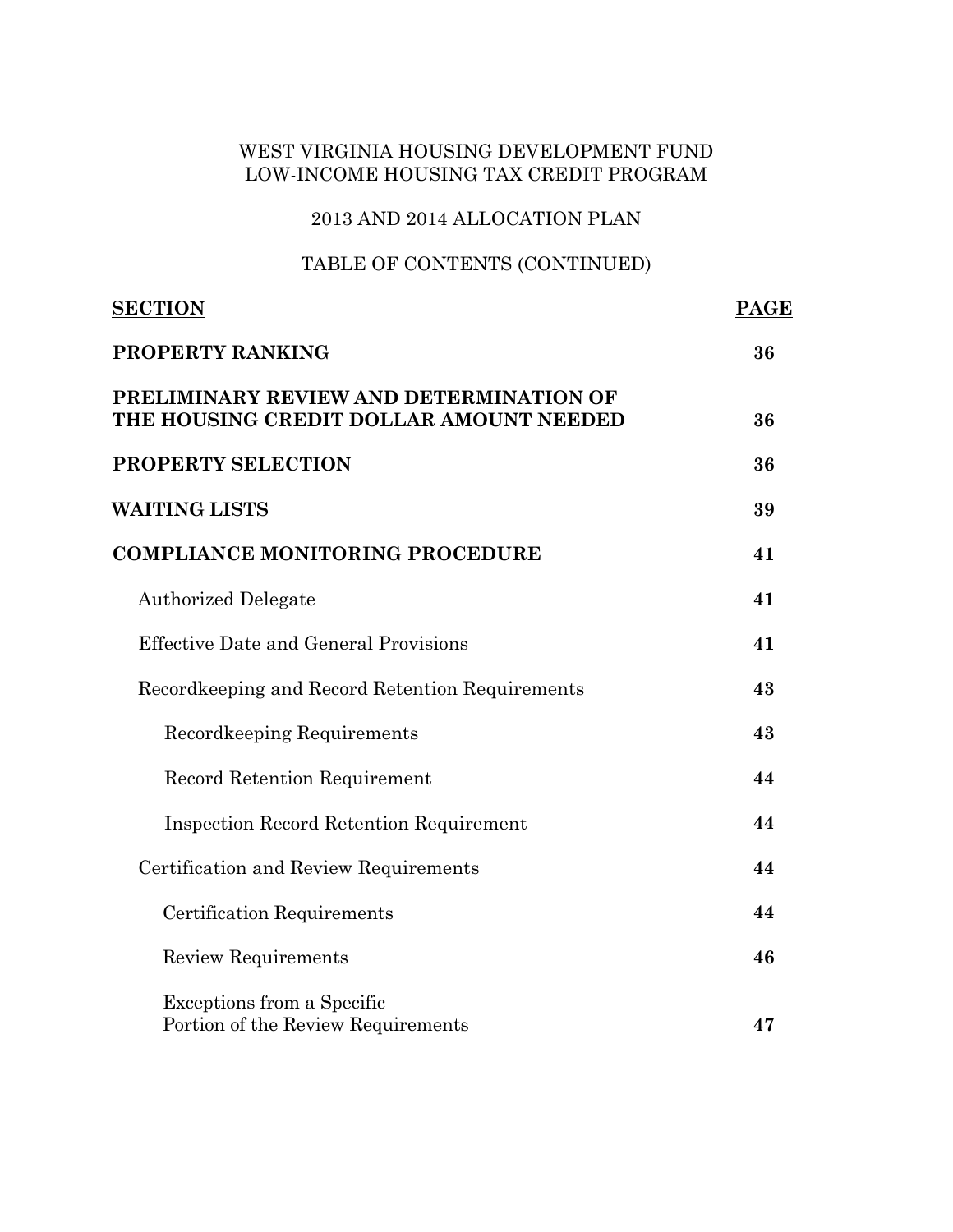WEST VIRGINIA HOUSING DEVELOPMENT FUND
LOW-INCOME HOUSING TAX CREDIT PROGRAM

2013 AND 2014 ALLOCATION PLAN

TABLE OF CONTENTS (CONTINUED)

| SECTION | PAGE |
|---|---|
| **PROPERTY RANKING** | **36** |
| **PRELIMINARY REVIEW AND DETERMINATION OF THE HOUSING CREDIT DOLLAR AMOUNT NEEDED** | **36** |
| **PROPERTY SELECTION** | **36** |
| **WAITING LISTS** | **39** |
| **COMPLIANCE MONITORING PROCEDURE** | **41** |
| Authorized Delegate | **41** |
| Effective Date and General Provisions | **41** |
| Recordkeeping and Record Retention Requirements | **43** |
| Recordkeeping Requirements | **43** |
| Record Retention Requirement | **44** |
| Inspection Record Retention Requirement | **44** |
| Certification and Review Requirements | **44** |
| Certification Requirements | **44** |
| Review Requirements | **46** |
| Exceptions from a Specific Portion of the Review Requirements | **47** |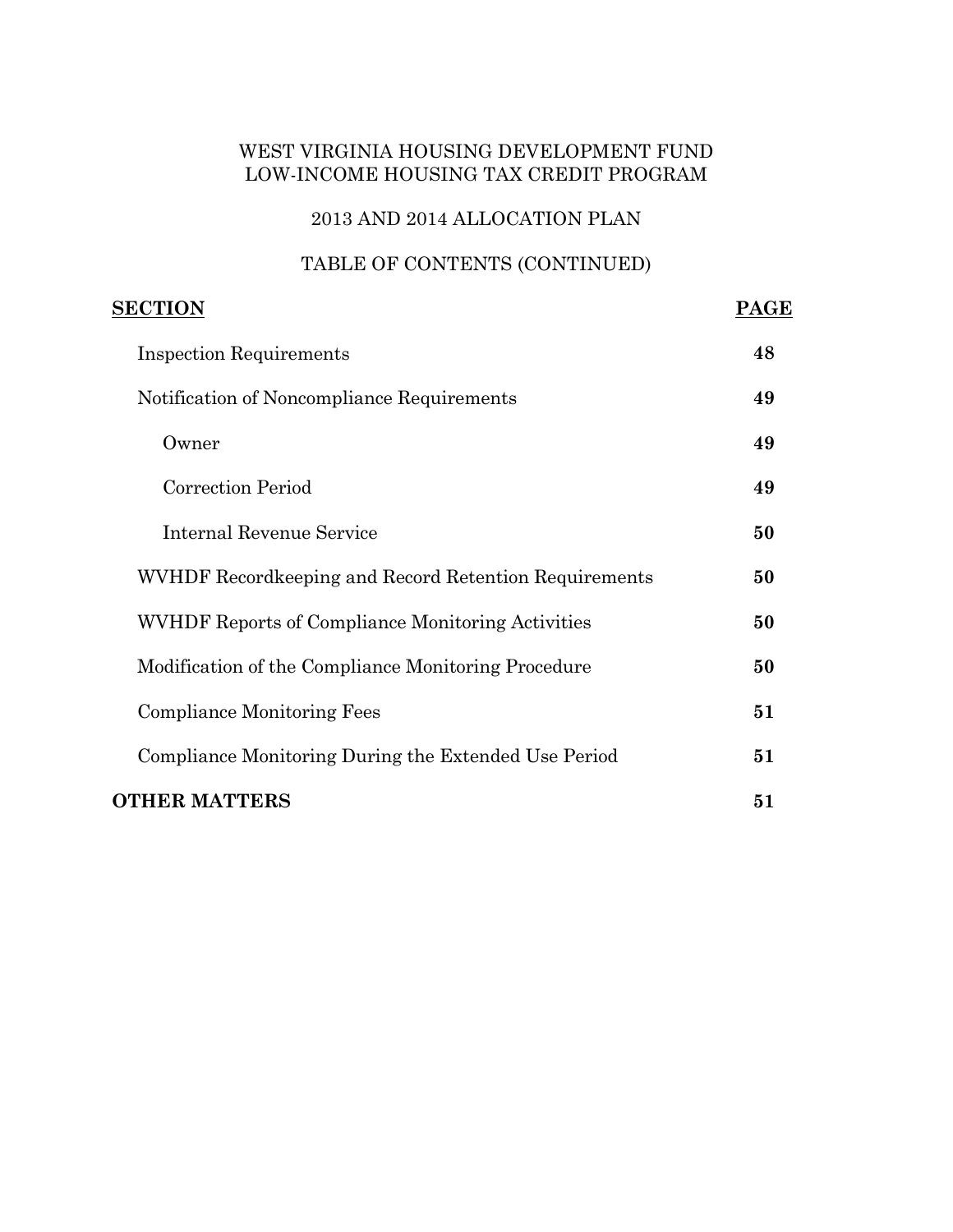WEST VIRGINIA HOUSING DEVELOPMENT FUND
LOW-INCOME HOUSING TAX CREDIT PROGRAM

2013 AND 2014 ALLOCATION PLAN

TABLE OF CONTENTS (CONTINUED)

| SECTION | PAGE |
|---|---|
| Inspection Requirements | **48** |
| Notification of Noncompliance Requirements | **49** |
| Owner | **49** |
| Correction Period | **49** |
| Internal Revenue Service | **50** |
| WVHDF Recordkeeping and Record Retention Requirements | **50** |
| WVHDF Reports of Compliance Monitoring Activities | **50** |
| Modification of the Compliance Monitoring Procedure | **50** |
| Compliance Monitoring Fees | **51** |
| Compliance Monitoring During the Extended Use Period | **51** |
| **OTHER MATTERS** | **51** |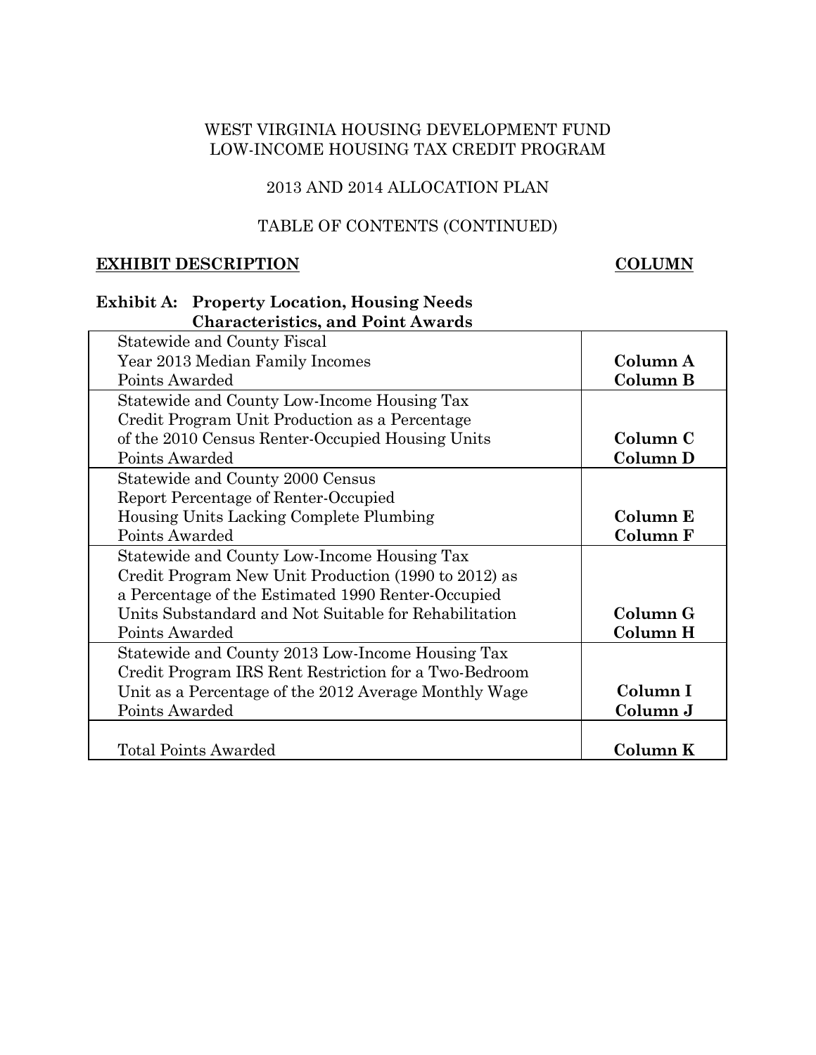WEST VIRGINIA HOUSING DEVELOPMENT FUND
LOW-INCOME HOUSING TAX CREDIT PROGRAM

2013 AND 2014 ALLOCATION PLAN

TABLE OF CONTENTS (CONTINUED)

**EXHIBIT DESCRIPTION** **COLUMN**

**Exhibit A: Property Location, Housing Needs Characteristics, and Point Awards**

| Description | Column |
|---|---|
| Statewide and County Fiscal Year 2013 Median Family Incomes | **Column A** |
| Points Awarded | **Column B** |
| Statewide and County Low-Income Housing Tax Credit Program Unit Production as a Percentage of the 2010 Census Renter-Occupied Housing Units | **Column C** |
| Points Awarded | **Column D** |
| Statewide and County 2000 Census Report Percentage of Renter-Occupied Housing Units Lacking Complete Plumbing | **Column E** |
| Points Awarded | **Column F** |
| Statewide and County Low-Income Housing Tax Credit Program New Unit Production (1990 to 2012) as a Percentage of the Estimated 1990 Renter-Occupied Units Substandard and Not Suitable for Rehabilitation | **Column G** |
| Points Awarded | **Column H** |
| Statewide and County 2013 Low-Income Housing Tax Credit Program IRS Rent Restriction for a Two-Bedroom Unit as a Percentage of the 2012 Average Monthly Wage | **Column I** |
| Points Awarded | **Column J** |
| Total Points Awarded | **Column K** |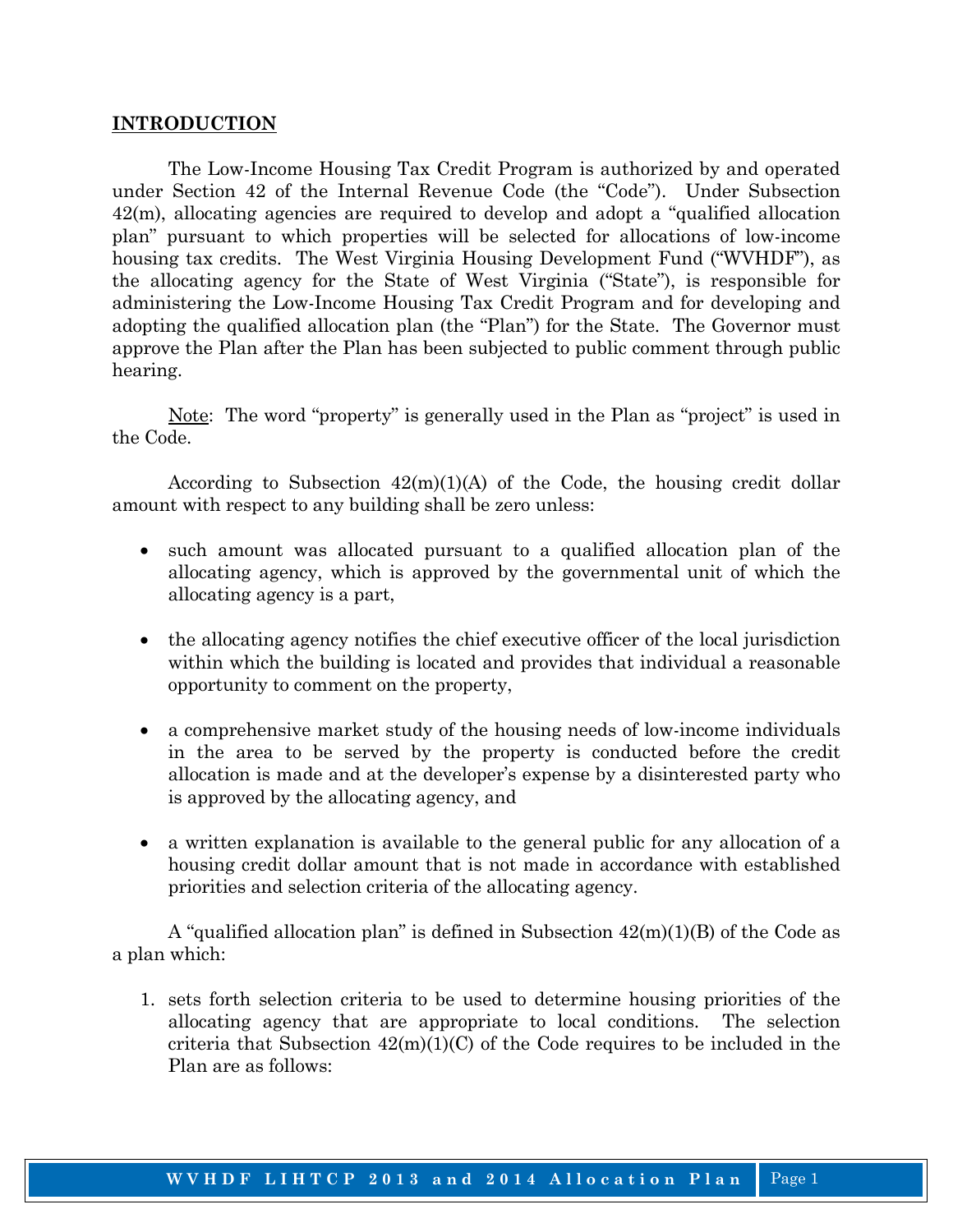## INTRODUCTION

The Low-Income Housing Tax Credit Program is authorized by and operated under Section 42 of the Internal Revenue Code (the "Code"). Under Subsection 42(m), allocating agencies are required to develop and adopt a "qualified allocation plan" pursuant to which properties will be selected for allocations of low-income housing tax credits. The West Virginia Housing Development Fund ("WVHDF"), as the allocating agency for the State of West Virginia ("State"), is responsible for administering the Low-Income Housing Tax Credit Program and for developing and adopting the qualified allocation plan (the "Plan") for the State. The Governor must approve the Plan after the Plan has been subjected to public comment through public hearing.

Note: The word "property" is generally used in the Plan as "project" is used in the Code.

According to Subsection 42(m)(1)(A) of the Code, the housing credit dollar amount with respect to any building shall be zero unless:

- such amount was allocated pursuant to a qualified allocation plan of the allocating agency, which is approved by the governmental unit of which the allocating agency is a part,
- the allocating agency notifies the chief executive officer of the local jurisdiction within which the building is located and provides that individual a reasonable opportunity to comment on the property,
- a comprehensive market study of the housing needs of low-income individuals in the area to be served by the property is conducted before the credit allocation is made and at the developer's expense by a disinterested party who is approved by the allocating agency, and
- a written explanation is available to the general public for any allocation of a housing credit dollar amount that is not made in accordance with established priorities and selection criteria of the allocating agency.

A "qualified allocation plan" is defined in Subsection 42(m)(1)(B) of the Code as a plan which:

1. sets forth selection criteria to be used to determine housing priorities of the allocating agency that are appropriate to local conditions. The selection criteria that Subsection 42(m)(1)(C) of the Code requires to be included in the Plan are as follows: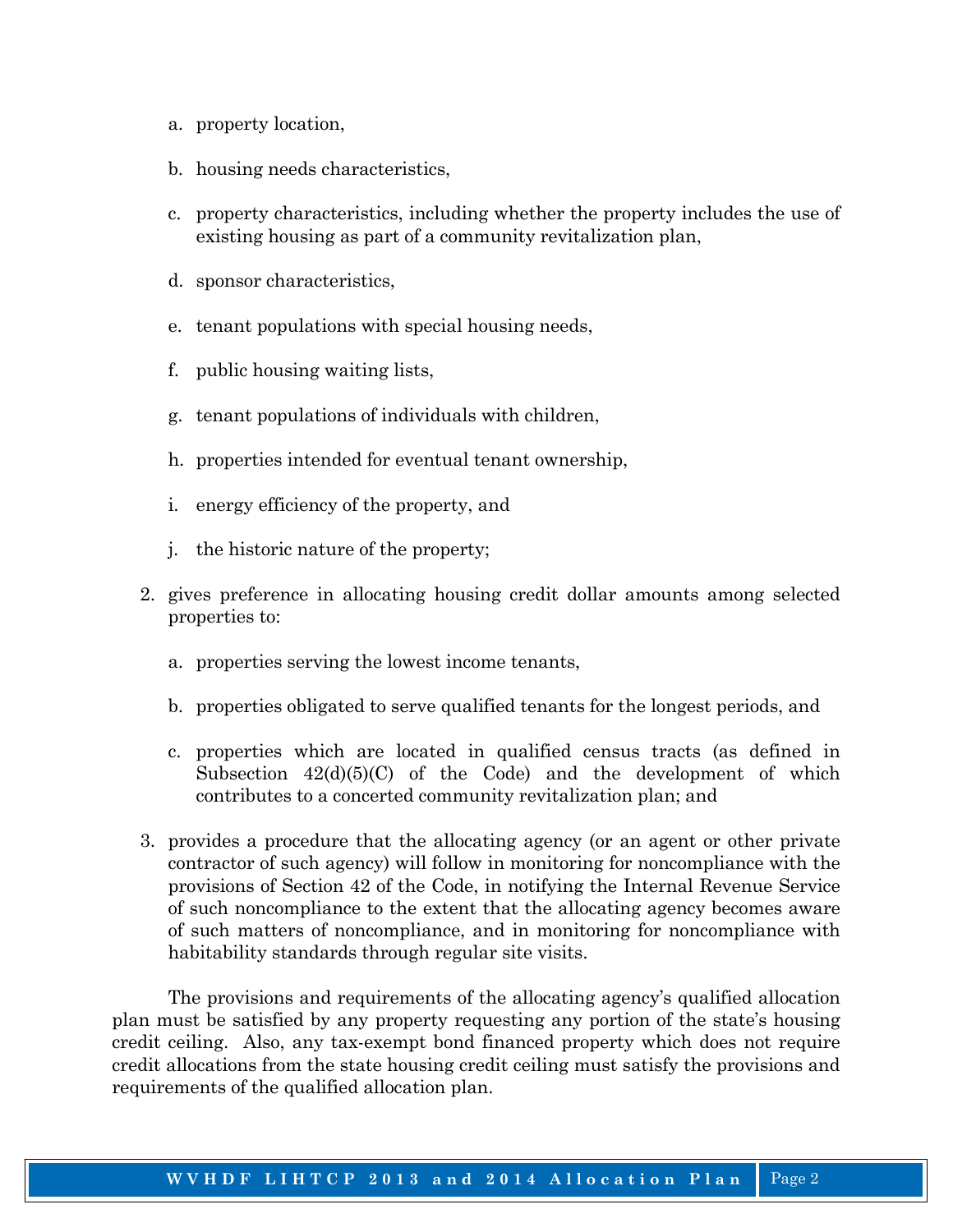a. property location,

   b. housing needs characteristics,

   c. property characteristics, including whether the property includes the use of existing housing as part of a community revitalization plan,

   d. sponsor characteristics,

   e. tenant populations with special housing needs,

   f. public housing waiting lists,

   g. tenant populations of individuals with children,

   h. properties intended for eventual tenant ownership,

   i. energy efficiency of the property, and

   j. the historic nature of the property;

2. gives preference in allocating housing credit dollar amounts among selected properties to:

   a. properties serving the lowest income tenants,

   b. properties obligated to serve qualified tenants for the longest periods, and

   c. properties which are located in qualified census tracts (as defined in Subsection 42(d)(5)(C) of the Code) and the development of which contributes to a concerted community revitalization plan; and

3. provides a procedure that the allocating agency (or an agent or other private contractor of such agency) will follow in monitoring for noncompliance with the provisions of Section 42 of the Code, in notifying the Internal Revenue Service of such noncompliance to the extent that the allocating agency becomes aware of such matters of noncompliance, and in monitoring for noncompliance with habitability standards through regular site visits.

The provisions and requirements of the allocating agency's qualified allocation plan must be satisfied by any property requesting any portion of the state's housing credit ceiling. Also, any tax-exempt bond financed property which does not require credit allocations from the state housing credit ceiling must satisfy the provisions and requirements of the qualified allocation plan.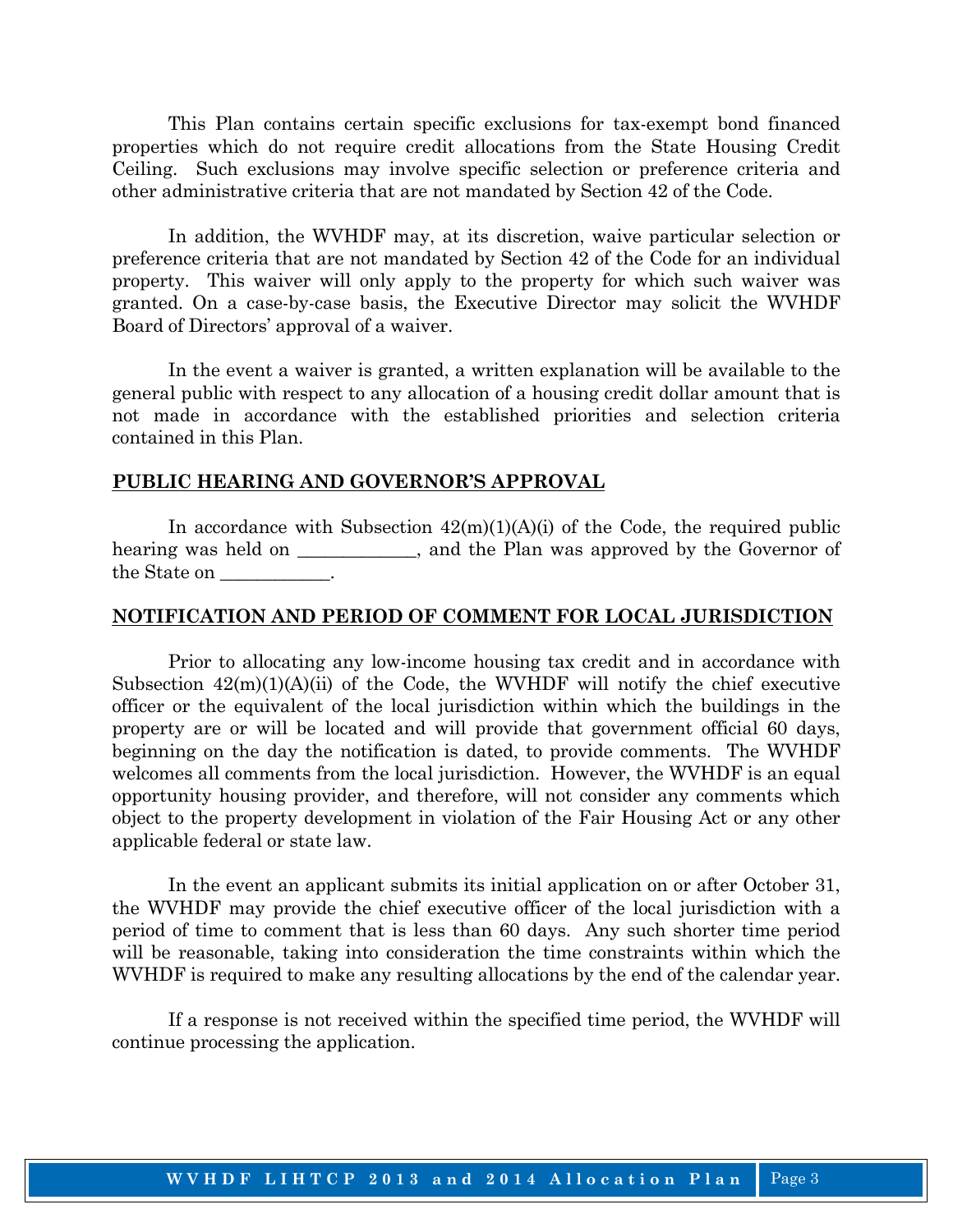This Plan contains certain specific exclusions for tax-exempt bond financed properties which do not require credit allocations from the State Housing Credit Ceiling. Such exclusions may involve specific selection or preference criteria and other administrative criteria that are not mandated by Section 42 of the Code.

In addition, the WVHDF may, at its discretion, waive particular selection or preference criteria that are not mandated by Section 42 of the Code for an individual property. This waiver will only apply to the property for which such waiver was granted. On a case-by-case basis, the Executive Director may solicit the WVHDF Board of Directors' approval of a waiver.

In the event a waiver is granted, a written explanation will be available to the general public with respect to any allocation of a housing credit dollar amount that is not made in accordance with the established priorities and selection criteria contained in this Plan.

## PUBLIC HEARING AND GOVERNOR'S APPROVAL

In accordance with Subsection 42(m)(1)(A)(i) of the Code, the required public hearing was held on _____________, and the Plan was approved by the Governor of the State on ____________.

## NOTIFICATION AND PERIOD OF COMMENT FOR LOCAL JURISDICTION

Prior to allocating any low-income housing tax credit and in accordance with Subsection 42(m)(1)(A)(ii) of the Code, the WVHDF will notify the chief executive officer or the equivalent of the local jurisdiction within which the buildings in the property are or will be located and will provide that government official 60 days, beginning on the day the notification is dated, to provide comments. The WVHDF welcomes all comments from the local jurisdiction. However, the WVHDF is an equal opportunity housing provider, and therefore, will not consider any comments which object to the property development in violation of the Fair Housing Act or any other applicable federal or state law.

In the event an applicant submits its initial application on or after October 31, the WVHDF may provide the chief executive officer of the local jurisdiction with a period of time to comment that is less than 60 days. Any such shorter time period will be reasonable, taking into consideration the time constraints within which the WVHDF is required to make any resulting allocations by the end of the calendar year.

If a response is not received within the specified time period, the WVHDF will continue processing the application.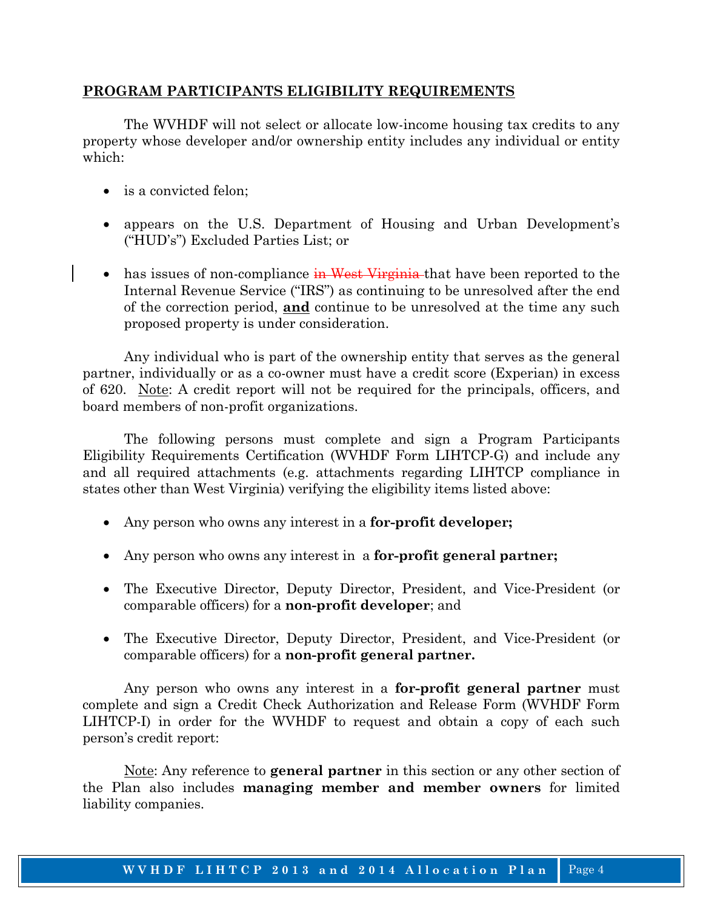## PROGRAM PARTICIPANTS ELIGIBILITY REQUIREMENTS

The WVHDF will not select or allocate low-income housing tax credits to any property whose developer and/or ownership entity includes any individual or entity which:

- is a convicted felon;
- appears on the U.S. Department of Housing and Urban Development's ("HUD's") Excluded Parties List; or
- has issues of non-compliance ~~in West Virginia~~ that have been reported to the Internal Revenue Service ("IRS") as continuing to be unresolved after the end of the correction period, **and** continue to be unresolved at the time any such proposed property is under consideration.

Any individual who is part of the ownership entity that serves as the general partner, individually or as a co-owner must have a credit score (Experian) in excess of 620. Note: A credit report will not be required for the principals, officers, and board members of non-profit organizations.

The following persons must complete and sign a Program Participants Eligibility Requirements Certification (WVHDF Form LIHTCP-G) and include any and all required attachments (e.g. attachments regarding LIHTCP compliance in states other than West Virginia) verifying the eligibility items listed above:

- Any person who owns any interest in a **for-profit developer;**
- Any person who owns any interest in a **for-profit general partner;**
- The Executive Director, Deputy Director, President, and Vice-President (or comparable officers) for a **non-profit developer**; and
- The Executive Director, Deputy Director, President, and Vice-President (or comparable officers) for a **non-profit general partner.**

Any person who owns any interest in a **for-profit general partner** must complete and sign a Credit Check Authorization and Release Form (WVHDF Form LIHTCP-I) in order for the WVHDF to request and obtain a copy of each such person's credit report:

Note: Any reference to **general partner** in this section or any other section of the Plan also includes **managing member and member owners** for limited liability companies.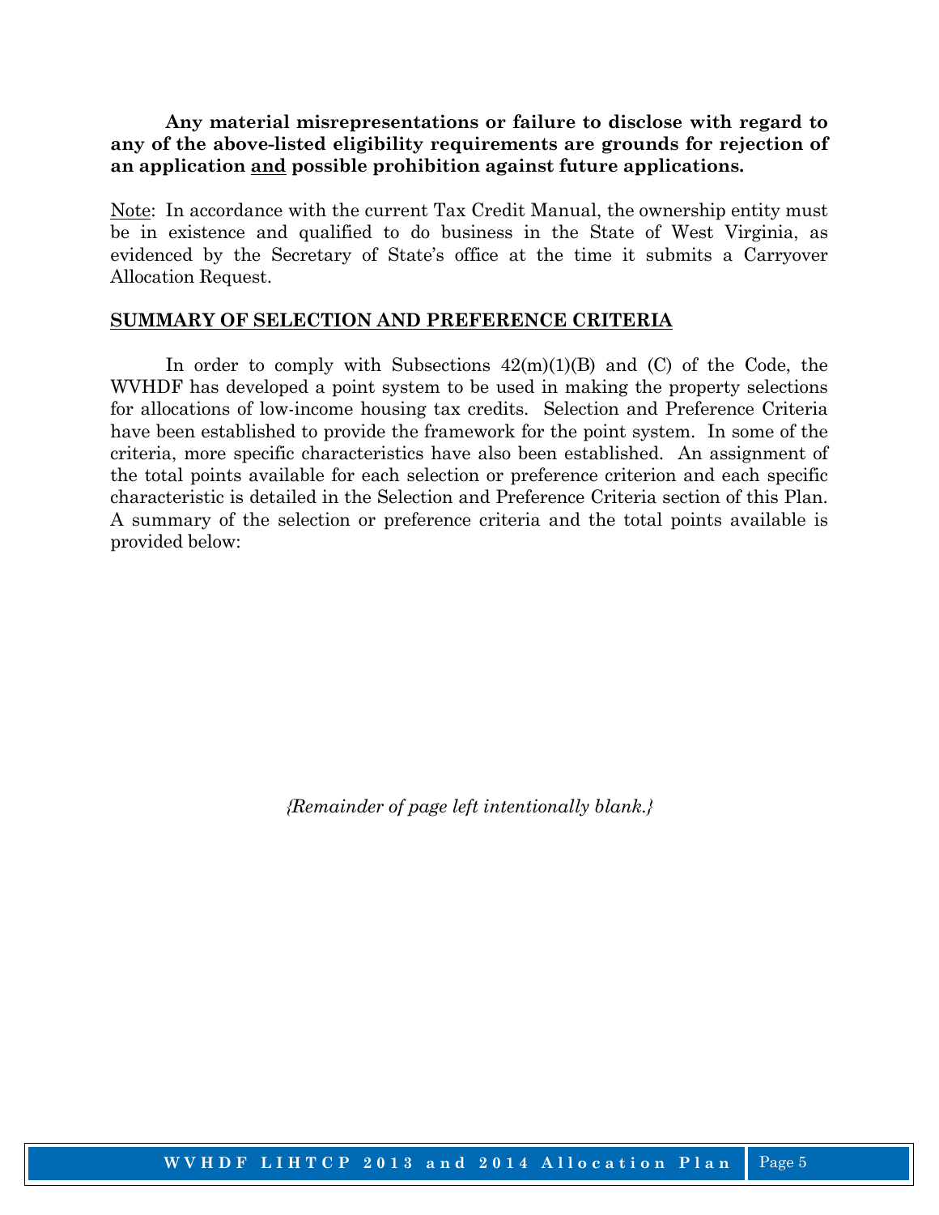**Any material misrepresentations or failure to disclose with regard to any of the above-listed eligibility requirements are grounds for rejection of an application <u>and</u> possible prohibition against future applications.**

<u>Note</u>: In accordance with the current Tax Credit Manual, the ownership entity must be in existence and qualified to do business in the State of West Virginia, as evidenced by the Secretary of State's office at the time it submits a Carryover Allocation Request.

## <u>SUMMARY OF SELECTION AND PREFERENCE CRITERIA</u>

In order to comply with Subsections 42(m)(1)(B) and (C) of the Code, the WVHDF has developed a point system to be used in making the property selections for allocations of low-income housing tax credits. Selection and Preference Criteria have been established to provide the framework for the point system. In some of the criteria, more specific characteristics have also been established. An assignment of the total points available for each selection or preference criterion and each specific characteristic is detailed in the Selection and Preference Criteria section of this Plan. A summary of the selection or preference criteria and the total points available is provided below:

*{Remainder of page left intentionally blank.}*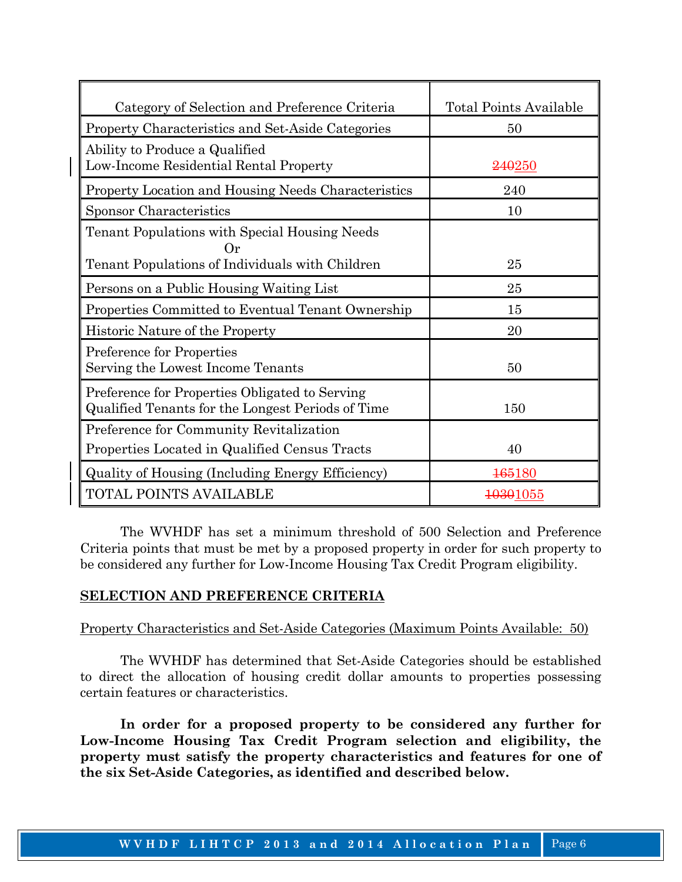| Category of Selection and Preference Criteria | Total Points Available |
|---|---|
| Property Characteristics and Set-Aside Categories | 50 |
| Ability to Produce a Qualified Low-Income Residential Rental Property | ~~240~~250 |
| Property Location and Housing Needs Characteristics | 240 |
| Sponsor Characteristics | 10 |
| Tenant Populations with Special Housing Needs Or Tenant Populations of Individuals with Children | 25 |
| Persons on a Public Housing Waiting List | 25 |
| Properties Committed to Eventual Tenant Ownership | 15 |
| Historic Nature of the Property | 20 |
| Preference for Properties Serving the Lowest Income Tenants | 50 |
| Preference for Properties Obligated to Serving Qualified Tenants for the Longest Periods of Time | 150 |
| Preference for Community Revitalization Properties Located in Qualified Census Tracts | 40 |
| Quality of Housing (Including Energy Efficiency) | ~~165~~180 |
| TOTAL POINTS AVAILABLE | ~~1030~~1055 |

The WVHDF has set a minimum threshold of 500 Selection and Preference Criteria points that must be met by a proposed property in order for such property to be considered any further for Low-Income Housing Tax Credit Program eligibility.

## SELECTION AND PREFERENCE CRITERIA

Property Characteristics and Set-Aside Categories (Maximum Points Available: 50)

The WVHDF has determined that Set-Aside Categories should be established to direct the allocation of housing credit dollar amounts to properties possessing certain features or characteristics.

**In order for a proposed property to be considered any further for Low-Income Housing Tax Credit Program selection and eligibility, the property must satisfy the property characteristics and features for one of the six Set-Aside Categories, as identified and described below.**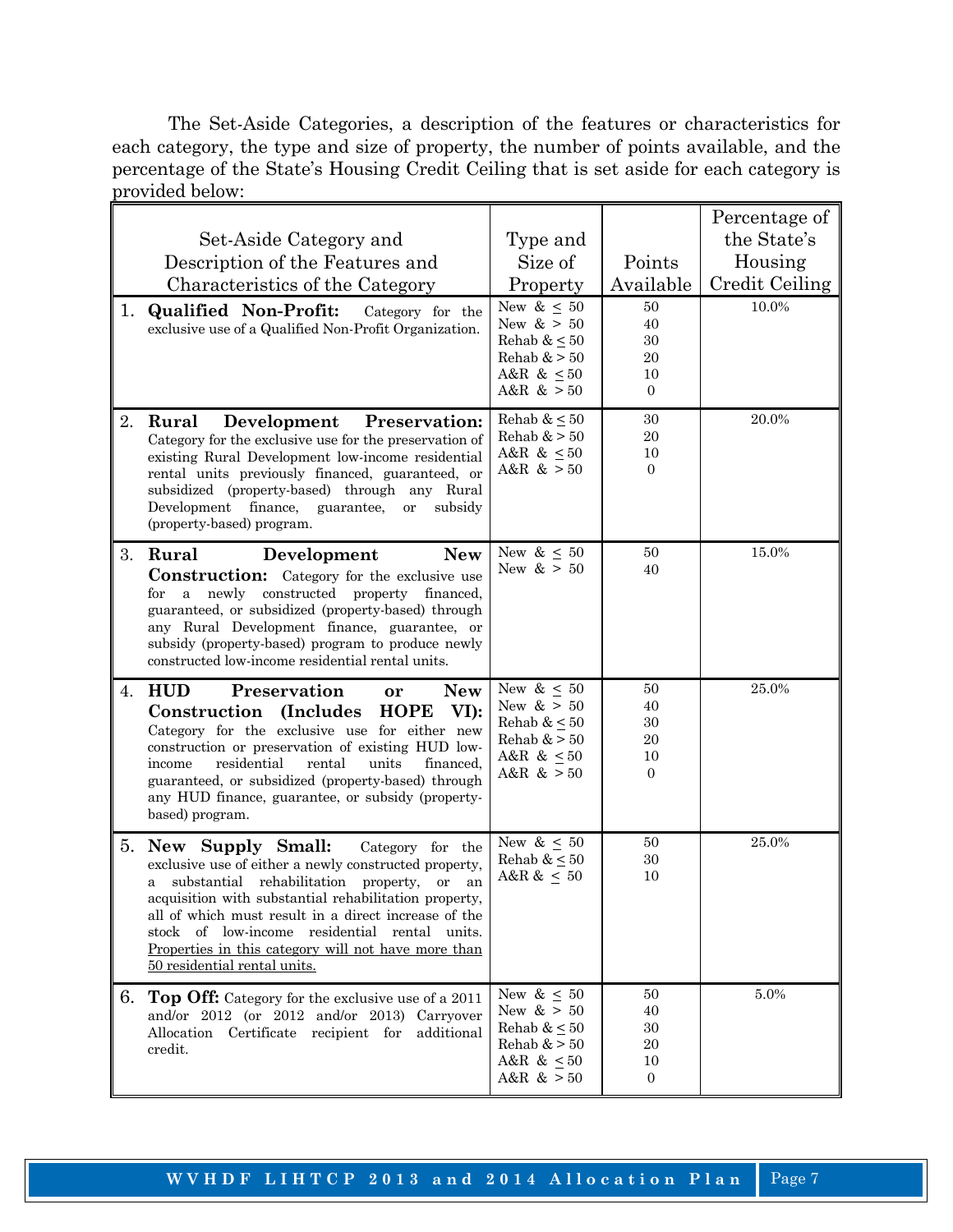The Set-Aside Categories, a description of the features or characteristics for each category, the type and size of property, the number of points available, and the percentage of the State's Housing Credit Ceiling that is set aside for each category is provided below:

| Set-Aside Category and Description of the Features and Characteristics of the Category | Type and Size of Property | Points Available | Percentage of the State's Housing Credit Ceiling |
|---|---|---|---|
| 1. **Qualified Non-Profit:** Category for the exclusive use of a Qualified Non-Profit Organization. | New & ≤ 50<br>New & > 50<br>Rehab & ≤ 50<br>Rehab & > 50<br>A&R & ≤ 50<br>A&R & > 50 | 50<br>40<br>30<br>20<br>10<br>0 | 10.0% |
| 2. **Rural Development Preservation:** Category for the exclusive use for the preservation of existing Rural Development low-income residential rental units previously financed, guaranteed, or subsidized (property-based) through any Rural Development finance, guarantee, or subsidy (property-based) program. | Rehab & ≤ 50<br>Rehab & > 50<br>A&R & ≤ 50<br>A&R & > 50 | 30<br>20<br>10<br>0 | 20.0% |
| 3. **Rural Development New Construction:** Category for the exclusive use for a newly constructed property financed, guaranteed, or subsidized (property-based) through any Rural Development finance, guarantee, or subsidy (property-based) program to produce newly constructed low-income residential rental units. | New & ≤ 50<br>New & > 50 | 50<br>40 | 15.0% |
| 4. **HUD Preservation or New Construction (Includes HOPE VI):** Category for the exclusive use for either new construction or preservation of existing HUD low-income residential rental units financed, guaranteed, or subsidized (property-based) through any HUD finance, guarantee, or subsidy (property-based) program. | New & ≤ 50<br>New & > 50<br>Rehab & ≤ 50<br>Rehab & > 50<br>A&R & ≤ 50<br>A&R & > 50 | 50<br>40<br>30<br>20<br>10<br>0 | 25.0% |
| 5. **New Supply Small:** Category for the exclusive use of either a newly constructed property, a substantial rehabilitation property, or an acquisition with substantial rehabilitation property, all of which must result in a direct increase of the stock of low-income residential rental units. <u>Properties in this category will not have more than 50 residential rental units.</u> | New & ≤ 50<br>Rehab & ≤ 50<br>A&R & ≤ 50 | 50<br>30<br>10 | 25.0% |
| 6. **Top Off:** Category for the exclusive use of a 2011 and/or 2012 (or 2012 and/or 2013) Carryover Allocation Certificate recipient for additional credit. | New & ≤ 50<br>New & > 50<br>Rehab & ≤ 50<br>Rehab & > 50<br>A&R & ≤ 50<br>A&R & > 50 | 50<br>40<br>30<br>20<br>10<br>0 | 5.0% |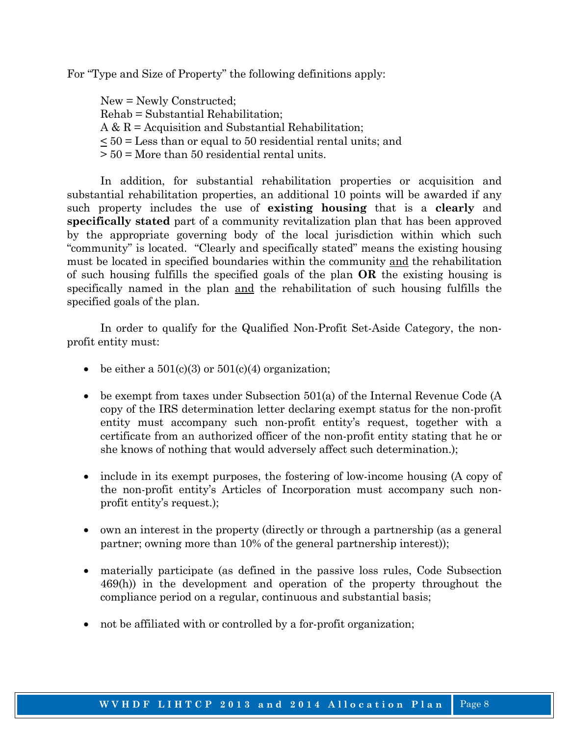For "Type and Size of Property" the following definitions apply:

New = Newly Constructed;
Rehab = Substantial Rehabilitation;
A & R = Acquisition and Substantial Rehabilitation;
≤ 50 = Less than or equal to 50 residential rental units; and
> 50 = More than 50 residential rental units.

In addition, for substantial rehabilitation properties or acquisition and substantial rehabilitation properties, an additional 10 points will be awarded if any such property includes the use of **existing housing** that is a **clearly** and **specifically stated** part of a community revitalization plan that has been approved by the appropriate governing body of the local jurisdiction within which such "community" is located. "Clearly and specifically stated" means the existing housing must be located in specified boundaries within the community <u>and</u> the rehabilitation of such housing fulfills the specified goals of the plan **OR** the existing housing is specifically named in the plan <u>and</u> the rehabilitation of such housing fulfills the specified goals of the plan.

In order to qualify for the Qualified Non-Profit Set-Aside Category, the non-profit entity must:

- be either a 501(c)(3) or 501(c)(4) organization;
- be exempt from taxes under Subsection 501(a) of the Internal Revenue Code (A copy of the IRS determination letter declaring exempt status for the non-profit entity must accompany such non-profit entity's request, together with a certificate from an authorized officer of the non-profit entity stating that he or she knows of nothing that would adversely affect such determination.);
- include in its exempt purposes, the fostering of low-income housing (A copy of the non-profit entity's Articles of Incorporation must accompany such non-profit entity's request.);
- own an interest in the property (directly or through a partnership (as a general partner; owning more than 10% of the general partnership interest));
- materially participate (as defined in the passive loss rules, Code Subsection 469(h)) in the development and operation of the property throughout the compliance period on a regular, continuous and substantial basis;
- not be affiliated with or controlled by a for-profit organization;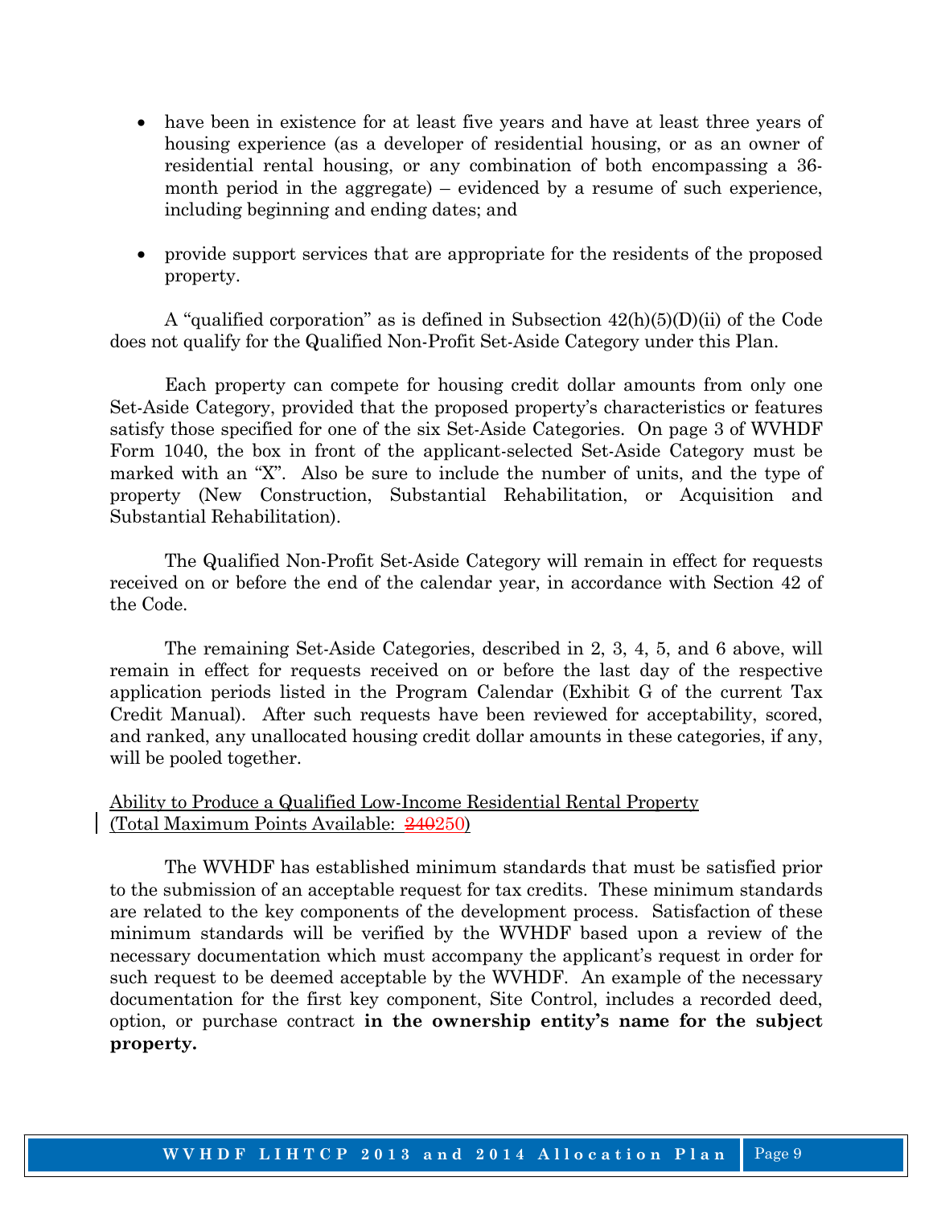- have been in existence for at least five years and have at least three years of housing experience (as a developer of residential housing, or as an owner of residential rental housing, or any combination of both encompassing a 36-month period in the aggregate) – evidenced by a resume of such experience, including beginning and ending dates; and

- provide support services that are appropriate for the residents of the proposed property.

A "qualified corporation" as is defined in Subsection 42(h)(5)(D)(ii) of the Code does not qualify for the Qualified Non-Profit Set-Aside Category under this Plan.

Each property can compete for housing credit dollar amounts from only one Set-Aside Category, provided that the proposed property's characteristics or features satisfy those specified for one of the six Set-Aside Categories. On page 3 of WVHDF Form 1040, the box in front of the applicant-selected Set-Aside Category must be marked with an "X". Also be sure to include the number of units, and the type of property (New Construction, Substantial Rehabilitation, or Acquisition and Substantial Rehabilitation).

The Qualified Non-Profit Set-Aside Category will remain in effect for requests received on or before the end of the calendar year, in accordance with Section 42 of the Code.

The remaining Set-Aside Categories, described in 2, 3, 4, 5, and 6 above, will remain in effect for requests received on or before the last day of the respective application periods listed in the Program Calendar (Exhibit G of the current Tax Credit Manual). After such requests have been reviewed for acceptability, scored, and ranked, any unallocated housing credit dollar amounts in these categories, if any, will be pooled together.

<u>Ability to Produce a Qualified Low-Income Residential Rental Property</u>
<u>(Total Maximum Points Available: ~~240~~250)</u>

The WVHDF has established minimum standards that must be satisfied prior to the submission of an acceptable request for tax credits. These minimum standards are related to the key components of the development process. Satisfaction of these minimum standards will be verified by the WVHDF based upon a review of the necessary documentation which must accompany the applicant's request in order for such request to be deemed acceptable by the WVHDF. An example of the necessary documentation for the first key component, Site Control, includes a recorded deed, option, or purchase contract **in the ownership entity's name for the subject property.**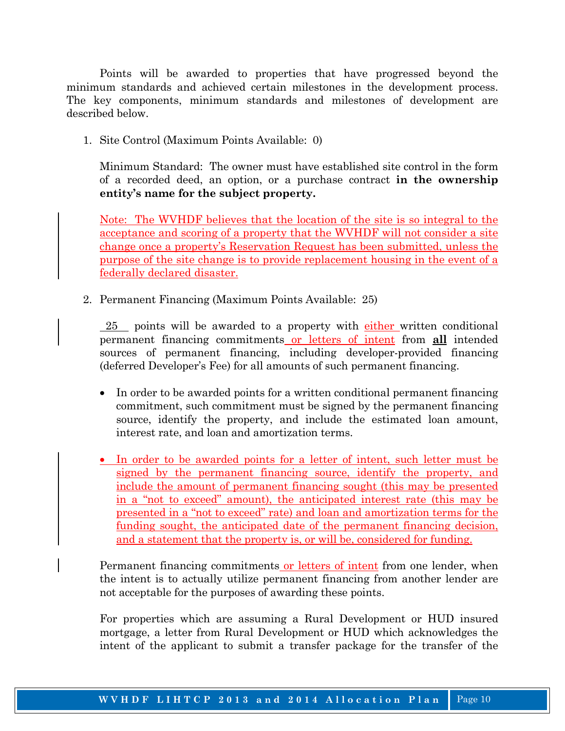Points will be awarded to properties that have progressed beyond the minimum standards and achieved certain milestones in the development process. The key components, minimum standards and milestones of development are described below.

1. Site Control (Maximum Points Available: 0)

   Minimum Standard: The owner must have established site control in the form of a recorded deed, an option, or a purchase contract **in the ownership entity's name for the subject property.**

   Note: The WVHDF believes that the location of the site is so integral to the acceptance and scoring of a property that the WVHDF will not consider a site change once a property's Reservation Request has been submitted, unless the purpose of the site change is to provide replacement housing in the event of a federally declared disaster.

2. Permanent Financing (Maximum Points Available: 25)

   25 points will be awarded to a property with either written conditional permanent financing commitments or letters of intent from **all** intended sources of permanent financing, including developer-provided financing (deferred Developer's Fee) for all amounts of such permanent financing.

   - In order to be awarded points for a written conditional permanent financing commitment, such commitment must be signed by the permanent financing source, identify the property, and include the estimated loan amount, interest rate, and loan and amortization terms.

   - In order to be awarded points for a letter of intent, such letter must be signed by the permanent financing source, identify the property, and include the amount of permanent financing sought (this may be presented in a "not to exceed" amount), the anticipated interest rate (this may be presented in a "not to exceed" rate) and loan and amortization terms for the funding sought, the anticipated date of the permanent financing decision, and a statement that the property is, or will be, considered for funding.

   Permanent financing commitments or letters of intent from one lender, when the intent is to actually utilize permanent financing from another lender are not acceptable for the purposes of awarding these points.

   For properties which are assuming a Rural Development or HUD insured mortgage, a letter from Rural Development or HUD which acknowledges the intent of the applicant to submit a transfer package for the transfer of the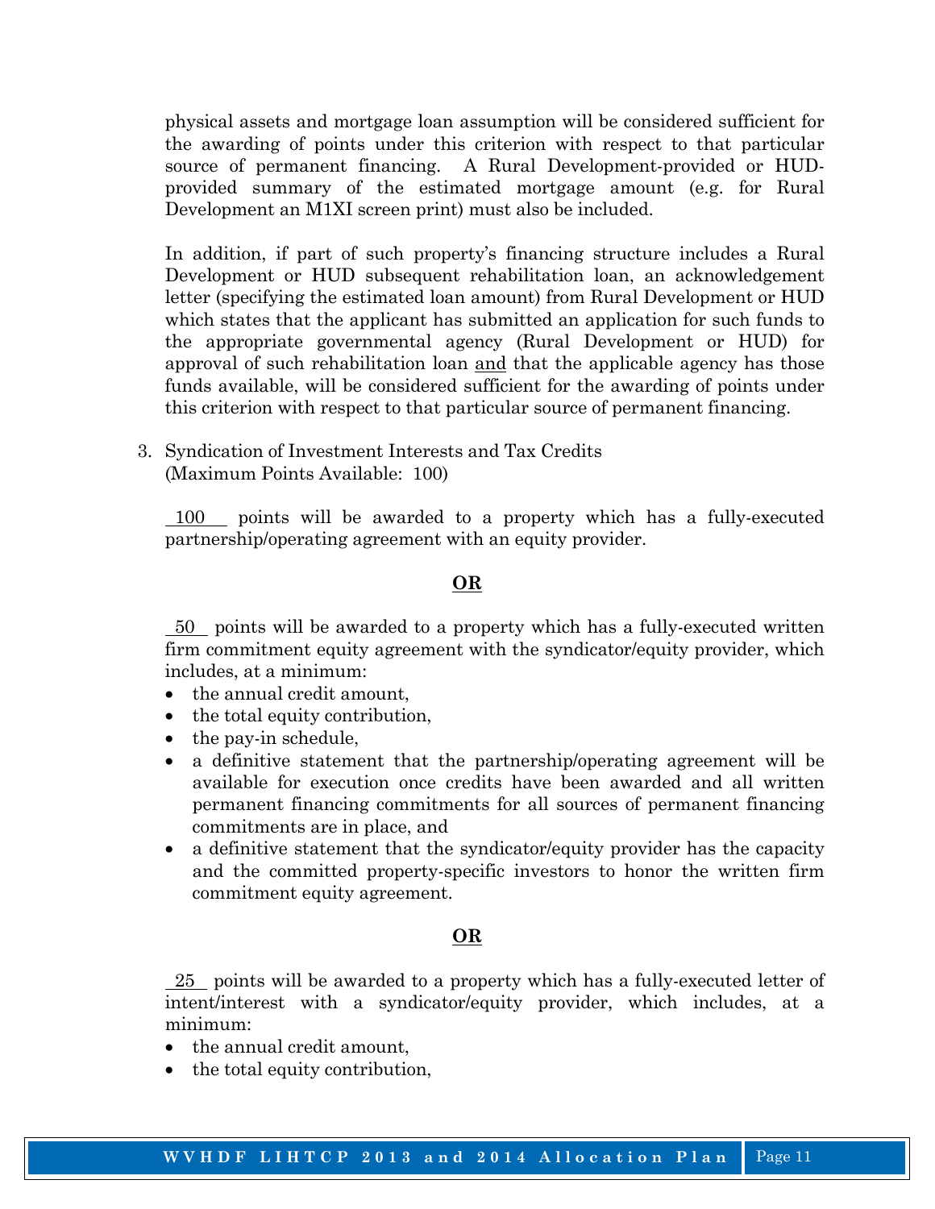physical assets and mortgage loan assumption will be considered sufficient for the awarding of points under this criterion with respect to that particular source of permanent financing. A Rural Development-provided or HUD-provided summary of the estimated mortgage amount (e.g. for Rural Development an M1XI screen print) must also be included.

In addition, if part of such property's financing structure includes a Rural Development or HUD subsequent rehabilitation loan, an acknowledgement letter (specifying the estimated loan amount) from Rural Development or HUD which states that the applicant has submitted an application for such funds to the appropriate governmental agency (Rural Development or HUD) for approval of such rehabilitation loan <u>and</u> that the applicable agency has those funds available, will be considered sufficient for the awarding of points under this criterion with respect to that particular source of permanent financing.

3. Syndication of Investment Interests and Tax Credits
   (Maximum Points Available: 100)

   <u>100</u> points will be awarded to a property which has a fully-executed partnership/operating agreement with an equity provider.

   **<u>OR</u>**

   <u>50</u> points will be awarded to a property which has a fully-executed written firm commitment equity agreement with the syndicator/equity provider, which includes, at a minimum:

   - the annual credit amount,
   - the total equity contribution,
   - the pay-in schedule,
   - a definitive statement that the partnership/operating agreement will be available for execution once credits have been awarded and all written permanent financing commitments for all sources of permanent financing commitments are in place, and
   - a definitive statement that the syndicator/equity provider has the capacity and the committed property-specific investors to honor the written firm commitment equity agreement.

   **<u>OR</u>**

   <u>25</u> points will be awarded to a property which has a fully-executed letter of intent/interest with a syndicator/equity provider, which includes, at a minimum:

   - the annual credit amount,
   - the total equity contribution,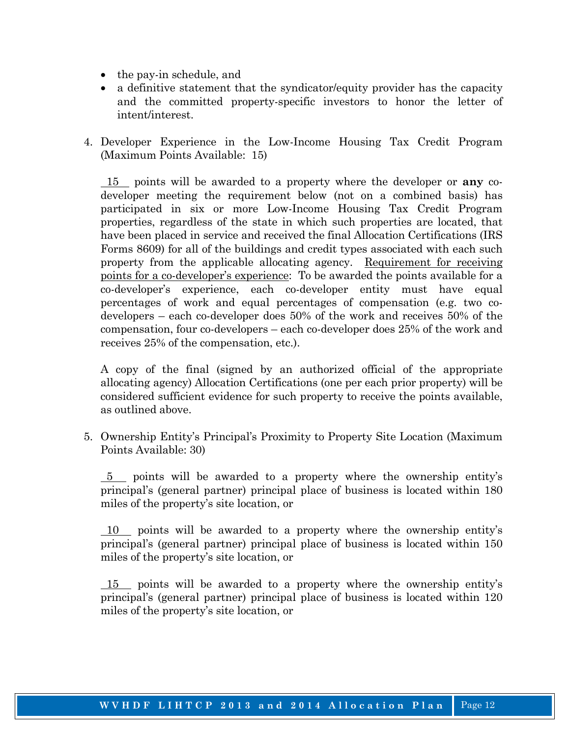- the pay-in schedule, and
- a definitive statement that the syndicator/equity provider has the capacity and the committed property-specific investors to honor the letter of intent/interest.

4. Developer Experience in the Low-Income Housing Tax Credit Program (Maximum Points Available: 15)

   15 points will be awarded to a property where the developer or **any** co-developer meeting the requirement below (not on a combined basis) has participated in six or more Low-Income Housing Tax Credit Program properties, regardless of the state in which such properties are located, that have been placed in service and received the final Allocation Certifications (IRS Forms 8609) for all of the buildings and credit types associated with each such property from the applicable allocating agency. Requirement for receiving points for a co-developer's experience: To be awarded the points available for a co-developer's experience, each co-developer entity must have equal percentages of work and equal percentages of compensation (e.g. two co-developers – each co-developer does 50% of the work and receives 50% of the compensation, four co-developers – each co-developer does 25% of the work and receives 25% of the compensation, etc.).

   A copy of the final (signed by an authorized official of the appropriate allocating agency) Allocation Certifications (one per each prior property) will be considered sufficient evidence for such property to receive the points available, as outlined above.

5. Ownership Entity's Principal's Proximity to Property Site Location (Maximum Points Available: 30)

   5 points will be awarded to a property where the ownership entity's principal's (general partner) principal place of business is located within 180 miles of the property's site location, or

   10 points will be awarded to a property where the ownership entity's principal's (general partner) principal place of business is located within 150 miles of the property's site location, or

   15 points will be awarded to a property where the ownership entity's principal's (general partner) principal place of business is located within 120 miles of the property's site location, or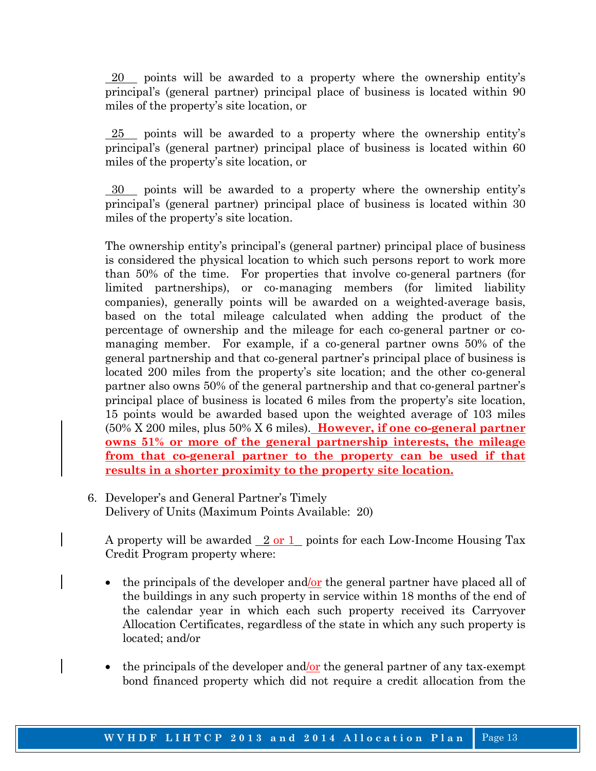__20__ points will be awarded to a property where the ownership entity's principal's (general partner) principal place of business is located within 90 miles of the property's site location, or

__25__ points will be awarded to a property where the ownership entity's principal's (general partner) principal place of business is located within 60 miles of the property's site location, or

__30__ points will be awarded to a property where the ownership entity's principal's (general partner) principal place of business is located within 30 miles of the property's site location.

The ownership entity's principal's (general partner) principal place of business is considered the physical location to which such persons report to work more than 50% of the time. For properties that involve co-general partners (for limited partnerships), or co-managing members (for limited liability companies), generally points will be awarded on a weighted-average basis, based on the total mileage calculated when adding the product of the percentage of ownership and the mileage for each co-general partner or co-managing member. For example, if a co-general partner owns 50% of the general partnership and that co-general partner's principal place of business is located 200 miles from the property's site location; and the other co-general partner also owns 50% of the general partnership and that co-general partner's principal place of business is located 6 miles from the property's site location, 15 points would be awarded based upon the weighted average of 103 miles (50% X 200 miles, plus 50% X 6 miles). **However, if one co-general partner owns 51% or more of the general partnership interests, the mileage from that co-general partner to the property can be used if that results in a shorter proximity to the property site location.**

6. Developer's and General Partner's Timely Delivery of Units (Maximum Points Available: 20)

   A property will be awarded __2 or 1__ points for each Low-Income Housing Tax Credit Program property where:

   - the principals of the developer and/or the general partner have placed all of the buildings in any such property in service within 18 months of the end of the calendar year in which each such property received its Carryover Allocation Certificates, regardless of the state in which any such property is located; and/or

   - the principals of the developer and/or the general partner of any tax-exempt bond financed property which did not require a credit allocation from the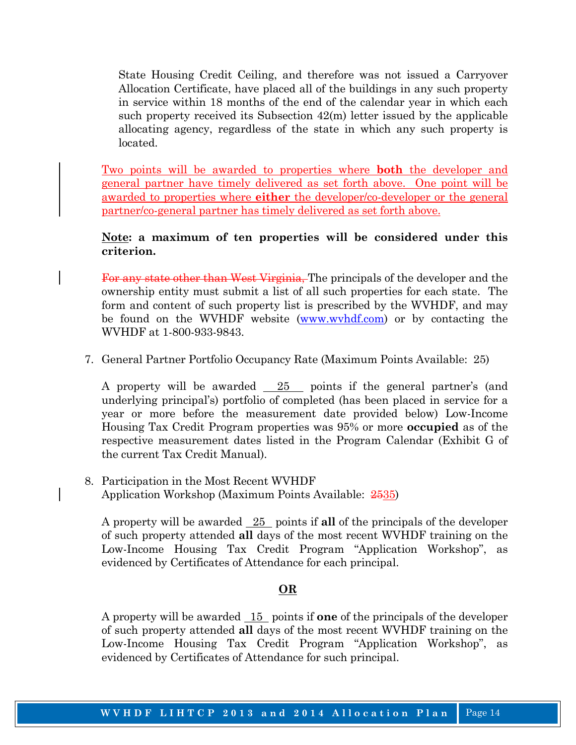State Housing Credit Ceiling, and therefore was not issued a Carryover Allocation Certificate, have placed all of the buildings in any such property in service within 18 months of the end of the calendar year in which each such property received its Subsection 42(m) letter issued by the applicable allocating agency, regardless of the state in which any such property is located.

Two points will be awarded to properties where **both** the developer and general partner have timely delivered as set forth above. One point will be awarded to properties where **either** the developer/co-developer or the general partner/co-general partner has timely delivered as set forth above.

**Note: a maximum of ten properties will be considered under this criterion.**

~~For any state other than West Virginia,~~ The principals of the developer and the ownership entity must submit a list of all such properties for each state. The form and content of such property list is prescribed by the WVHDF, and may be found on the WVHDF website (www.wvhdf.com) or by contacting the WVHDF at 1-800-933-9843.

7. General Partner Portfolio Occupancy Rate (Maximum Points Available: 25)

   A property will be awarded 25 points if the general partner's (and underlying principal's) portfolio of completed (has been placed in service for a year or more before the measurement date provided below) Low-Income Housing Tax Credit Program properties was 95% or more **occupied** as of the respective measurement dates listed in the Program Calendar (Exhibit G of the current Tax Credit Manual).

8. Participation in the Most Recent WVHDF Application Workshop (Maximum Points Available: ~~25~~35)

   A property will be awarded 25 points if **all** of the principals of the developer of such property attended **all** days of the most recent WVHDF training on the Low-Income Housing Tax Credit Program "Application Workshop", as evidenced by Certificates of Attendance for each principal.

   **OR**

   A property will be awarded 15 points if **one** of the principals of the developer of such property attended **all** days of the most recent WVHDF training on the Low-Income Housing Tax Credit Program "Application Workshop", as evidenced by Certificates of Attendance for such principal.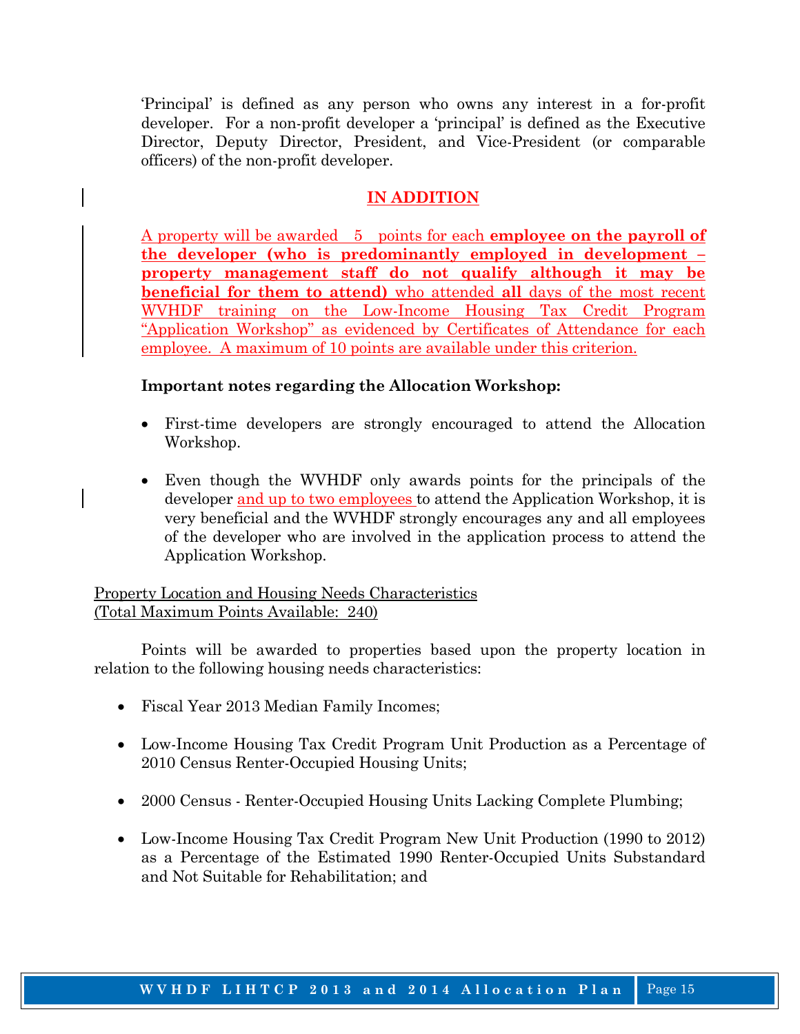'Principal' is defined as any person who owns any interest in a for-profit developer. For a non-profit developer a 'principal' is defined as the Executive Director, Deputy Director, President, and Vice-President (or comparable officers) of the non-profit developer.

**IN ADDITION**

A property will be awarded 5 points for each **employee on the payroll of the developer (who is predominantly employed in development – property management staff do not qualify although it may be beneficial for them to attend)** who attended **all** days of the most recent WVHDF training on the Low-Income Housing Tax Credit Program "Application Workshop" as evidenced by Certificates of Attendance for each employee. A maximum of 10 points are available under this criterion.

**Important notes regarding the Allocation Workshop:**

- First-time developers are strongly encouraged to attend the Allocation Workshop.
- Even though the WVHDF only awards points for the principals of the developer and up to two employees to attend the Application Workshop, it is very beneficial and the WVHDF strongly encourages any and all employees of the developer who are involved in the application process to attend the Application Workshop.

Property Location and Housing Needs Characteristics
(Total Maximum Points Available: 240)

Points will be awarded to properties based upon the property location in relation to the following housing needs characteristics:

- Fiscal Year 2013 Median Family Incomes;
- Low-Income Housing Tax Credit Program Unit Production as a Percentage of 2010 Census Renter-Occupied Housing Units;
- 2000 Census - Renter-Occupied Housing Units Lacking Complete Plumbing;
- Low-Income Housing Tax Credit Program New Unit Production (1990 to 2012) as a Percentage of the Estimated 1990 Renter-Occupied Units Substandard and Not Suitable for Rehabilitation; and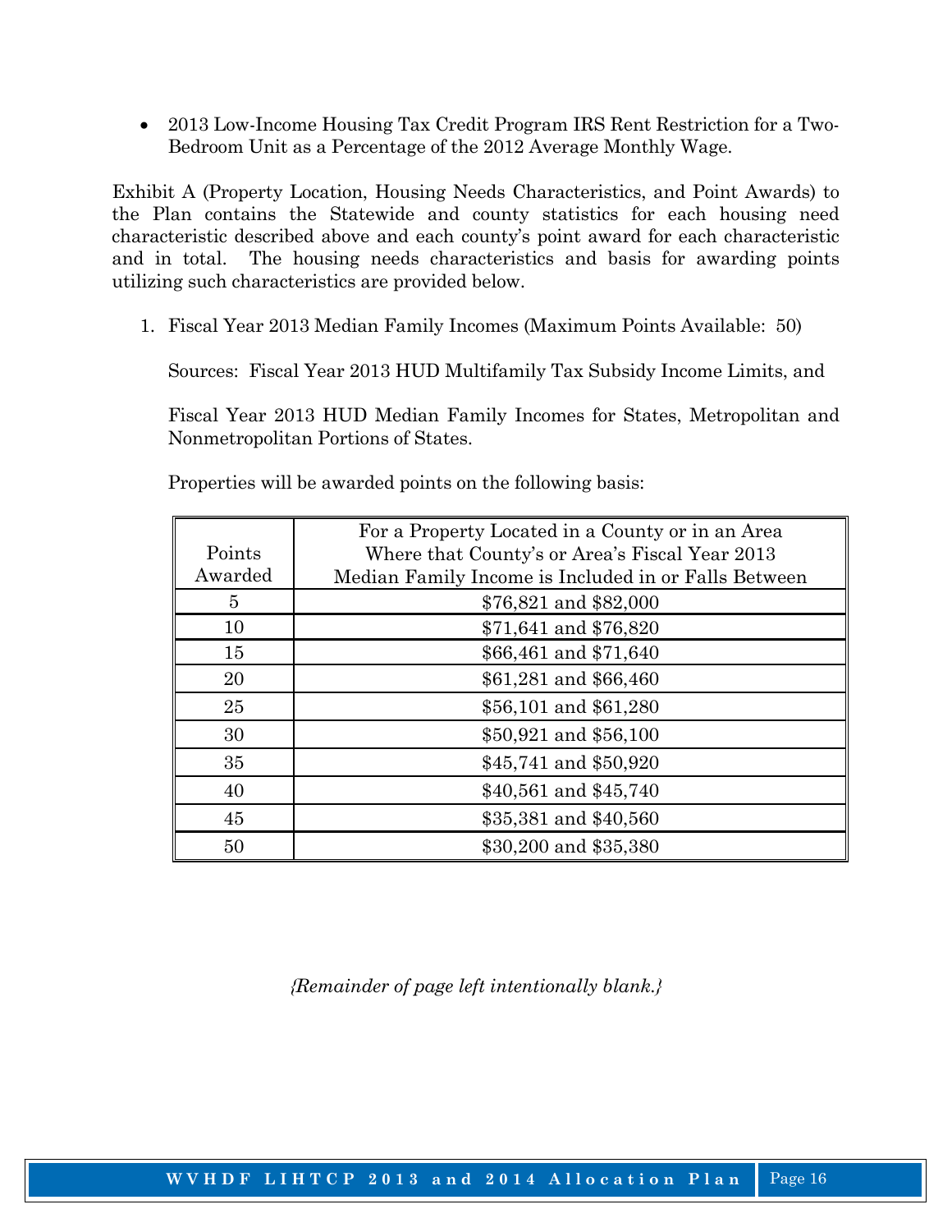- 2013 Low-Income Housing Tax Credit Program IRS Rent Restriction for a Two-Bedroom Unit as a Percentage of the 2012 Average Monthly Wage.

Exhibit A (Property Location, Housing Needs Characteristics, and Point Awards) to the Plan contains the Statewide and county statistics for each housing need characteristic described above and each county's point award for each characteristic and in total. The housing needs characteristics and basis for awarding points utilizing such characteristics are provided below.

1. Fiscal Year 2013 Median Family Incomes (Maximum Points Available: 50)

   Sources: Fiscal Year 2013 HUD Multifamily Tax Subsidy Income Limits, and

   Fiscal Year 2013 HUD Median Family Incomes for States, Metropolitan and Nonmetropolitan Portions of States.

   Properties will be awarded points on the following basis:

| Points Awarded | For a Property Located in a County or in an Area Where that County's or Area's Fiscal Year 2013 Median Family Income is Included in or Falls Between |
|---|---|
| 5 | $76,821 and $82,000 |
| 10 | $71,641 and $76,820 |
| 15 | $66,461 and $71,640 |
| 20 | $61,281 and $66,460 |
| 25 | $56,101 and $61,280 |
| 30 | $50,921 and $56,100 |
| 35 | $45,741 and $50,920 |
| 40 | $40,561 and $45,740 |
| 45 | $35,381 and $40,560 |
| 50 | $30,200 and $35,380 |

*{Remainder of page left intentionally blank.}*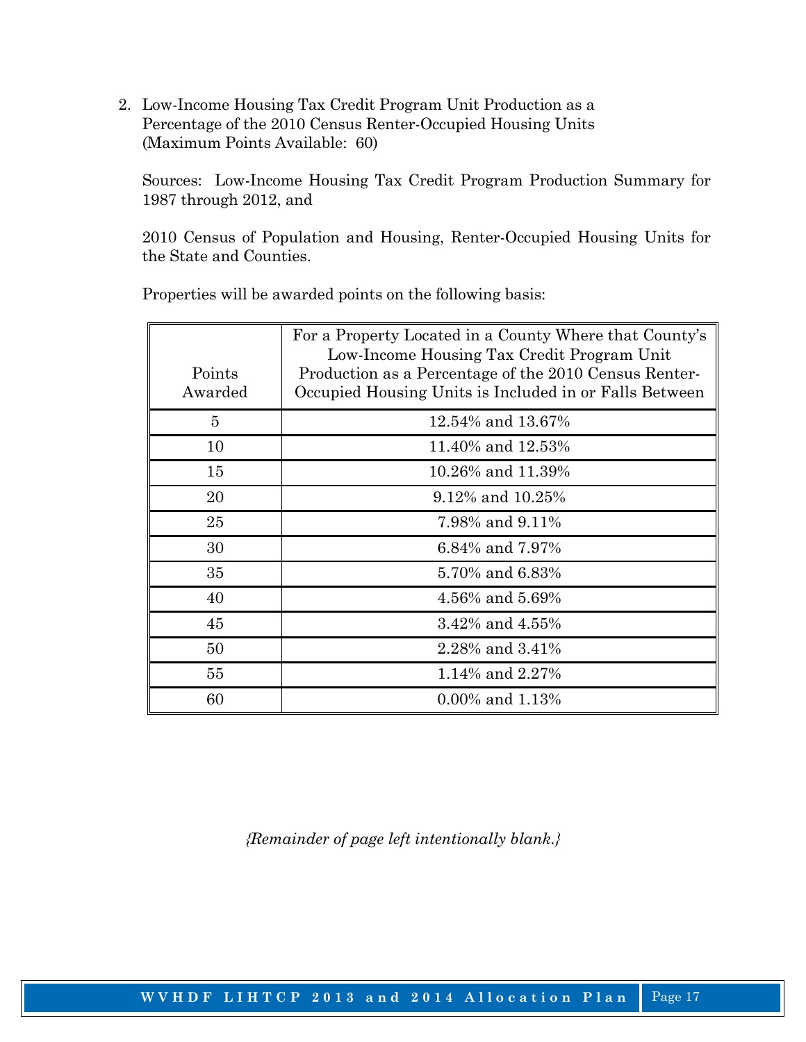2. Low-Income Housing Tax Credit Program Unit Production as a Percentage of the 2010 Census Renter-Occupied Housing Units (Maximum Points Available: 60)

   Sources: Low-Income Housing Tax Credit Program Production Summary for 1987 through 2012, and

   2010 Census of Population and Housing, Renter-Occupied Housing Units for the State and Counties.

   Properties will be awarded points on the following basis:

| Points Awarded | For a Property Located in a County Where that County's Low-Income Housing Tax Credit Program Unit Production as a Percentage of the 2010 Census Renter-Occupied Housing Units is Included in or Falls Between |
|---|---|
| 5 | 12.54% and 13.67% |
| 10 | 11.40% and 12.53% |
| 15 | 10.26% and 11.39% |
| 20 | 9.12% and 10.25% |
| 25 | 7.98% and 9.11% |
| 30 | 6.84% and 7.97% |
| 35 | 5.70% and 6.83% |
| 40 | 4.56% and 5.69% |
| 45 | 3.42% and 4.55% |
| 50 | 2.28% and 3.41% |
| 55 | 1.14% and 2.27% |
| 60 | 0.00% and 1.13% |

*{Remainder of page left intentionally blank.}*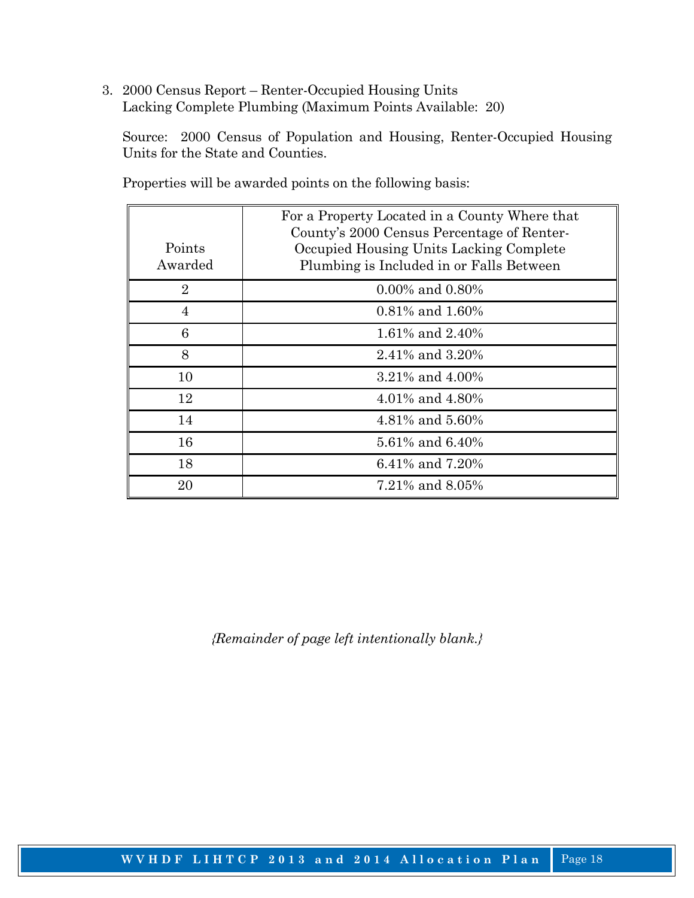3. 2000 Census Report – Renter-Occupied Housing Units Lacking Complete Plumbing (Maximum Points Available: 20)

   Source: 2000 Census of Population and Housing, Renter-Occupied Housing Units for the State and Counties.

   Properties will be awarded points on the following basis:

| Points Awarded | For a Property Located in a County Where that County's 2000 Census Percentage of Renter-Occupied Housing Units Lacking Complete Plumbing is Included in or Falls Between |
|---|---|
| 2 | 0.00% and 0.80% |
| 4 | 0.81% and 1.60% |
| 6 | 1.61% and 2.40% |
| 8 | 2.41% and 3.20% |
| 10 | 3.21% and 4.00% |
| 12 | 4.01% and 4.80% |
| 14 | 4.81% and 5.60% |
| 16 | 5.61% and 6.40% |
| 18 | 6.41% and 7.20% |
| 20 | 7.21% and 8.05% |

*{Remainder of page left intentionally blank.}*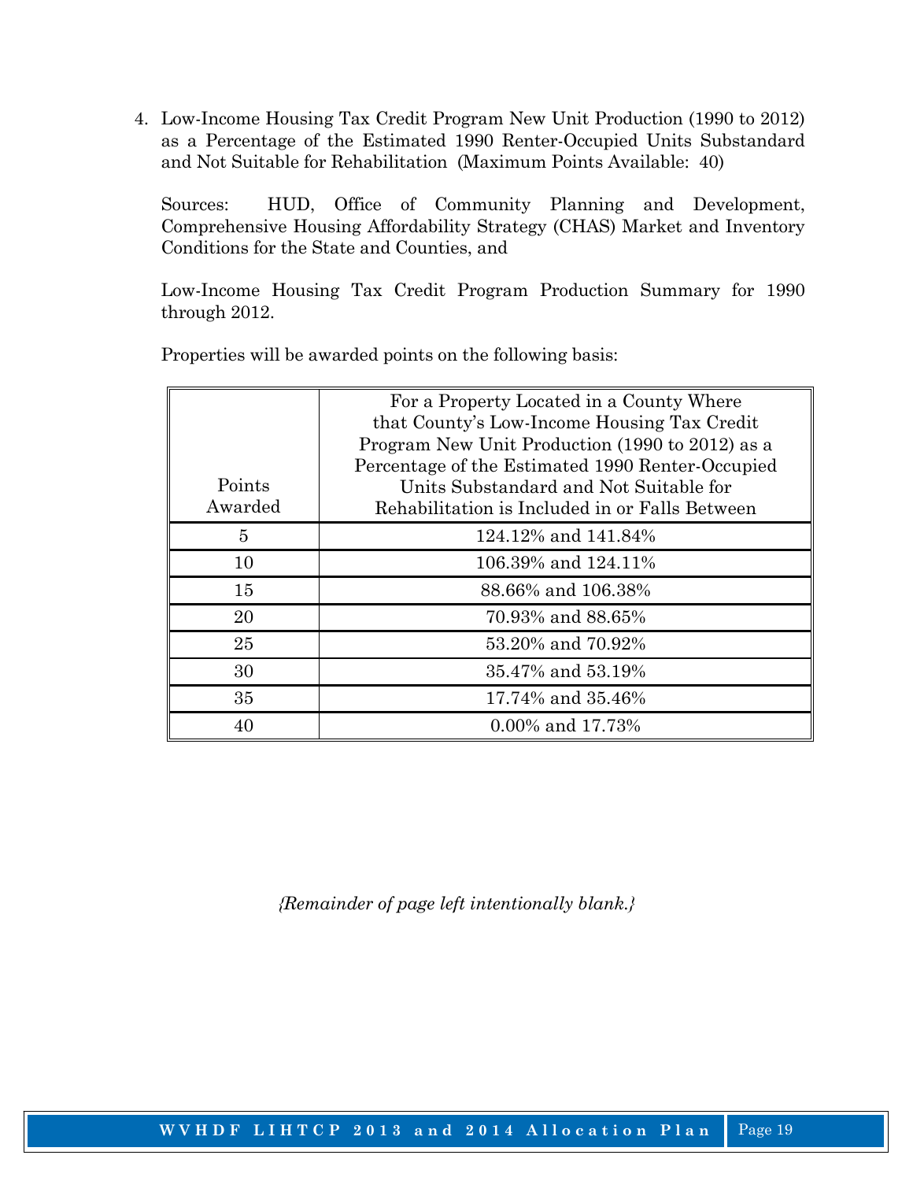4. Low-Income Housing Tax Credit Program New Unit Production (1990 to 2012) as a Percentage of the Estimated 1990 Renter-Occupied Units Substandard and Not Suitable for Rehabilitation (Maximum Points Available: 40)

   Sources: HUD, Office of Community Planning and Development, Comprehensive Housing Affordability Strategy (CHAS) Market and Inventory Conditions for the State and Counties, and

   Low-Income Housing Tax Credit Program Production Summary for 1990 through 2012.

   Properties will be awarded points on the following basis:

| Points Awarded | For a Property Located in a County Where that County's Low-Income Housing Tax Credit Program New Unit Production (1990 to 2012) as a Percentage of the Estimated 1990 Renter-Occupied Units Substandard and Not Suitable for Rehabilitation is Included in or Falls Between |
|---|---|
| 5 | 124.12% and 141.84% |
| 10 | 106.39% and 124.11% |
| 15 | 88.66% and 106.38% |
| 20 | 70.93% and 88.65% |
| 25 | 53.20% and 70.92% |
| 30 | 35.47% and 53.19% |
| 35 | 17.74% and 35.46% |
| 40 | 0.00% and 17.73% |

*{Remainder of page left intentionally blank.}*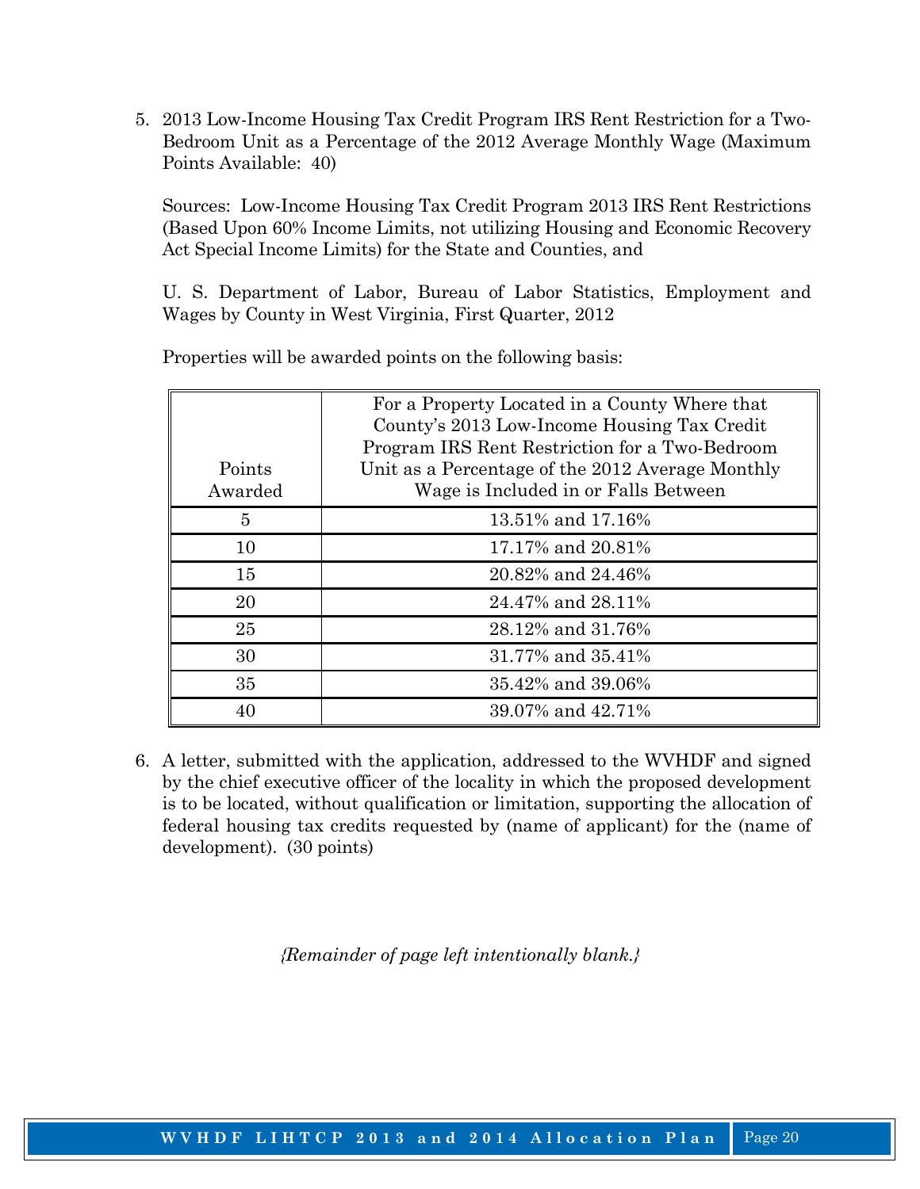5. 2013 Low-Income Housing Tax Credit Program IRS Rent Restriction for a Two-Bedroom Unit as a Percentage of the 2012 Average Monthly Wage (Maximum Points Available: 40)

   Sources: Low-Income Housing Tax Credit Program 2013 IRS Rent Restrictions (Based Upon 60% Income Limits, not utilizing Housing and Economic Recovery Act Special Income Limits) for the State and Counties, and

   U. S. Department of Labor, Bureau of Labor Statistics, Employment and Wages by County in West Virginia, First Quarter, 2012

   Properties will be awarded points on the following basis:

| Points Awarded | For a Property Located in a County Where that County's 2013 Low-Income Housing Tax Credit Program IRS Rent Restriction for a Two-Bedroom Unit as a Percentage of the 2012 Average Monthly Wage is Included in or Falls Between |
|---|---|
| 5 | 13.51% and 17.16% |
| 10 | 17.17% and 20.81% |
| 15 | 20.82% and 24.46% |
| 20 | 24.47% and 28.11% |
| 25 | 28.12% and 31.76% |
| 30 | 31.77% and 35.41% |
| 35 | 35.42% and 39.06% |
| 40 | 39.07% and 42.71% |

6. A letter, submitted with the application, addressed to the WVHDF and signed by the chief executive officer of the locality in which the proposed development is to be located, without qualification or limitation, supporting the allocation of federal housing tax credits requested by (name of applicant) for the (name of development). (30 points)

*{Remainder of page left intentionally blank.}*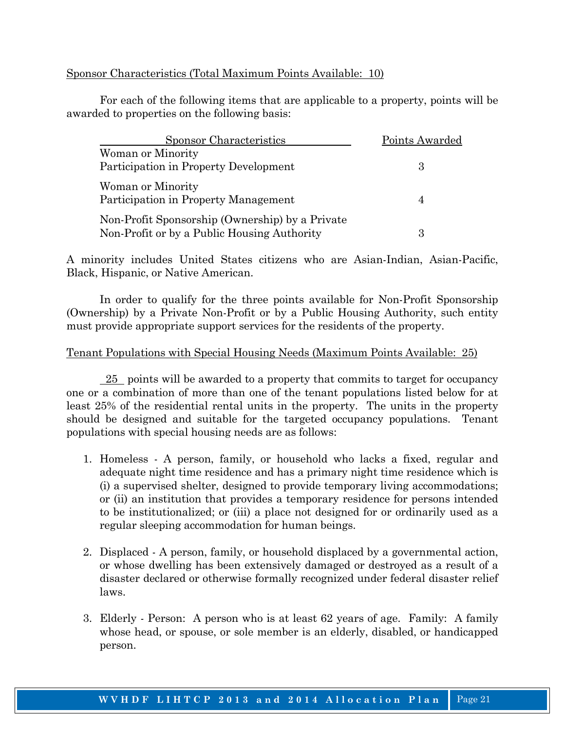Sponsor Characteristics (Total Maximum Points Available: 10)

For each of the following items that are applicable to a property, points will be awarded to properties on the following basis:

| Sponsor Characteristics | Points Awarded |
|---|---|
| Woman or Minority Participation in Property Development | 3 |
| Woman or Minority Participation in Property Management | 4 |
| Non-Profit Sponsorship (Ownership) by a Private Non-Profit or by a Public Housing Authority | 3 |

A minority includes United States citizens who are Asian-Indian, Asian-Pacific, Black, Hispanic, or Native American.

In order to qualify for the three points available for Non-Profit Sponsorship (Ownership) by a Private Non-Profit or by a Public Housing Authority, such entity must provide appropriate support services for the residents of the property.

Tenant Populations with Special Housing Needs (Maximum Points Available: 25)

25 points will be awarded to a property that commits to target for occupancy one or a combination of more than one of the tenant populations listed below for at least 25% of the residential rental units in the property. The units in the property should be designed and suitable for the targeted occupancy populations. Tenant populations with special housing needs are as follows:

1. Homeless - A person, family, or household who lacks a fixed, regular and adequate night time residence and has a primary night time residence which is (i) a supervised shelter, designed to provide temporary living accommodations; or (ii) an institution that provides a temporary residence for persons intended to be institutionalized; or (iii) a place not designed for or ordinarily used as a regular sleeping accommodation for human beings.

2. Displaced - A person, family, or household displaced by a governmental action, or whose dwelling has been extensively damaged or destroyed as a result of a disaster declared or otherwise formally recognized under federal disaster relief laws.

3. Elderly - Person: A person who is at least 62 years of age. Family: A family whose head, or spouse, or sole member is an elderly, disabled, or handicapped person.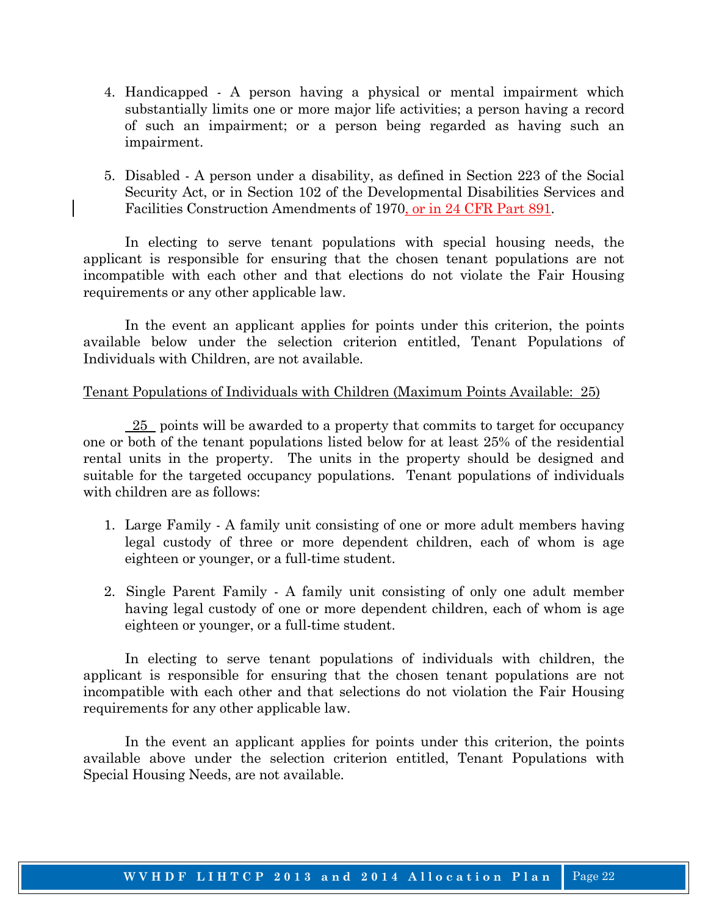4. Handicapped - A person having a physical or mental impairment which substantially limits one or more major life activities; a person having a record of such an impairment; or a person being regarded as having such an impairment.

5. Disabled - A person under a disability, as defined in Section 223 of the Social Security Act, or in Section 102 of the Developmental Disabilities Services and Facilities Construction Amendments of 1970, or in 24 CFR Part 891.

In electing to serve tenant populations with special housing needs, the applicant is responsible for ensuring that the chosen tenant populations are not incompatible with each other and that elections do not violate the Fair Housing requirements or any other applicable law.

In the event an applicant applies for points under this criterion, the points available below under the selection criterion entitled, Tenant Populations of Individuals with Children, are not available.

Tenant Populations of Individuals with Children (Maximum Points Available: 25)

25 points will be awarded to a property that commits to target for occupancy one or both of the tenant populations listed below for at least 25% of the residential rental units in the property. The units in the property should be designed and suitable for the targeted occupancy populations. Tenant populations of individuals with children are as follows:

1. Large Family - A family unit consisting of one or more adult members having legal custody of three or more dependent children, each of whom is age eighteen or younger, or a full-time student.

2. Single Parent Family - A family unit consisting of only one adult member having legal custody of one or more dependent children, each of whom is age eighteen or younger, or a full-time student.

In electing to serve tenant populations of individuals with children, the applicant is responsible for ensuring that the chosen tenant populations are not incompatible with each other and that selections do not violation the Fair Housing requirements for any other applicable law.

In the event an applicant applies for points under this criterion, the points available above under the selection criterion entitled, Tenant Populations with Special Housing Needs, are not available.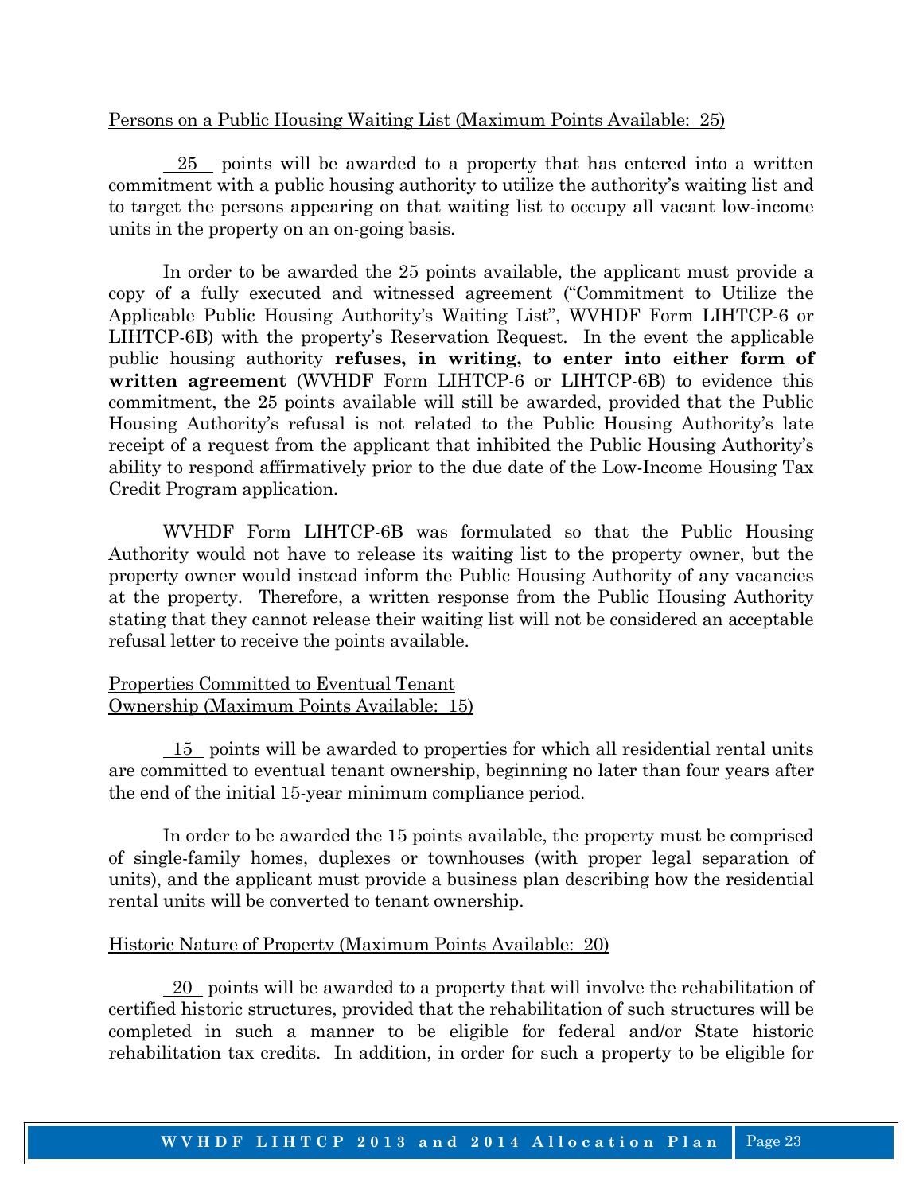Persons on a Public Housing Waiting List (Maximum Points Available: 25)

__25__ points will be awarded to a property that has entered into a written commitment with a public housing authority to utilize the authority's waiting list and to target the persons appearing on that waiting list to occupy all vacant low-income units in the property on an on-going basis.

In order to be awarded the 25 points available, the applicant must provide a copy of a fully executed and witnessed agreement ("Commitment to Utilize the Applicable Public Housing Authority's Waiting List", WVHDF Form LIHTCP-6 or LIHTCP-6B) with the property's Reservation Request. In the event the applicable public housing authority **refuses, in writing, to enter into either form of written agreement** (WVHDF Form LIHTCP-6 or LIHTCP-6B) to evidence this commitment, the 25 points available will still be awarded, provided that the Public Housing Authority's refusal is not related to the Public Housing Authority's late receipt of a request from the applicant that inhibited the Public Housing Authority's ability to respond affirmatively prior to the due date of the Low-Income Housing Tax Credit Program application.

WVHDF Form LIHTCP-6B was formulated so that the Public Housing Authority would not have to release its waiting list to the property owner, but the property owner would instead inform the Public Housing Authority of any vacancies at the property. Therefore, a written response from the Public Housing Authority stating that they cannot release their waiting list will not be considered an acceptable refusal letter to receive the points available.

Properties Committed to Eventual Tenant Ownership (Maximum Points Available: 15)

__15__ points will be awarded to properties for which all residential rental units are committed to eventual tenant ownership, beginning no later than four years after the end of the initial 15-year minimum compliance period.

In order to be awarded the 15 points available, the property must be comprised of single-family homes, duplexes or townhouses (with proper legal separation of units), and the applicant must provide a business plan describing how the residential rental units will be converted to tenant ownership.

Historic Nature of Property (Maximum Points Available: 20)

__20__ points will be awarded to a property that will involve the rehabilitation of certified historic structures, provided that the rehabilitation of such structures will be completed in such a manner to be eligible for federal and/or State historic rehabilitation tax credits. In addition, in order for such a property to be eligible for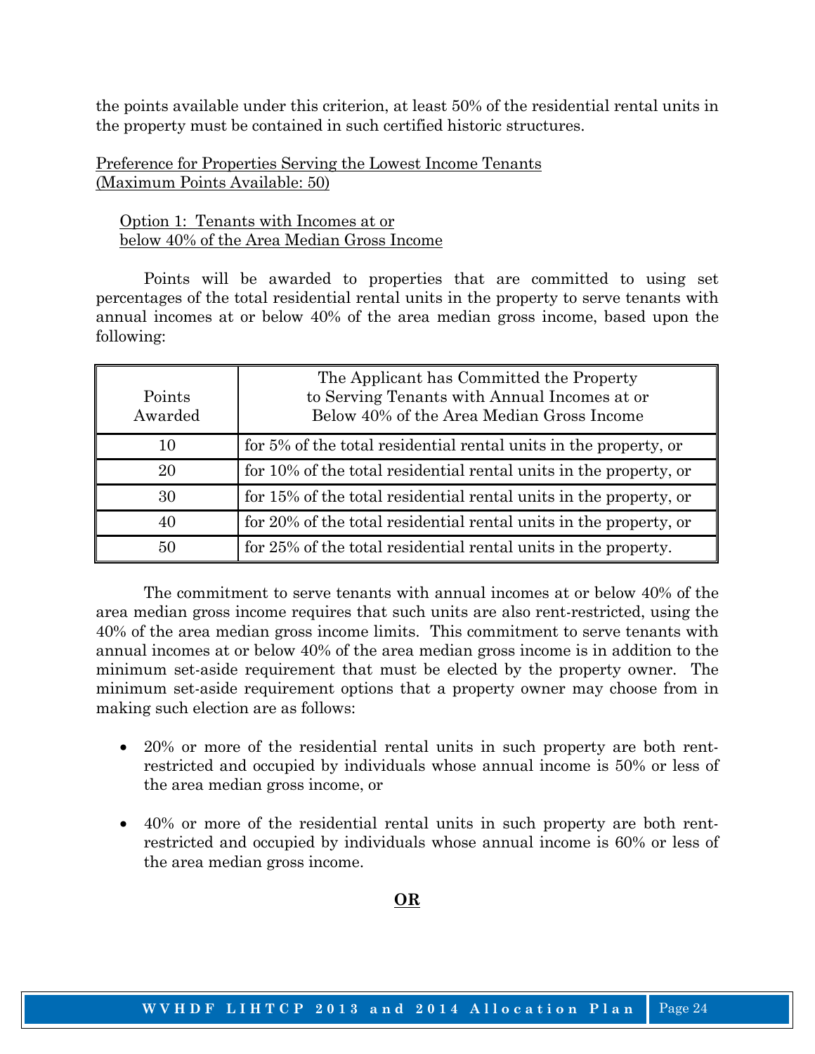the points available under this criterion, at least 50% of the residential rental units in the property must be contained in such certified historic structures.

Preference for Properties Serving the Lowest Income Tenants
(Maximum Points Available: 50)

Option 1: Tenants with Incomes at or
below 40% of the Area Median Gross Income

Points will be awarded to properties that are committed to using set percentages of the total residential rental units in the property to serve tenants with annual incomes at or below 40% of the area median gross income, based upon the following:

| Points Awarded | The Applicant has Committed the Property to Serving Tenants with Annual Incomes at or Below 40% of the Area Median Gross Income |
|---|---|
| 10 | for 5% of the total residential rental units in the property, or |
| 20 | for 10% of the total residential rental units in the property, or |
| 30 | for 15% of the total residential rental units in the property, or |
| 40 | for 20% of the total residential rental units in the property, or |
| 50 | for 25% of the total residential rental units in the property. |

The commitment to serve tenants with annual incomes at or below 40% of the area median gross income requires that such units are also rent-restricted, using the 40% of the area median gross income limits. This commitment to serve tenants with annual incomes at or below 40% of the area median gross income is in addition to the minimum set-aside requirement that must be elected by the property owner. The minimum set-aside requirement options that a property owner may choose from in making such election are as follows:

- 20% or more of the residential rental units in such property are both rent-restricted and occupied by individuals whose annual income is 50% or less of the area median gross income, or
- 40% or more of the residential rental units in such property are both rent-restricted and occupied by individuals whose annual income is 60% or less of the area median gross income.

**OR**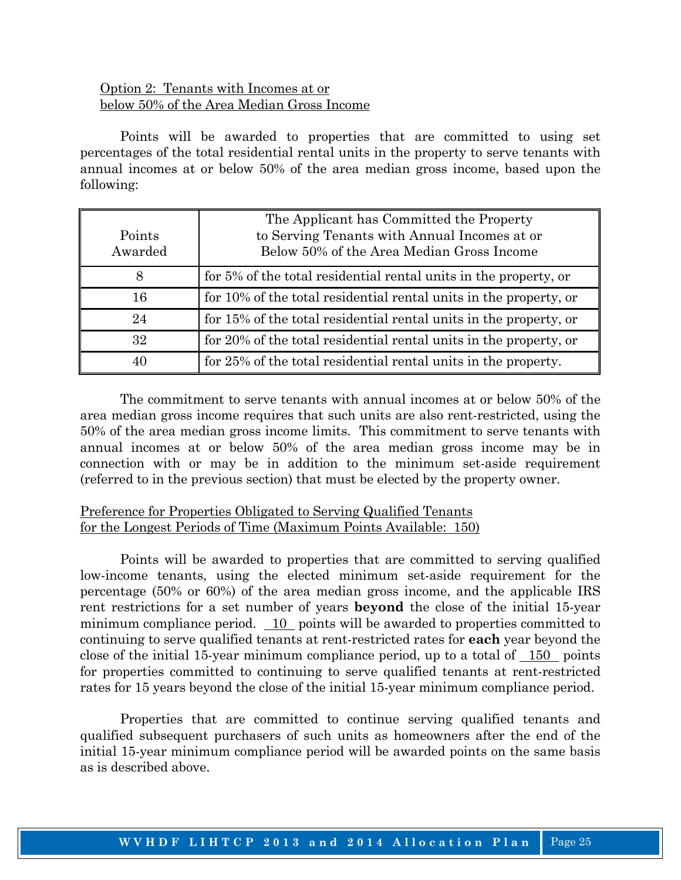Option 2: Tenants with Incomes at or below 50% of the Area Median Gross Income

Points will be awarded to properties that are committed to using set percentages of the total residential rental units in the property to serve tenants with annual incomes at or below 50% of the area median gross income, based upon the following:

| Points Awarded | The Applicant has Committed the Property to Serving Tenants with Annual Incomes at or Below 50% of the Area Median Gross Income |
|---|---|
| 8 | for 5% of the total residential rental units in the property, or |
| 16 | for 10% of the total residential rental units in the property, or |
| 24 | for 15% of the total residential rental units in the property, or |
| 32 | for 20% of the total residential rental units in the property, or |
| 40 | for 25% of the total residential rental units in the property. |

The commitment to serve tenants with annual incomes at or below 50% of the area median gross income requires that such units are also rent-restricted, using the 50% of the area median gross income limits. This commitment to serve tenants with annual incomes at or below 50% of the area median gross income may be in connection with or may be in addition to the minimum set-aside requirement (referred to in the previous section) that must be elected by the property owner.

Preference for Properties Obligated to Serving Qualified Tenants for the Longest Periods of Time (Maximum Points Available: 150)

Points will be awarded to properties that are committed to serving qualified low-income tenants, using the elected minimum set-aside requirement for the percentage (50% or 60%) of the area median gross income, and the applicable IRS rent restrictions for a set number of years **beyond** the close of the initial 15-year minimum compliance period. 10 points will be awarded to properties committed to continuing to serve qualified tenants at rent-restricted rates for **each** year beyond the close of the initial 15-year minimum compliance period, up to a total of 150 points for properties committed to continuing to serve qualified tenants at rent-restricted rates for 15 years beyond the close of the initial 15-year minimum compliance period.

Properties that are committed to continue serving qualified tenants and qualified subsequent purchasers of such units as homeowners after the end of the initial 15-year minimum compliance period will be awarded points on the same basis as is described above.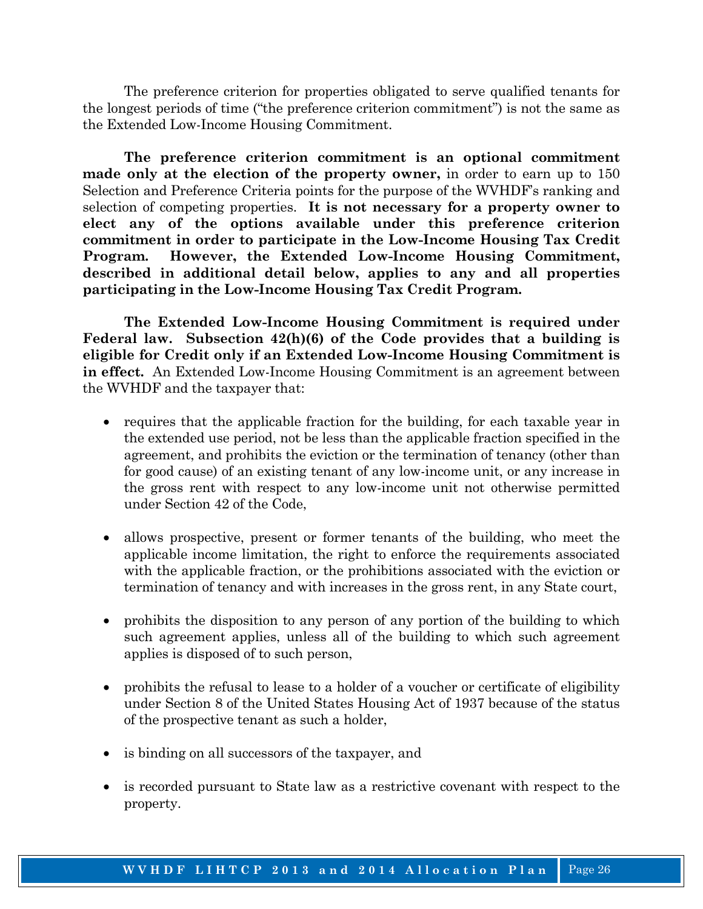The preference criterion for properties obligated to serve qualified tenants for the longest periods of time ("the preference criterion commitment") is not the same as the Extended Low-Income Housing Commitment.

**The preference criterion commitment is an optional commitment made only at the election of the property owner,** in order to earn up to 150 Selection and Preference Criteria points for the purpose of the WVHDF's ranking and selection of competing properties. **It is not necessary for a property owner to elect any of the options available under this preference criterion commitment in order to participate in the Low-Income Housing Tax Credit Program. However, the Extended Low-Income Housing Commitment, described in additional detail below, applies to any and all properties participating in the Low-Income Housing Tax Credit Program.**

**The Extended Low-Income Housing Commitment is required under Federal law. Subsection 42(h)(6) of the Code provides that a building is eligible for Credit only if an Extended Low-Income Housing Commitment is in effect.** An Extended Low-Income Housing Commitment is an agreement between the WVHDF and the taxpayer that:

- requires that the applicable fraction for the building, for each taxable year in the extended use period, not be less than the applicable fraction specified in the agreement, and prohibits the eviction or the termination of tenancy (other than for good cause) of an existing tenant of any low-income unit, or any increase in the gross rent with respect to any low-income unit not otherwise permitted under Section 42 of the Code,

- allows prospective, present or former tenants of the building, who meet the applicable income limitation, the right to enforce the requirements associated with the applicable fraction, or the prohibitions associated with the eviction or termination of tenancy and with increases in the gross rent, in any State court,

- prohibits the disposition to any person of any portion of the building to which such agreement applies, unless all of the building to which such agreement applies is disposed of to such person,

- prohibits the refusal to lease to a holder of a voucher or certificate of eligibility under Section 8 of the United States Housing Act of 1937 because of the status of the prospective tenant as such a holder,

- is binding on all successors of the taxpayer, and

- is recorded pursuant to State law as a restrictive covenant with respect to the property.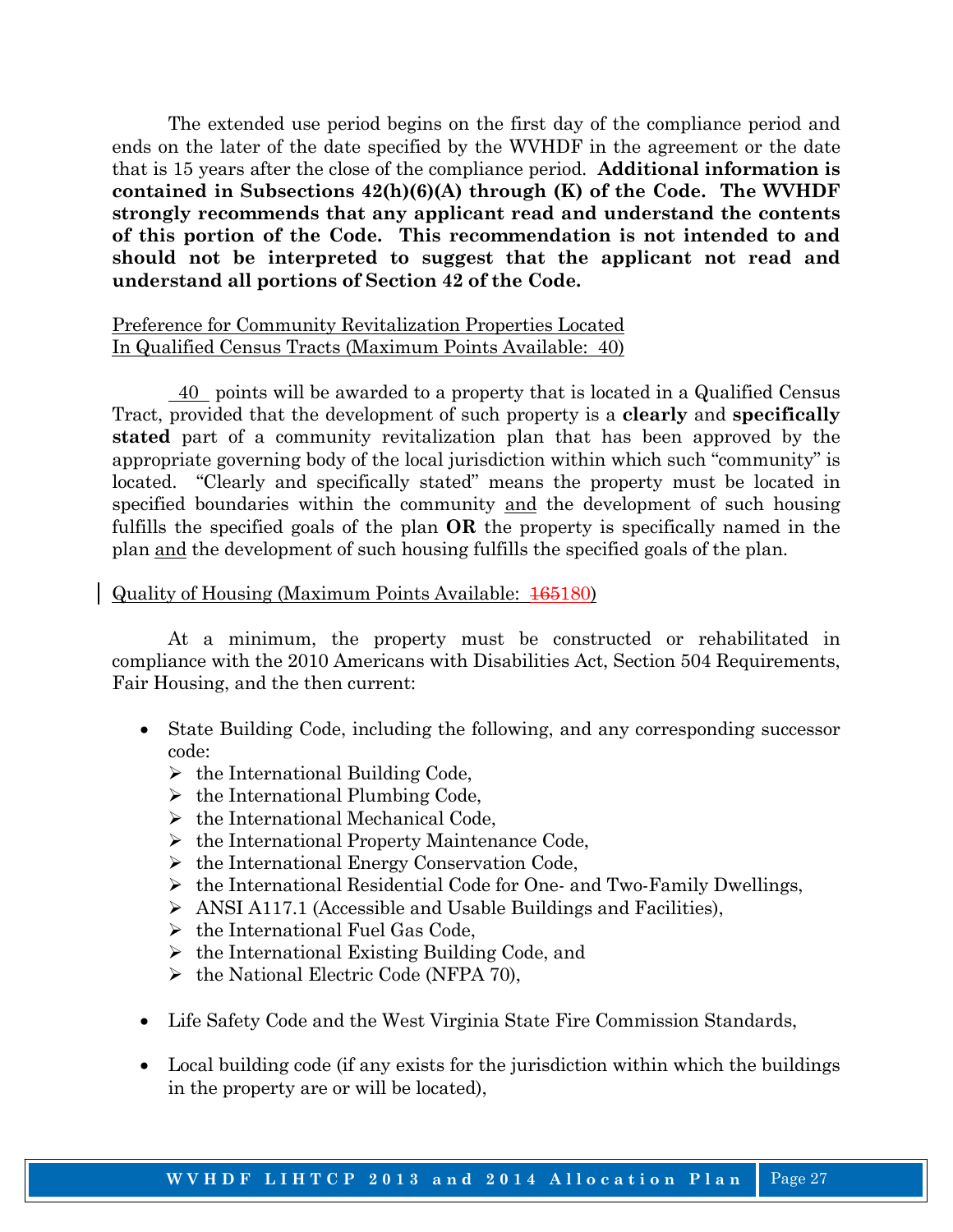The extended use period begins on the first day of the compliance period and ends on the later of the date specified by the WVHDF in the agreement or the date that is 15 years after the close of the compliance period. **Additional information is contained in Subsections 42(h)(6)(A) through (K) of the Code. The WVHDF strongly recommends that any applicant read and understand the contents of this portion of the Code. This recommendation is not intended to and should not be interpreted to suggest that the applicant not read and understand all portions of Section 42 of the Code.**

<u>Preference for Community Revitalization Properties Located In Qualified Census Tracts (Maximum Points Available: 40)</u>

<u>40</u> points will be awarded to a property that is located in a Qualified Census Tract, provided that the development of such property is a **clearly** and **specifically stated** part of a community revitalization plan that has been approved by the appropriate governing body of the local jurisdiction within which such "community" is located. "Clearly and specifically stated" means the property must be located in specified boundaries within the community <u>and</u> the development of such housing fulfills the specified goals of the plan **OR** the property is specifically named in the plan <u>and</u> the development of such housing fulfills the specified goals of the plan.

<u>Quality of Housing (Maximum Points Available: ~~165~~180)</u>

At a minimum, the property must be constructed or rehabilitated in compliance with the 2010 Americans with Disabilities Act, Section 504 Requirements, Fair Housing, and the then current:

- State Building Code, including the following, and any corresponding successor code:
  - the International Building Code,
  - the International Plumbing Code,
  - the International Mechanical Code,
  - the International Property Maintenance Code,
  - the International Energy Conservation Code,
  - the International Residential Code for One- and Two-Family Dwellings,
  - ANSI A117.1 (Accessible and Usable Buildings and Facilities),
  - the International Fuel Gas Code,
  - the International Existing Building Code, and
  - the National Electric Code (NFPA 70),

- Life Safety Code and the West Virginia State Fire Commission Standards,

- Local building code (if any exists for the jurisdiction within which the buildings in the property are or will be located),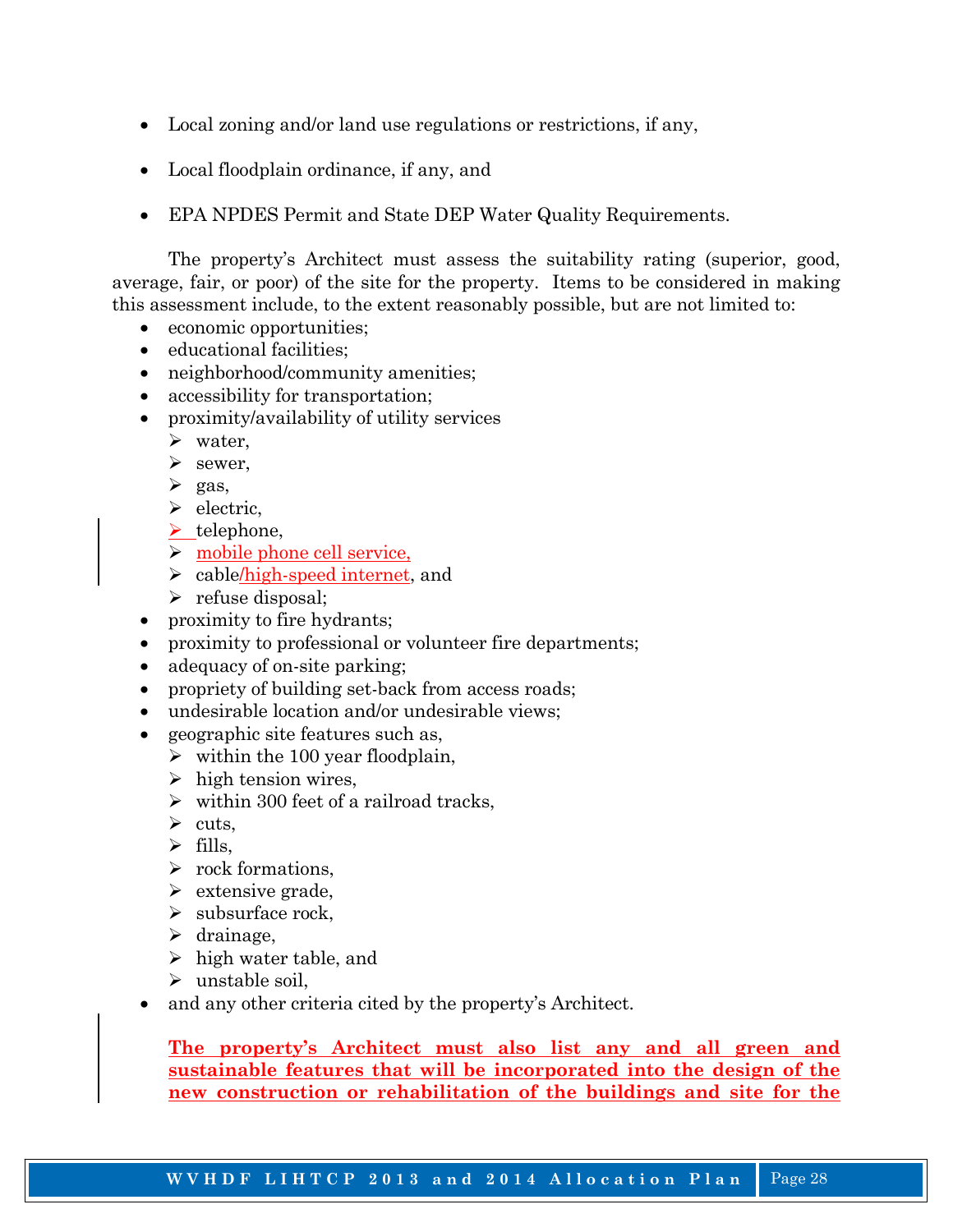- Local zoning and/or land use regulations or restrictions, if any,
- Local floodplain ordinance, if any, and
- EPA NPDES Permit and State DEP Water Quality Requirements.

The property's Architect must assess the suitability rating (superior, good, average, fair, or poor) of the site for the property. Items to be considered in making this assessment include, to the extent reasonably possible, but are not limited to:

- economic opportunities;
- educational facilities;
- neighborhood/community amenities;
- accessibility for transportation;
- proximity/availability of utility services
  - water,
  - sewer,
  - gas,
  - electric,
  - telephone,
  - mobile phone cell service,
  - cable/high-speed internet, and
  - refuse disposal;
- proximity to fire hydrants;
- proximity to professional or volunteer fire departments;
- adequacy of on-site parking;
- propriety of building set-back from access roads;
- undesirable location and/or undesirable views;
- geographic site features such as,
  - within the 100 year floodplain,
  - high tension wires,
  - within 300 feet of a railroad tracks,
  - cuts,
  - fills,
  - rock formations,
  - extensive grade,
  - subsurface rock,
  - drainage,
  - high water table, and
  - unstable soil,
- and any other criteria cited by the property's Architect.

**The property's Architect must also list any and all green and sustainable features that will be incorporated into the design of the new construction or rehabilitation of the buildings and site for the**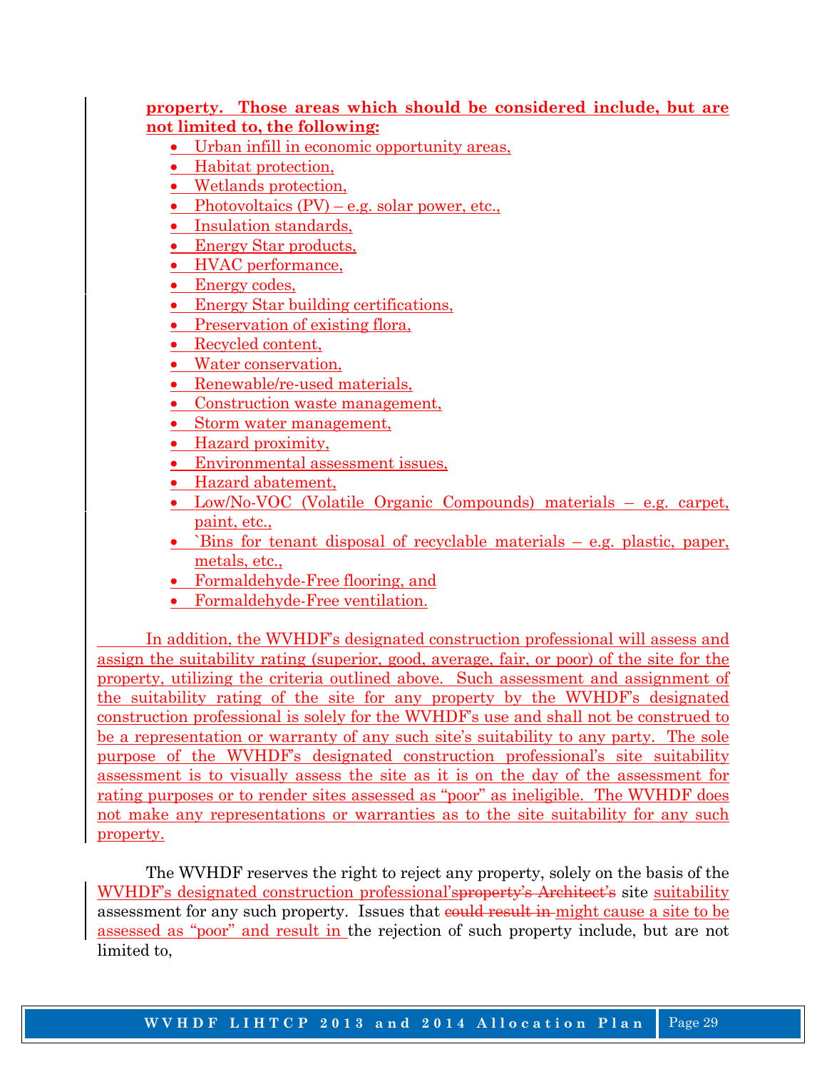**property. Those areas which should be considered include, but are not limited to, the following:**

- Urban infill in economic opportunity areas,
- Habitat protection,
- Wetlands protection,
- Photovoltaics (PV) – e.g. solar power, etc.,
- Insulation standards,
- Energy Star products,
- HVAC performance,
- Energy codes,
- Energy Star building certifications,
- Preservation of existing flora,
- Recycled content,
- Water conservation,
- Renewable/re-used materials,
- Construction waste management,
- Storm water management,
- Hazard proximity,
- Environmental assessment issues,
- Hazard abatement,
- Low/No-VOC (Volatile Organic Compounds) materials – e.g. carpet, paint, etc.,
- `Bins for tenant disposal of recyclable materials – e.g. plastic, paper, metals, etc.,
- Formaldehyde-Free flooring, and
- Formaldehyde-Free ventilation.

In addition, the WVHDF's designated construction professional will assess and assign the suitability rating (superior, good, average, fair, or poor) of the site for the property, utilizing the criteria outlined above. Such assessment and assignment of the suitability rating of the site for any property by the WVHDF's designated construction professional is solely for the WVHDF's use and shall not be construed to be a representation or warranty of any such site's suitability to any party. The sole purpose of the WVHDF's designated construction professional's site suitability assessment is to visually assess the site as it is on the day of the assessment for rating purposes or to render sites assessed as "poor" as ineligible. The WVHDF does not make any representations or warranties as to the site suitability for any such property.

The WVHDF reserves the right to reject any property, solely on the basis of the WVHDF's designated construction professional's~~property's Architect's~~ site suitability assessment for any such property. Issues that ~~could result in~~ might cause a site to be assessed as "poor" and result in the rejection of such property include, but are not limited to,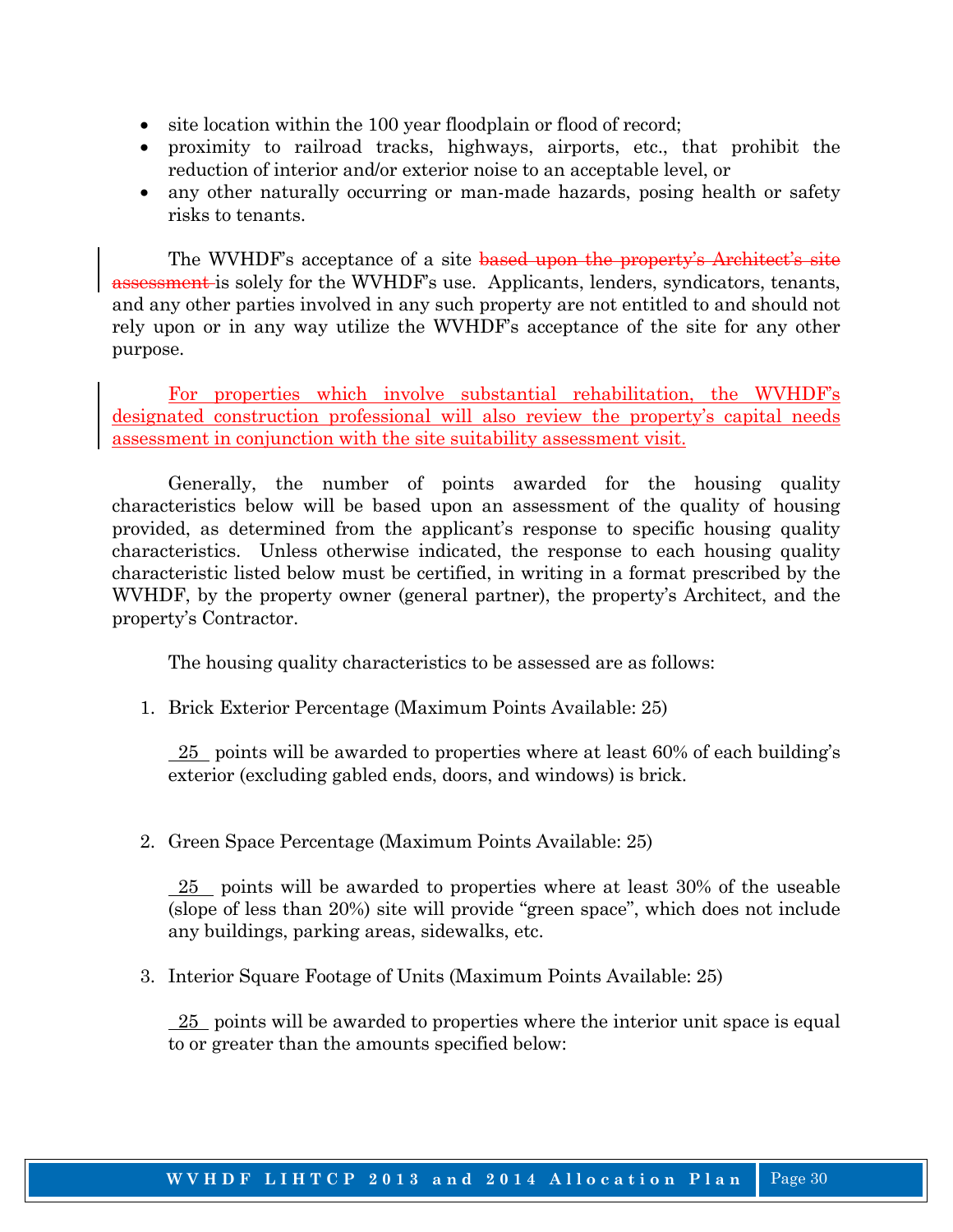- site location within the 100 year floodplain or flood of record;
- proximity to railroad tracks, highways, airports, etc., that prohibit the reduction of interior and/or exterior noise to an acceptable level, or
- any other naturally occurring or man-made hazards, posing health or safety risks to tenants.

The WVHDF's acceptance of a site ~~based upon the property's Architect's site assessment~~ is solely for the WVHDF's use. Applicants, lenders, syndicators, tenants, and any other parties involved in any such property are not entitled to and should not rely upon or in any way utilize the WVHDF's acceptance of the site for any other purpose.

For properties which involve substantial rehabilitation, the WVHDF's designated construction professional will also review the property's capital needs assessment in conjunction with the site suitability assessment visit.

Generally, the number of points awarded for the housing quality characteristics below will be based upon an assessment of the quality of housing provided, as determined from the applicant's response to specific housing quality characteristics. Unless otherwise indicated, the response to each housing quality characteristic listed below must be certified, in writing in a format prescribed by the WVHDF, by the property owner (general partner), the property's Architect, and the property's Contractor.

The housing quality characteristics to be assessed are as follows:

1. Brick Exterior Percentage (Maximum Points Available: 25)

   25 points will be awarded to properties where at least 60% of each building's exterior (excluding gabled ends, doors, and windows) is brick.

2. Green Space Percentage (Maximum Points Available: 25)

   25 points will be awarded to properties where at least 30% of the useable (slope of less than 20%) site will provide "green space", which does not include any buildings, parking areas, sidewalks, etc.

3. Interior Square Footage of Units (Maximum Points Available: 25)

   25 points will be awarded to properties where the interior unit space is equal to or greater than the amounts specified below: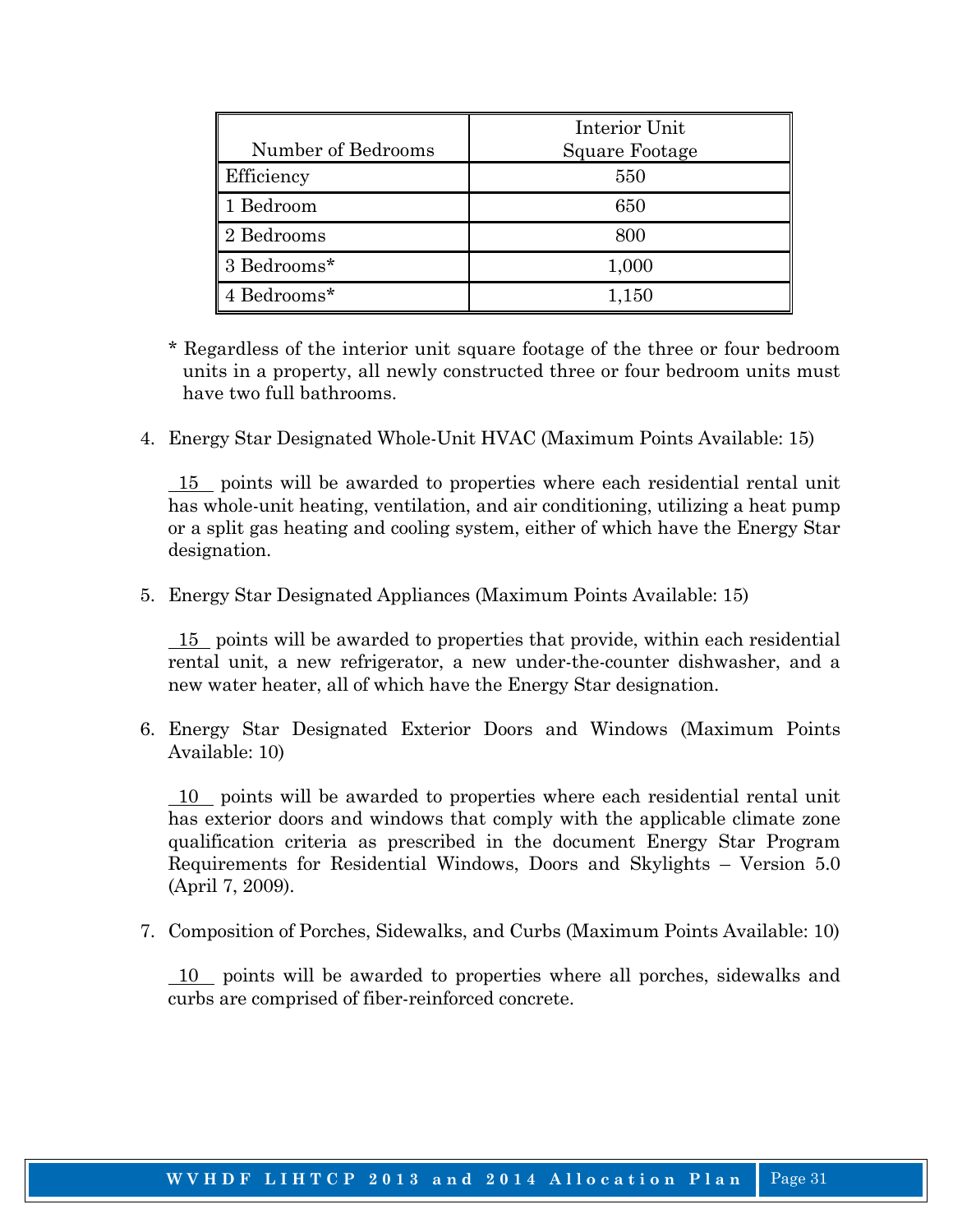| Number of Bedrooms | Interior Unit Square Footage |
|---|---|
| Efficiency | 550 |
| 1 Bedroom | 650 |
| 2 Bedrooms | 800 |
| 3 Bedrooms* | 1,000 |
| 4 Bedrooms* | 1,150 |

* Regardless of the interior unit square footage of the three or four bedroom units in a property, all newly constructed three or four bedroom units must have two full bathrooms.

4. Energy Star Designated Whole-Unit HVAC (Maximum Points Available: 15)

   __15__ points will be awarded to properties where each residential rental unit has whole-unit heating, ventilation, and air conditioning, utilizing a heat pump or a split gas heating and cooling system, either of which have the Energy Star designation.

5. Energy Star Designated Appliances (Maximum Points Available: 15)

   __15__ points will be awarded to properties that provide, within each residential rental unit, a new refrigerator, a new under-the-counter dishwasher, and a new water heater, all of which have the Energy Star designation.

6. Energy Star Designated Exterior Doors and Windows (Maximum Points Available: 10)

   __10__ points will be awarded to properties where each residential rental unit has exterior doors and windows that comply with the applicable climate zone qualification criteria as prescribed in the document Energy Star Program Requirements for Residential Windows, Doors and Skylights – Version 5.0 (April 7, 2009).

7. Composition of Porches, Sidewalks, and Curbs (Maximum Points Available: 10)

   __10__ points will be awarded to properties where all porches, sidewalks and curbs are comprised of fiber-reinforced concrete.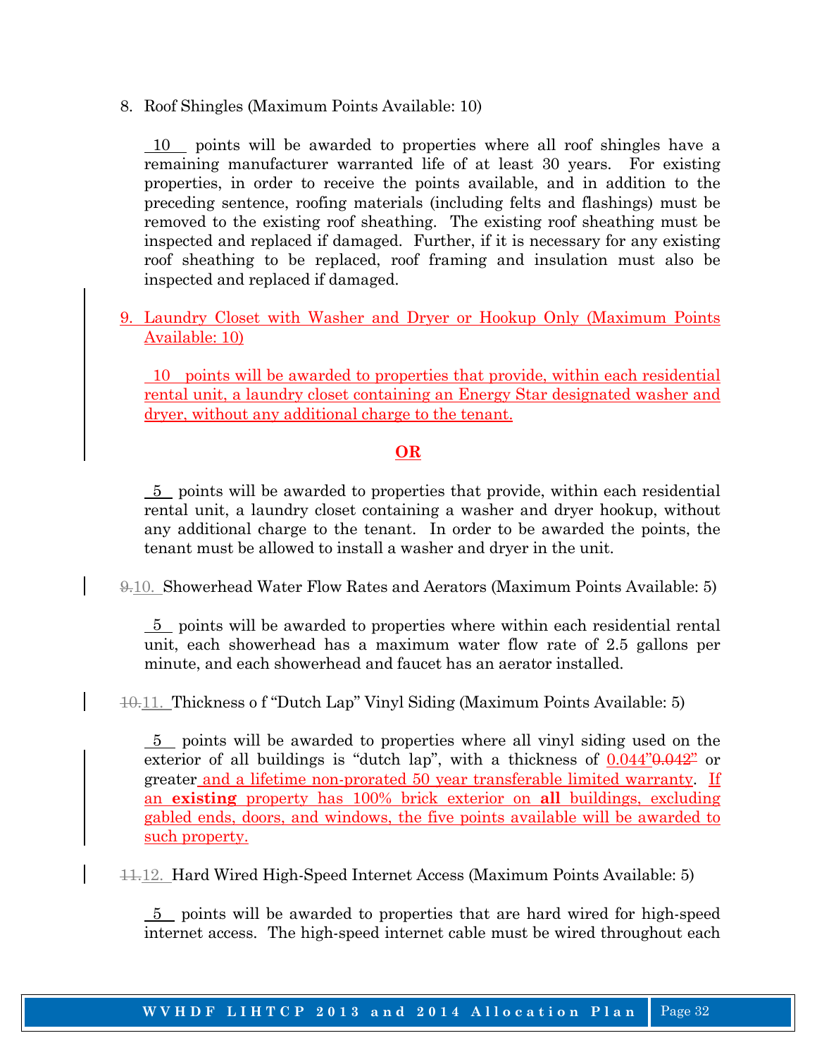8. Roof Shingles (Maximum Points Available: 10)

 10  points will be awarded to properties where all roof shingles have a remaining manufacturer warranted life of at least 30 years. For existing properties, in order to receive the points available, and in addition to the preceding sentence, roofing materials (including felts and flashings) must be removed to the existing roof sheathing. The existing roof sheathing must be inspected and replaced if damaged. Further, if it is necessary for any existing roof sheathing to be replaced, roof framing and insulation must also be inspected and replaced if damaged.

9. Laundry Closet with Washer and Dryer or Hookup Only (Maximum Points Available: 10)

 10  points will be awarded to properties that provide, within each residential rental unit, a laundry closet containing an Energy Star designated washer and dryer, without any additional charge to the tenant.

**OR**

 5  points will be awarded to properties that provide, within each residential rental unit, a laundry closet containing a washer and dryer hookup, without any additional charge to the tenant. In order to be awarded the points, the tenant must be allowed to install a washer and dryer in the unit.

~~9.~~10. Showerhead Water Flow Rates and Aerators (Maximum Points Available: 5)

 5  points will be awarded to properties where within each residential rental unit, each showerhead has a maximum water flow rate of 2.5 gallons per minute, and each showerhead and faucet has an aerator installed.

~~10.~~11. Thickness o f "Dutch Lap" Vinyl Siding (Maximum Points Available: 5)

 5  points will be awarded to properties where all vinyl siding used on the exterior of all buildings is "dutch lap", with a thickness of 0.044"~~0.042"~~ or greater and a lifetime non-prorated 50 year transferable limited warranty. If an **existing** property has 100% brick exterior on **all** buildings, excluding gabled ends, doors, and windows, the five points available will be awarded to such property.

~~11.~~12. Hard Wired High-Speed Internet Access (Maximum Points Available: 5)

 5  points will be awarded to properties that are hard wired for high-speed internet access. The high-speed internet cable must be wired throughout each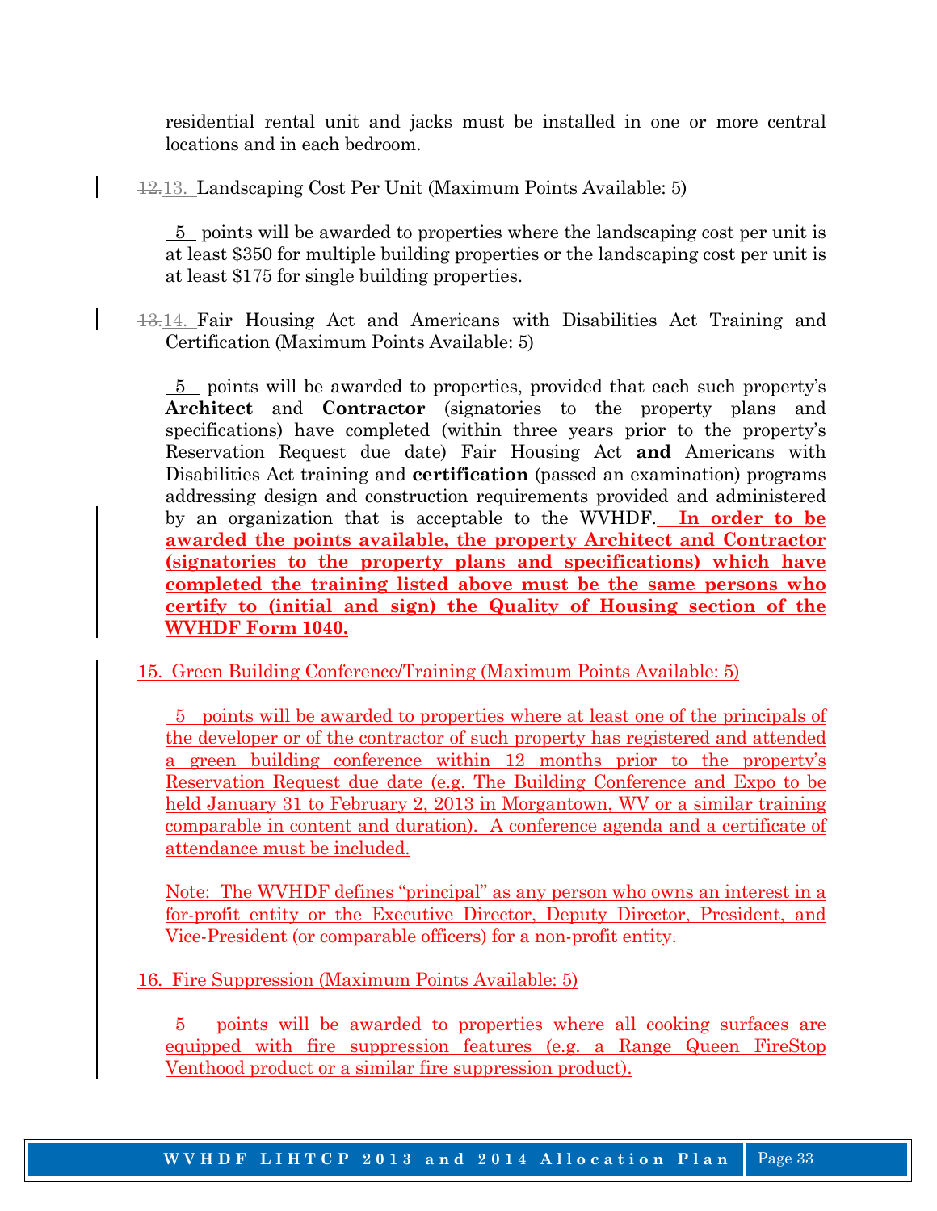residential rental unit and jacks must be installed in one or more central locations and in each bedroom.

~~12.~~13. Landscaping Cost Per Unit (Maximum Points Available: 5)

5 points will be awarded to properties where the landscaping cost per unit is at least $350 for multiple building properties or the landscaping cost per unit is at least $175 for single building properties.

~~13.~~14. Fair Housing Act and Americans with Disabilities Act Training and Certification (Maximum Points Available: 5)

5 points will be awarded to properties, provided that each such property's **Architect** and **Contractor** (signatories to the property plans and specifications) have completed (within three years prior to the property's Reservation Request due date) Fair Housing Act **and** Americans with Disabilities Act training and **certification** (passed an examination) programs addressing design and construction requirements provided and administered by an organization that is acceptable to the WVHDF. **In order to be awarded the points available, the property Architect and Contractor (signatories to the property plans and specifications) which have completed the training listed above must be the same persons who certify to (initial and sign) the Quality of Housing section of the WVHDF Form 1040.**

15. Green Building Conference/Training (Maximum Points Available: 5)

5 points will be awarded to properties where at least one of the principals of the developer or of the contractor of such property has registered and attended a green building conference within 12 months prior to the property's Reservation Request due date (e.g. The Building Conference and Expo to be held January 31 to February 2, 2013 in Morgantown, WV or a similar training comparable in content and duration). A conference agenda and a certificate of attendance must be included.

Note: The WVHDF defines "principal" as any person who owns an interest in a for-profit entity or the Executive Director, Deputy Director, President, and Vice-President (or comparable officers) for a non-profit entity.

16. Fire Suppression (Maximum Points Available: 5)

5 points will be awarded to properties where all cooking surfaces are equipped with fire suppression features (e.g. a Range Queen FireStop Venthood product or a similar fire suppression product).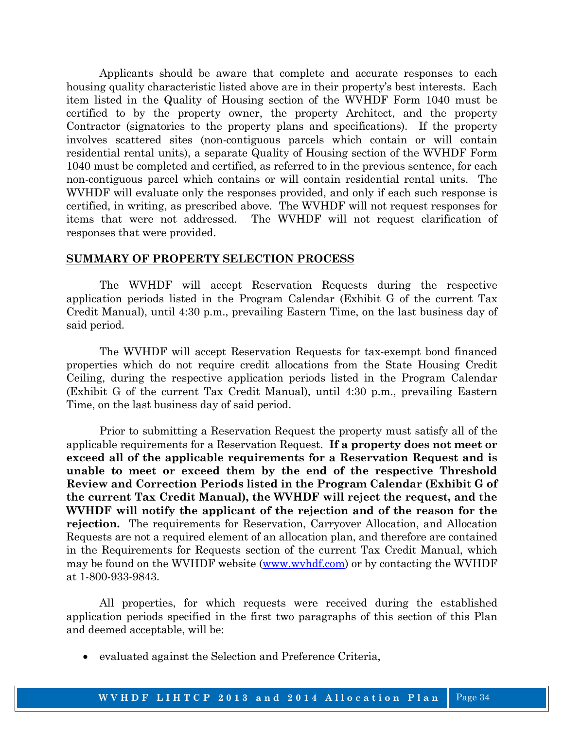Applicants should be aware that complete and accurate responses to each housing quality characteristic listed above are in their property's best interests. Each item listed in the Quality of Housing section of the WVHDF Form 1040 must be certified to by the property owner, the property Architect, and the property Contractor (signatories to the property plans and specifications). If the property involves scattered sites (non-contiguous parcels which contain or will contain residential rental units), a separate Quality of Housing section of the WVHDF Form 1040 must be completed and certified, as referred to in the previous sentence, for each non-contiguous parcel which contains or will contain residential rental units. The WVHDF will evaluate only the responses provided, and only if each such response is certified, in writing, as prescribed above. The WVHDF will not request responses for items that were not addressed. The WVHDF will not request clarification of responses that were provided.

## SUMMARY OF PROPERTY SELECTION PROCESS

The WVHDF will accept Reservation Requests during the respective application periods listed in the Program Calendar (Exhibit G of the current Tax Credit Manual), until 4:30 p.m., prevailing Eastern Time, on the last business day of said period.

The WVHDF will accept Reservation Requests for tax-exempt bond financed properties which do not require credit allocations from the State Housing Credit Ceiling, during the respective application periods listed in the Program Calendar (Exhibit G of the current Tax Credit Manual), until 4:30 p.m., prevailing Eastern Time, on the last business day of said period.

Prior to submitting a Reservation Request the property must satisfy all of the applicable requirements for a Reservation Request. **If a property does not meet or exceed all of the applicable requirements for a Reservation Request and is unable to meet or exceed them by the end of the respective Threshold Review and Correction Periods listed in the Program Calendar (Exhibit G of the current Tax Credit Manual), the WVHDF will reject the request, and the WVHDF will notify the applicant of the rejection and of the reason for the rejection.** The requirements for Reservation, Carryover Allocation, and Allocation Requests are not a required element of an allocation plan, and therefore are contained in the Requirements for Requests section of the current Tax Credit Manual, which may be found on the WVHDF website (www.wvhdf.com) or by contacting the WVHDF at 1-800-933-9843.

All properties, for which requests were received during the established application periods specified in the first two paragraphs of this section of this Plan and deemed acceptable, will be:

- evaluated against the Selection and Preference Criteria,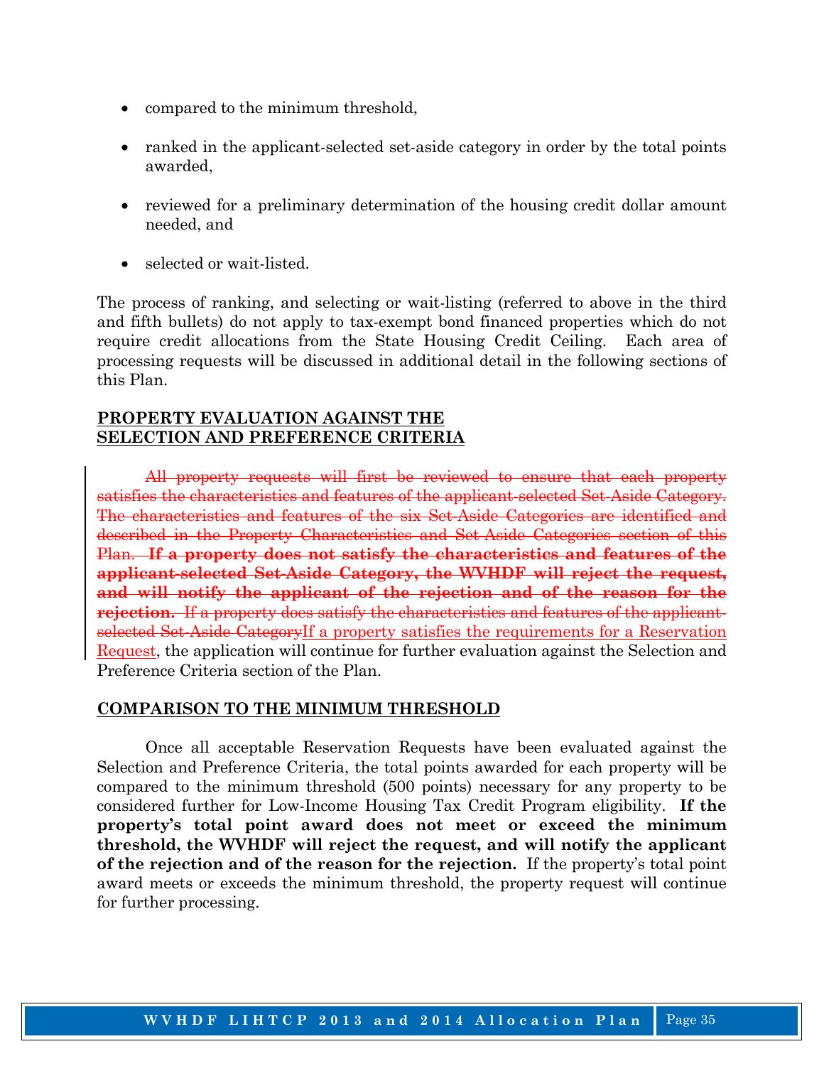- compared to the minimum threshold,
- ranked in the applicant-selected set-aside category in order by the total points awarded,
- reviewed for a preliminary determination of the housing credit dollar amount needed, and
- selected or wait-listed.

The process of ranking, and selecting or wait-listing (referred to above in the third and fifth bullets) do not apply to tax-exempt bond financed properties which do not require credit allocations from the State Housing Credit Ceiling. Each area of processing requests will be discussed in additional detail in the following sections of this Plan.

**PROPERTY EVALUATION AGAINST THE SELECTION AND PREFERENCE CRITERIA**

~~All property requests will first be reviewed to ensure that each property satisfies the characteristics and features of the applicant-selected Set-Aside Category. The characteristics and features of the six Set-Aside Categories are identified and described in the Property Characteristics and Set-Aside Categories section of this Plan.~~ ~~**If a property does not satisfy the characteristics and features of the applicant-selected Set-Aside Category, the WVHDF will reject the request, and will notify the applicant of the rejection and of the reason for the rejection.**~~ ~~If a property does satisfy the characteristics and features of the applicant-selected Set-Aside Category~~If a property satisfies the requirements for a Reservation Request, the application will continue for further evaluation against the Selection and Preference Criteria section of the Plan.

**COMPARISON TO THE MINIMUM THRESHOLD**

Once all acceptable Reservation Requests have been evaluated against the Selection and Preference Criteria, the total points awarded for each property will be compared to the minimum threshold (500 points) necessary for any property to be considered further for Low-Income Housing Tax Credit Program eligibility. **If the property's total point award does not meet or exceed the minimum threshold, the WVHDF will reject the request, and will notify the applicant of the rejection and of the reason for the rejection.** If the property's total point award meets or exceeds the minimum threshold, the property request will continue for further processing.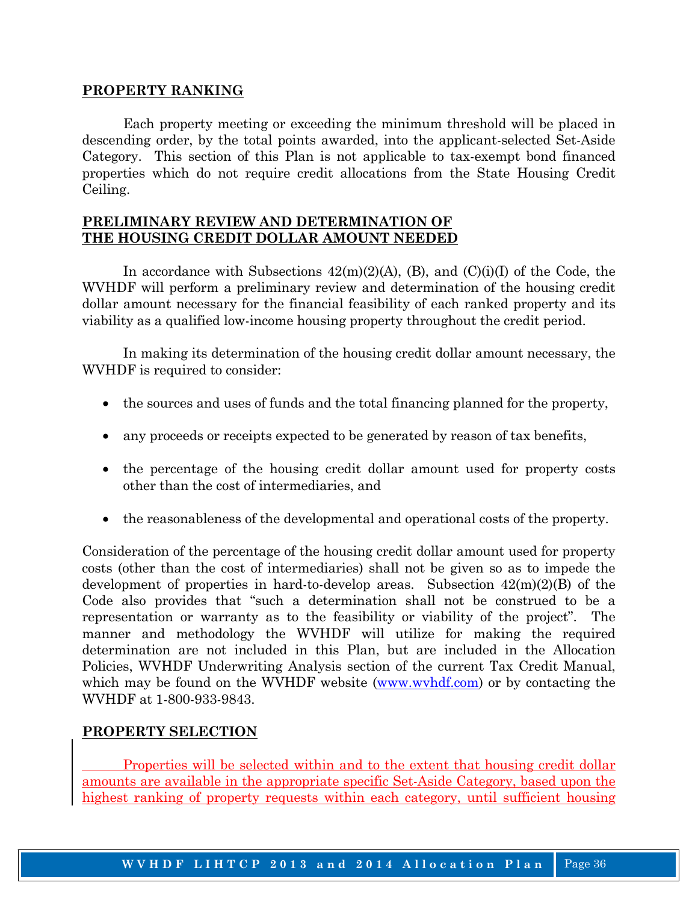## PROPERTY RANKING

Each property meeting or exceeding the minimum threshold will be placed in descending order, by the total points awarded, into the applicant-selected Set-Aside Category. This section of this Plan is not applicable to tax-exempt bond financed properties which do not require credit allocations from the State Housing Credit Ceiling.

## PRELIMINARY REVIEW AND DETERMINATION OF THE HOUSING CREDIT DOLLAR AMOUNT NEEDED

In accordance with Subsections 42(m)(2)(A), (B), and (C)(i)(I) of the Code, the WVHDF will perform a preliminary review and determination of the housing credit dollar amount necessary for the financial feasibility of each ranked property and its viability as a qualified low-income housing property throughout the credit period.

In making its determination of the housing credit dollar amount necessary, the WVHDF is required to consider:

- the sources and uses of funds and the total financing planned for the property,
- any proceeds or receipts expected to be generated by reason of tax benefits,
- the percentage of the housing credit dollar amount used for property costs other than the cost of intermediaries, and
- the reasonableness of the developmental and operational costs of the property.

Consideration of the percentage of the housing credit dollar amount used for property costs (other than the cost of intermediaries) shall not be given so as to impede the development of properties in hard-to-develop areas. Subsection 42(m)(2)(B) of the Code also provides that "such a determination shall not be construed to be a representation or warranty as to the feasibility or viability of the project". The manner and methodology the WVHDF will utilize for making the required determination are not included in this Plan, but are included in the Allocation Policies, WVHDF Underwriting Analysis section of the current Tax Credit Manual, which may be found on the WVHDF website (www.wvhdf.com) or by contacting the WVHDF at 1-800-933-9843.

## PROPERTY SELECTION

Properties will be selected within and to the extent that housing credit dollar amounts are available in the appropriate specific Set-Aside Category, based upon the highest ranking of property requests within each category, until sufficient housing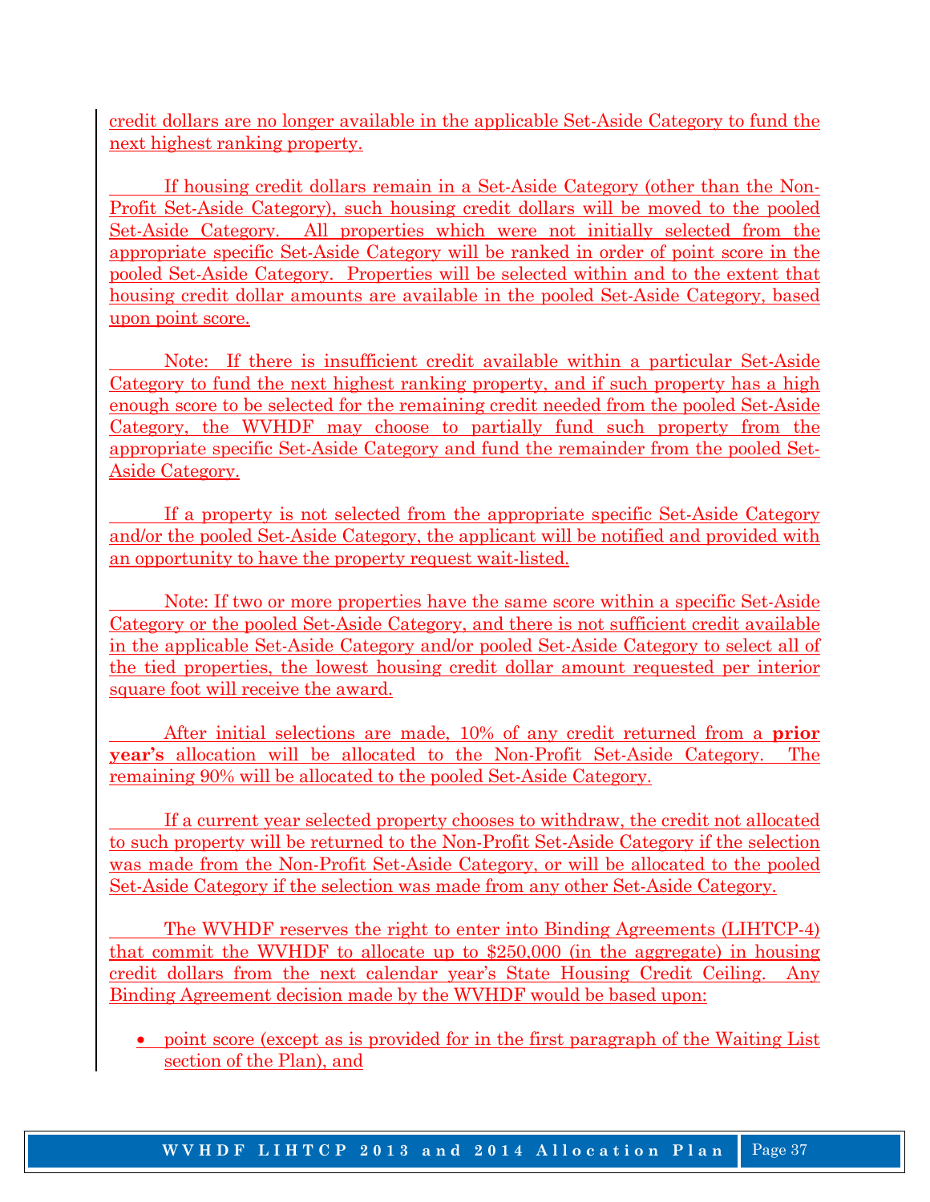credit dollars are no longer available in the applicable Set-Aside Category to fund the next highest ranking property.

If housing credit dollars remain in a Set-Aside Category (other than the Non-Profit Set-Aside Category), such housing credit dollars will be moved to the pooled Set-Aside Category. All properties which were not initially selected from the appropriate specific Set-Aside Category will be ranked in order of point score in the pooled Set-Aside Category. Properties will be selected within and to the extent that housing credit dollar amounts are available in the pooled Set-Aside Category, based upon point score.

Note: If there is insufficient credit available within a particular Set-Aside Category to fund the next highest ranking property, and if such property has a high enough score to be selected for the remaining credit needed from the pooled Set-Aside Category, the WVHDF may choose to partially fund such property from the appropriate specific Set-Aside Category and fund the remainder from the pooled Set-Aside Category.

If a property is not selected from the appropriate specific Set-Aside Category and/or the pooled Set-Aside Category, the applicant will be notified and provided with an opportunity to have the property request wait-listed.

Note: If two or more properties have the same score within a specific Set-Aside Category or the pooled Set-Aside Category, and there is not sufficient credit available in the applicable Set-Aside Category and/or pooled Set-Aside Category to select all of the tied properties, the lowest housing credit dollar amount requested per interior square foot will receive the award.

After initial selections are made, 10% of any credit returned from a **prior year's** allocation will be allocated to the Non-Profit Set-Aside Category. The remaining 90% will be allocated to the pooled Set-Aside Category.

If a current year selected property chooses to withdraw, the credit not allocated to such property will be returned to the Non-Profit Set-Aside Category if the selection was made from the Non-Profit Set-Aside Category, or will be allocated to the pooled Set-Aside Category if the selection was made from any other Set-Aside Category.

The WVHDF reserves the right to enter into Binding Agreements (LIHTCP-4) that commit the WVHDF to allocate up to $250,000 (in the aggregate) in housing credit dollars from the next calendar year's State Housing Credit Ceiling. Any Binding Agreement decision made by the WVHDF would be based upon:

- point score (except as is provided for in the first paragraph of the Waiting List section of the Plan), and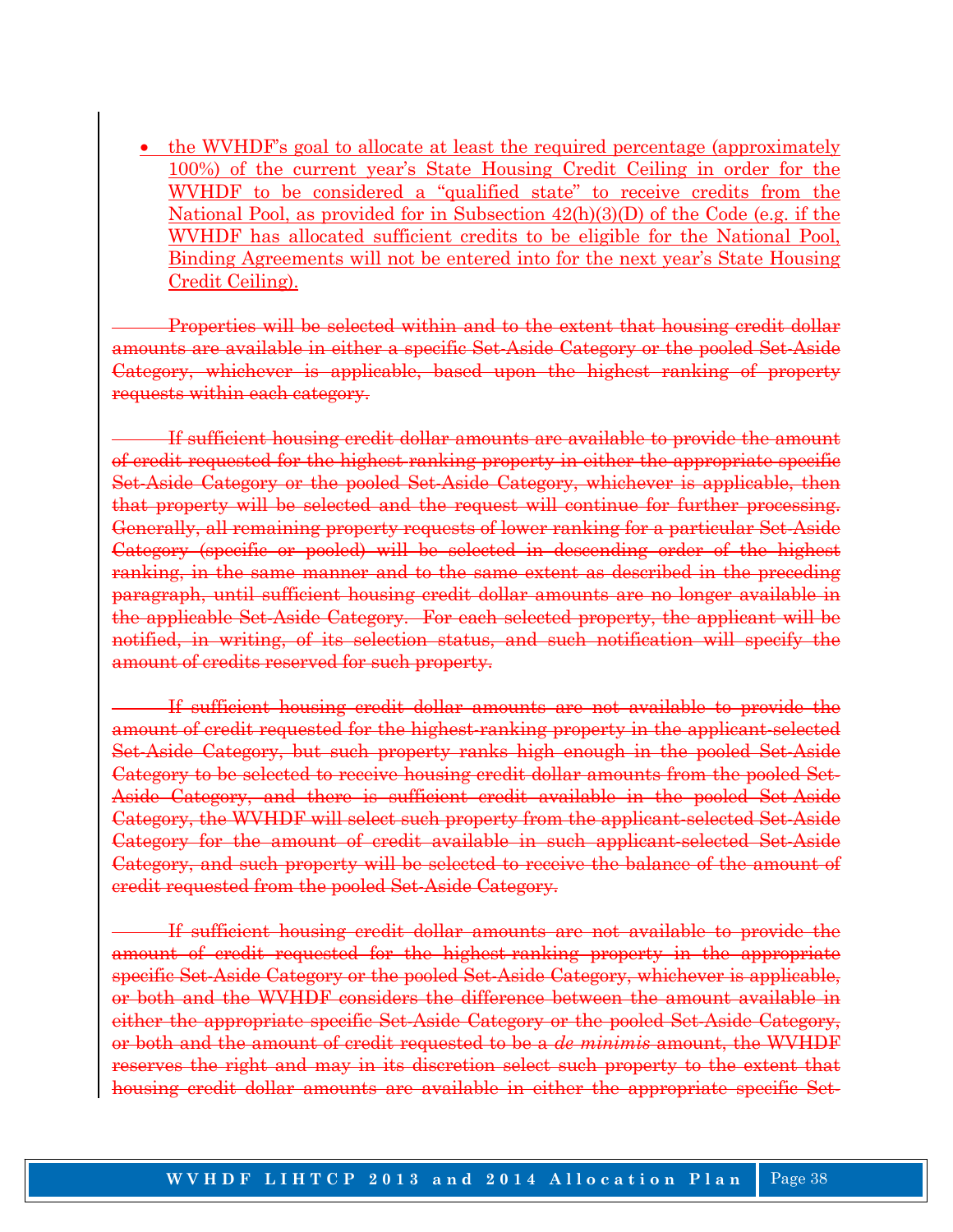- the WVHDF's goal to allocate at least the required percentage (approximately 100%) of the current year's State Housing Credit Ceiling in order for the WVHDF to be considered a "qualified state" to receive credits from the National Pool, as provided for in Subsection 42(h)(3)(D) of the Code (e.g. if the WVHDF has allocated sufficient credits to be eligible for the National Pool, Binding Agreements will not be entered into for the next year's State Housing Credit Ceiling).

~~Properties will be selected within and to the extent that housing credit dollar amounts are available in either a specific Set-Aside Category or the pooled Set-Aside Category, whichever is applicable, based upon the highest ranking of property requests within each category.~~

~~If sufficient housing credit dollar amounts are available to provide the amount of credit requested for the highest-ranking property in either the appropriate specific Set-Aside Category or the pooled Set-Aside Category, whichever is applicable, then that property will be selected and the request will continue for further processing. Generally, all remaining property requests of lower ranking for a particular Set-Aside Category (specific or pooled) will be selected in descending order of the highest ranking, in the same manner and to the same extent as described in the preceding paragraph, until sufficient housing credit dollar amounts are no longer available in the applicable Set-Aside Category. For each selected property, the applicant will be notified, in writing, of its selection status, and such notification will specify the amount of credits reserved for such property.~~

~~If sufficient housing credit dollar amounts are not available to provide the amount of credit requested for the highest-ranking property in the applicant-selected Set-Aside Category, but such property ranks high enough in the pooled Set-Aside Category to be selected to receive housing credit dollar amounts from the pooled Set-Aside Category, and there is sufficient credit available in the pooled Set-Aside Category, the WVHDF will select such property from the applicant-selected Set-Aside Category for the amount of credit available in such applicant-selected Set-Aside Category, and such property will be selected to receive the balance of the amount of credit requested from the pooled Set-Aside Category.~~

~~If sufficient housing credit dollar amounts are not available to provide the amount of credit requested for the highest-ranking property in the appropriate specific Set-Aside Category or the pooled Set-Aside Category, whichever is applicable, or both and the WVHDF considers the difference between the amount available in either the appropriate specific Set-Aside Category or the pooled Set-Aside Category, or both and the amount of credit requested to be a *de minimis* amount, the WVHDF reserves the right and may in its discretion select such property to the extent that housing credit dollar amounts are available in either the appropriate specific Set-~~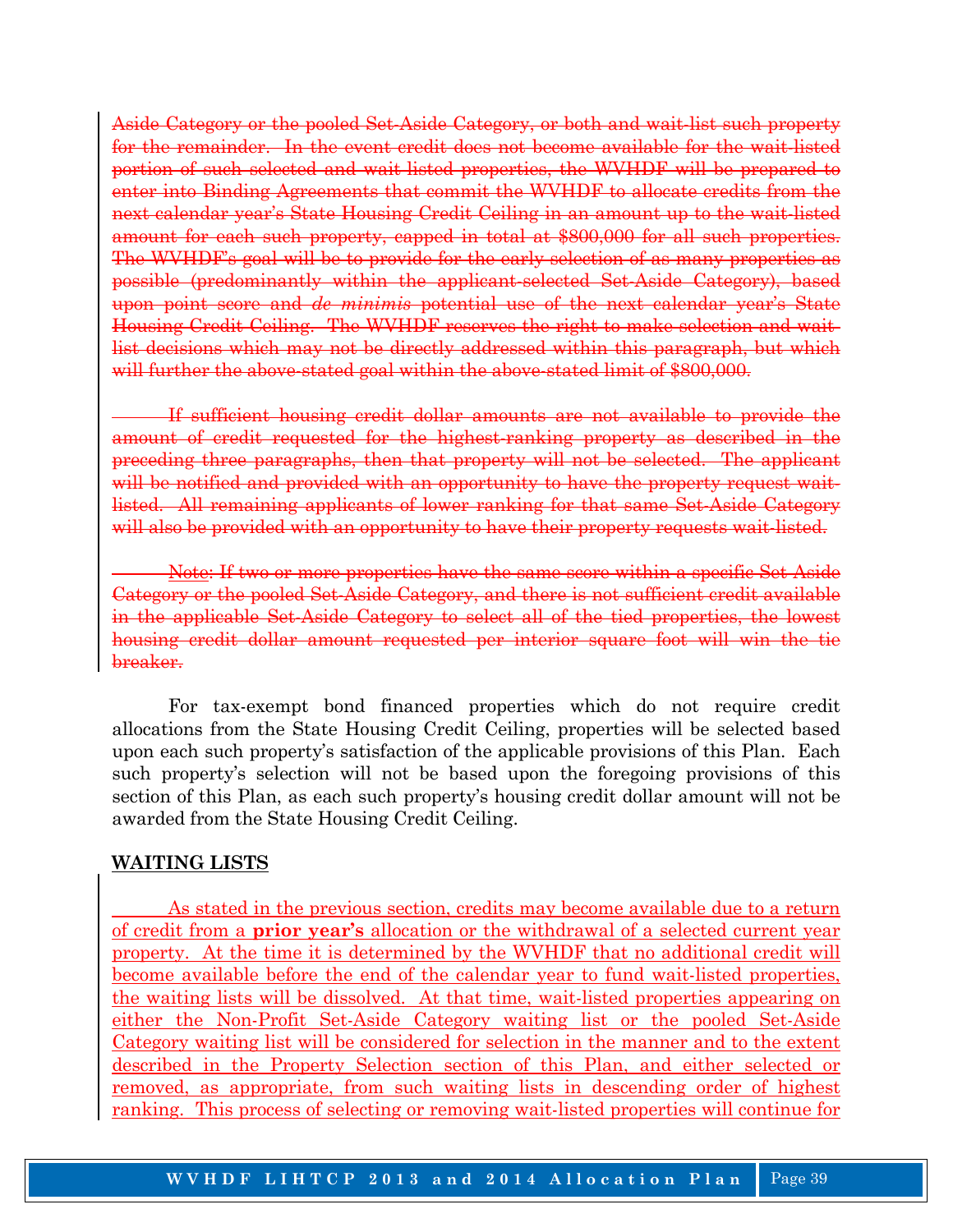~~Aside Category or the pooled Set-Aside Category, or both and wait-list such property for the remainder. In the event credit does not become available for the wait-listed portion of such selected and wait listed properties, the WVHDF will be prepared to enter into Binding Agreements that commit the WVHDF to allocate credits from the next calendar year's State Housing Credit Ceiling in an amount up to the wait-listed amount for each such property, capped in total at $800,000 for all such properties. The WVHDF's goal will be to provide for the early selection of as many properties as possible (predominantly within the applicant-selected Set-Aside Category), based upon point score and *de minimis* potential use of the next calendar year's State Housing Credit Ceiling. The WVHDF reserves the right to make selection and wait-list decisions which may not be directly addressed within this paragraph, but which will further the above-stated goal within the above-stated limit of $800,000.~~

~~If sufficient housing credit dollar amounts are not available to provide the amount of credit requested for the highest-ranking property as described in the preceding three paragraphs, then that property will not be selected. The applicant will be notified and provided with an opportunity to have the property request wait-listed. All remaining applicants of lower ranking for that same Set-Aside Category will also be provided with an opportunity to have their property requests wait-listed.~~

~~Note: If two or more properties have the same score within a specific Set-Aside Category or the pooled Set-Aside Category, and there is not sufficient credit available in the applicable Set-Aside Category to select all of the tied properties, the lowest housing credit dollar amount requested per interior square foot will win the tie breaker.~~

For tax-exempt bond financed properties which do not require credit allocations from the State Housing Credit Ceiling, properties will be selected based upon each such property's satisfaction of the applicable provisions of this Plan. Each such property's selection will not be based upon the foregoing provisions of this section of this Plan, as each such property's housing credit dollar amount will not be awarded from the State Housing Credit Ceiling.

**WAITING LISTS**

As stated in the previous section, credits may become available due to a return of credit from a **prior year's** allocation or the withdrawal of a selected current year property. At the time it is determined by the WVHDF that no additional credit will become available before the end of the calendar year to fund wait-listed properties, the waiting lists will be dissolved. At that time, wait-listed properties appearing on either the Non-Profit Set-Aside Category waiting list or the pooled Set-Aside Category waiting list will be considered for selection in the manner and to the extent described in the Property Selection section of this Plan, and either selected or removed, as appropriate, from such waiting lists in descending order of highest ranking. This process of selecting or removing wait-listed properties will continue for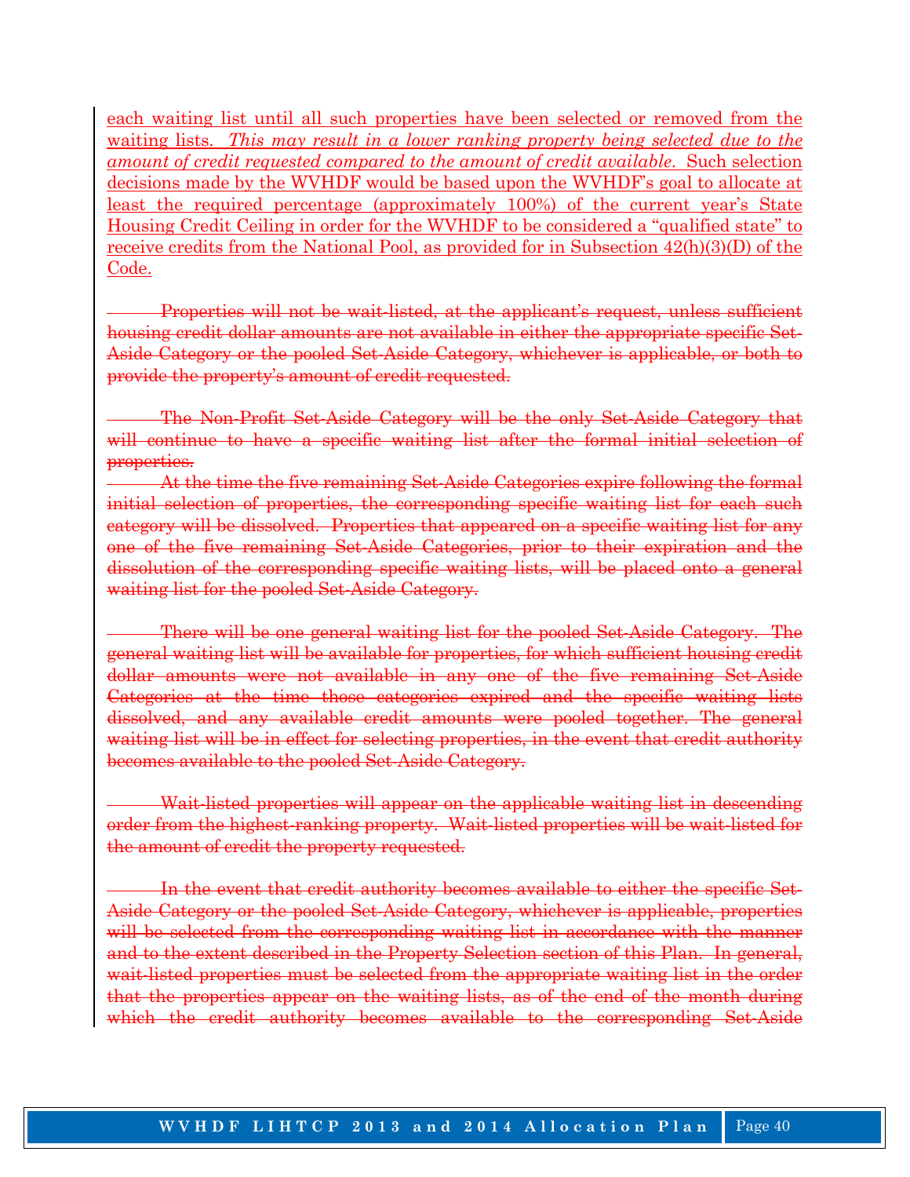<ins>each waiting list until all such properties have been selected or removed from the waiting lists. *This may result in a lower ranking property being selected due to the amount of credit requested compared to the amount of credit available.* Such selection decisions made by the WVHDF would be based upon the WVHDF's goal to allocate at least the required percentage (approximately 100%) of the current year's State Housing Credit Ceiling in order for the WVHDF to be considered a "qualified state" to receive credits from the National Pool, as provided for in Subsection 42(h)(3)(D) of the Code.</ins>

~~Properties will not be wait-listed, at the applicant's request, unless sufficient housing credit dollar amounts are not available in either the appropriate specific Set-Aside Category or the pooled Set-Aside Category, whichever is applicable, or both to provide the property's amount of credit requested.~~

~~The Non-Profit Set-Aside Category will be the only Set-Aside Category that will continue to have a specific waiting list after the formal initial selection of properties.~~

~~At the time the five remaining Set-Aside Categories expire following the formal initial selection of properties, the corresponding specific waiting list for each such category will be dissolved. Properties that appeared on a specific waiting list for any one of the five remaining Set-Aside Categories, prior to their expiration and the dissolution of the corresponding specific waiting lists, will be placed onto a general waiting list for the pooled Set-Aside Category.~~

~~There will be one general waiting list for the pooled Set-Aside Category. The general waiting list will be available for properties, for which sufficient housing credit dollar amounts were not available in any one of the five remaining Set-Aside Categories at the time those categories expired and the specific waiting lists dissolved, and any available credit amounts were pooled together. The general waiting list will be in effect for selecting properties, in the event that credit authority becomes available to the pooled Set-Aside Category.~~

~~Wait-listed properties will appear on the applicable waiting list in descending order from the highest-ranking property. Wait-listed properties will be wait-listed for the amount of credit the property requested.~~

~~In the event that credit authority becomes available to either the specific Set-Aside Category or the pooled Set-Aside Category, whichever is applicable, properties will be selected from the corresponding waiting list in accordance with the manner and to the extent described in the Property Selection section of this Plan. In general, wait-listed properties must be selected from the appropriate waiting list in the order that the properties appear on the waiting lists, as of the end of the month during which the credit authority becomes available to the corresponding Set-Aside~~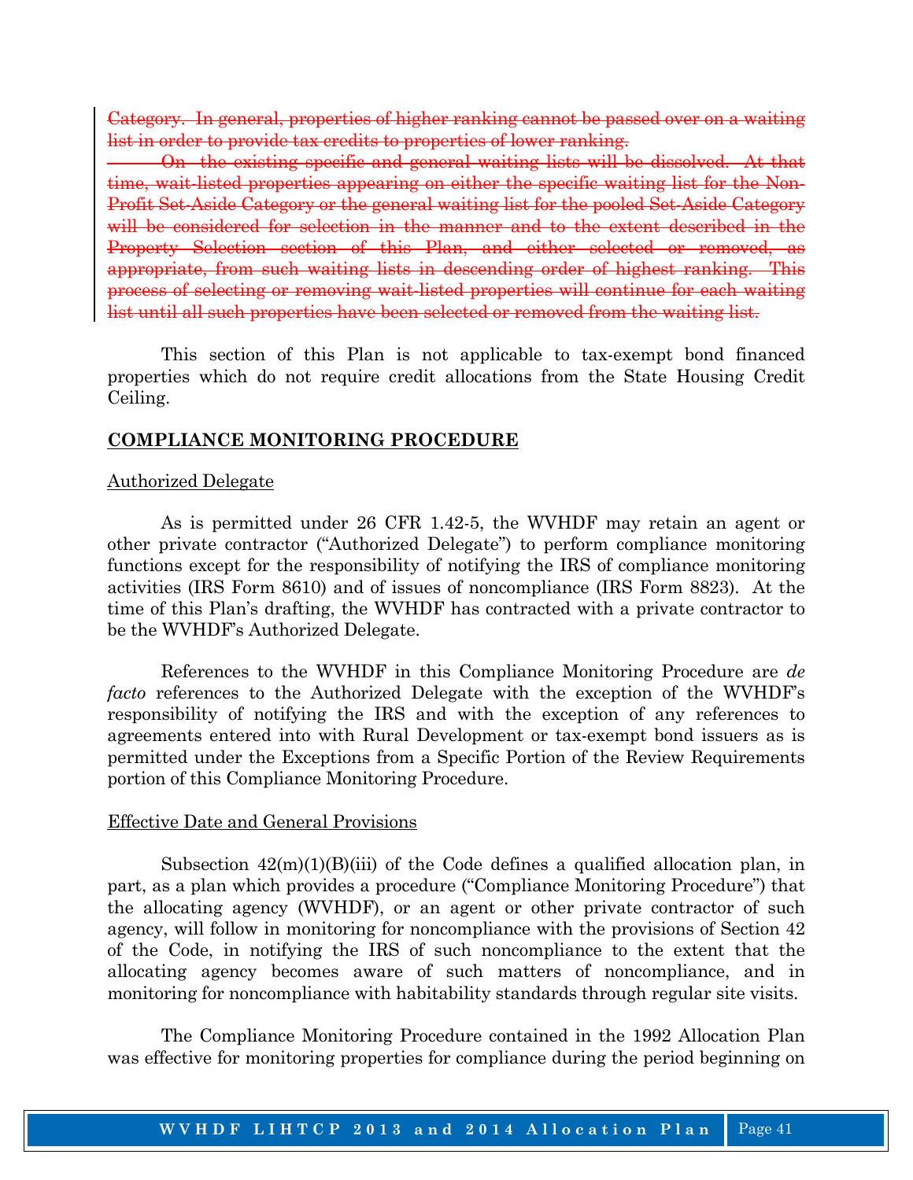~~Category. In general, properties of higher ranking cannot be passed over on a waiting list in order to provide tax credits to properties of lower ranking.~~

~~On the existing specific and general waiting lists will be dissolved. At that time, wait-listed properties appearing on either the specific waiting list for the Non-Profit Set-Aside Category or the general waiting list for the pooled Set-Aside Category will be considered for selection in the manner and to the extent described in the Property Selection section of this Plan, and either selected or removed, as appropriate, from such waiting lists in descending order of highest ranking. This process of selecting or removing wait-listed properties will continue for each waiting list until all such properties have been selected or removed from the waiting list.~~

This section of this Plan is not applicable to tax-exempt bond financed properties which do not require credit allocations from the State Housing Credit Ceiling.

## COMPLIANCE MONITORING PROCEDURE

### Authorized Delegate

As is permitted under 26 CFR 1.42-5, the WVHDF may retain an agent or other private contractor ("Authorized Delegate") to perform compliance monitoring functions except for the responsibility of notifying the IRS of compliance monitoring activities (IRS Form 8610) and of issues of noncompliance (IRS Form 8823). At the time of this Plan's drafting, the WVHDF has contracted with a private contractor to be the WVHDF's Authorized Delegate.

References to the WVHDF in this Compliance Monitoring Procedure are *de facto* references to the Authorized Delegate with the exception of the WVHDF's responsibility of notifying the IRS and with the exception of any references to agreements entered into with Rural Development or tax-exempt bond issuers as is permitted under the Exceptions from a Specific Portion of the Review Requirements portion of this Compliance Monitoring Procedure.

### Effective Date and General Provisions

Subsection 42(m)(1)(B)(iii) of the Code defines a qualified allocation plan, in part, as a plan which provides a procedure ("Compliance Monitoring Procedure") that the allocating agency (WVHDF), or an agent or other private contractor of such agency, will follow in monitoring for noncompliance with the provisions of Section 42 of the Code, in notifying the IRS of such noncompliance to the extent that the allocating agency becomes aware of such matters of noncompliance, and in monitoring for noncompliance with habitability standards through regular site visits.

The Compliance Monitoring Procedure contained in the 1992 Allocation Plan was effective for monitoring properties for compliance during the period beginning on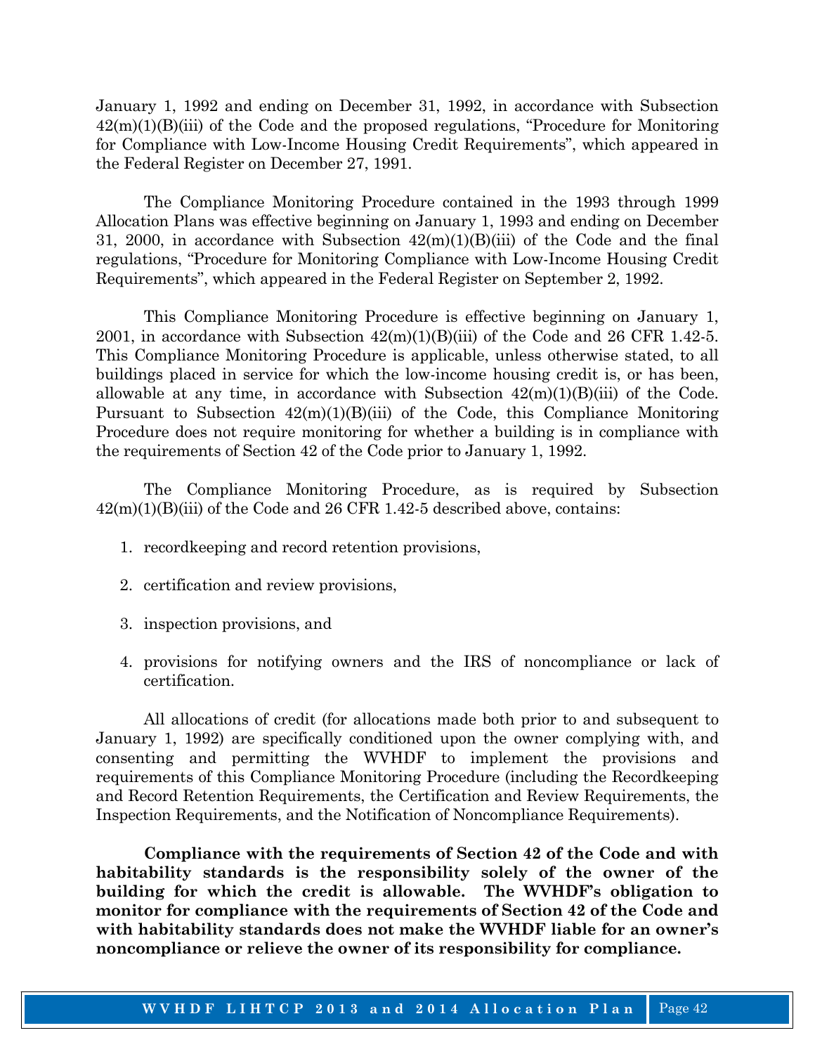January 1, 1992 and ending on December 31, 1992, in accordance with Subsection 42(m)(1)(B)(iii) of the Code and the proposed regulations, "Procedure for Monitoring for Compliance with Low-Income Housing Credit Requirements", which appeared in the Federal Register on December 27, 1991.

The Compliance Monitoring Procedure contained in the 1993 through 1999 Allocation Plans was effective beginning on January 1, 1993 and ending on December 31, 2000, in accordance with Subsection 42(m)(1)(B)(iii) of the Code and the final regulations, "Procedure for Monitoring Compliance with Low-Income Housing Credit Requirements", which appeared in the Federal Register on September 2, 1992.

This Compliance Monitoring Procedure is effective beginning on January 1, 2001, in accordance with Subsection 42(m)(1)(B)(iii) of the Code and 26 CFR 1.42-5. This Compliance Monitoring Procedure is applicable, unless otherwise stated, to all buildings placed in service for which the low-income housing credit is, or has been, allowable at any time, in accordance with Subsection 42(m)(1)(B)(iii) of the Code. Pursuant to Subsection 42(m)(1)(B)(iii) of the Code, this Compliance Monitoring Procedure does not require monitoring for whether a building is in compliance with the requirements of Section 42 of the Code prior to January 1, 1992.

The Compliance Monitoring Procedure, as is required by Subsection 42(m)(1)(B)(iii) of the Code and 26 CFR 1.42-5 described above, contains:

1. recordkeeping and record retention provisions,
2. certification and review provisions,
3. inspection provisions, and
4. provisions for notifying owners and the IRS of noncompliance or lack of certification.

All allocations of credit (for allocations made both prior to and subsequent to January 1, 1992) are specifically conditioned upon the owner complying with, and consenting and permitting the WVHDF to implement the provisions and requirements of this Compliance Monitoring Procedure (including the Recordkeeping and Record Retention Requirements, the Certification and Review Requirements, the Inspection Requirements, and the Notification of Noncompliance Requirements).

**Compliance with the requirements of Section 42 of the Code and with habitability standards is the responsibility solely of the owner of the building for which the credit is allowable. The WVHDF's obligation to monitor for compliance with the requirements of Section 42 of the Code and with habitability standards does not make the WVHDF liable for an owner's noncompliance or relieve the owner of its responsibility for compliance.**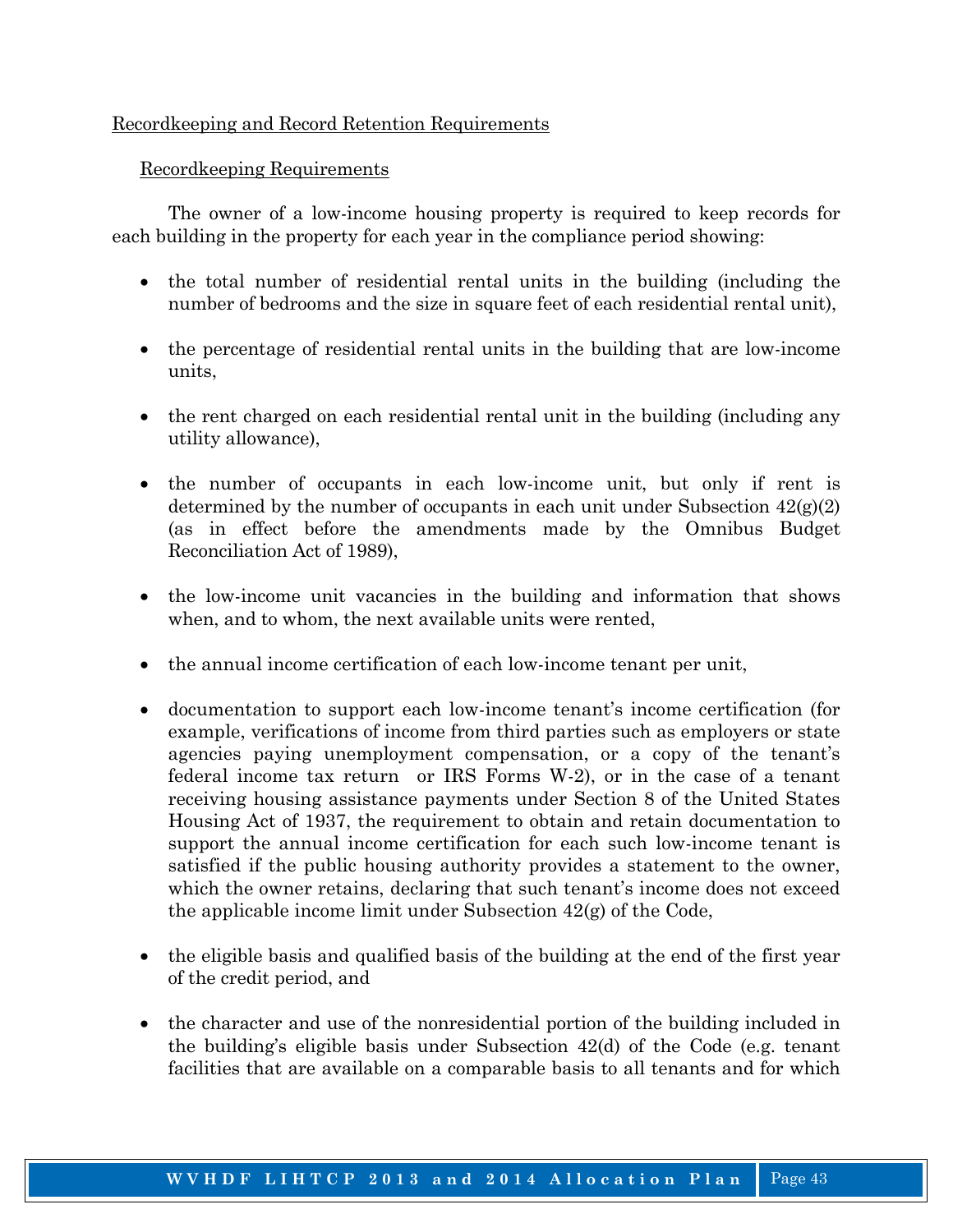Recordkeeping and Record Retention Requirements

Recordkeeping Requirements

The owner of a low-income housing property is required to keep records for each building in the property for each year in the compliance period showing:

- the total number of residential rental units in the building (including the number of bedrooms and the size in square feet of each residential rental unit),
- the percentage of residential rental units in the building that are low-income units,
- the rent charged on each residential rental unit in the building (including any utility allowance),
- the number of occupants in each low-income unit, but only if rent is determined by the number of occupants in each unit under Subsection 42(g)(2) (as in effect before the amendments made by the Omnibus Budget Reconciliation Act of 1989),
- the low-income unit vacancies in the building and information that shows when, and to whom, the next available units were rented,
- the annual income certification of each low-income tenant per unit,
- documentation to support each low-income tenant's income certification (for example, verifications of income from third parties such as employers or state agencies paying unemployment compensation, or a copy of the tenant's federal income tax return or IRS Forms W-2), or in the case of a tenant receiving housing assistance payments under Section 8 of the United States Housing Act of 1937, the requirement to obtain and retain documentation to support the annual income certification for each such low-income tenant is satisfied if the public housing authority provides a statement to the owner, which the owner retains, declaring that such tenant's income does not exceed the applicable income limit under Subsection 42(g) of the Code,
- the eligible basis and qualified basis of the building at the end of the first year of the credit period, and
- the character and use of the nonresidential portion of the building included in the building's eligible basis under Subsection 42(d) of the Code (e.g. tenant facilities that are available on a comparable basis to all tenants and for which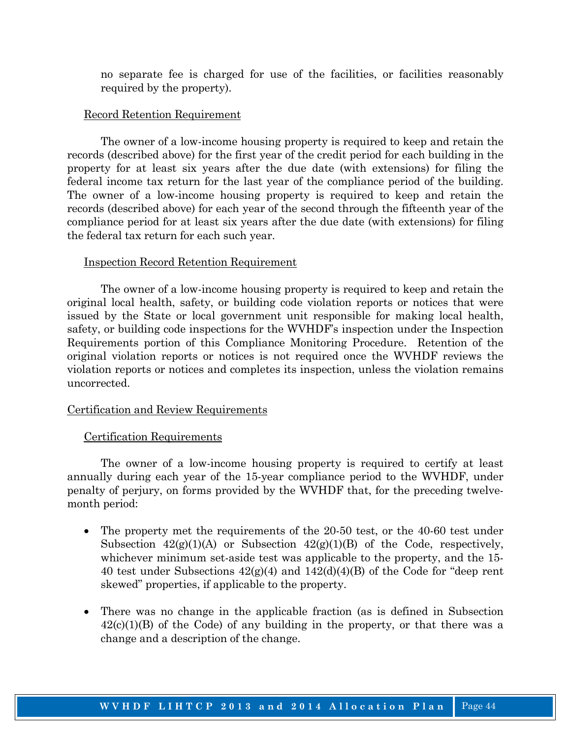no separate fee is charged for use of the facilities, or facilities reasonably required by the property).

Record Retention Requirement

The owner of a low-income housing property is required to keep and retain the records (described above) for the first year of the credit period for each building in the property for at least six years after the due date (with extensions) for filing the federal income tax return for the last year of the compliance period of the building. The owner of a low-income housing property is required to keep and retain the records (described above) for each year of the second through the fifteenth year of the compliance period for at least six years after the due date (with extensions) for filing the federal tax return for each such year.

Inspection Record Retention Requirement

The owner of a low-income housing property is required to keep and retain the original local health, safety, or building code violation reports or notices that were issued by the State or local government unit responsible for making local health, safety, or building code inspections for the WVHDF's inspection under the Inspection Requirements portion of this Compliance Monitoring Procedure. Retention of the original violation reports or notices is not required once the WVHDF reviews the violation reports or notices and completes its inspection, unless the violation remains uncorrected.

Certification and Review Requirements

Certification Requirements

The owner of a low-income housing property is required to certify at least annually during each year of the 15-year compliance period to the WVHDF, under penalty of perjury, on forms provided by the WVHDF that, for the preceding twelve-month period:

- The property met the requirements of the 20-50 test, or the 40-60 test under Subsection 42(g)(1)(A) or Subsection 42(g)(1)(B) of the Code, respectively, whichever minimum set-aside test was applicable to the property, and the 15-40 test under Subsections 42(g)(4) and 142(d)(4)(B) of the Code for "deep rent skewed" properties, if applicable to the property.

- There was no change in the applicable fraction (as is defined in Subsection 42(c)(1)(B) of the Code) of any building in the property, or that there was a change and a description of the change.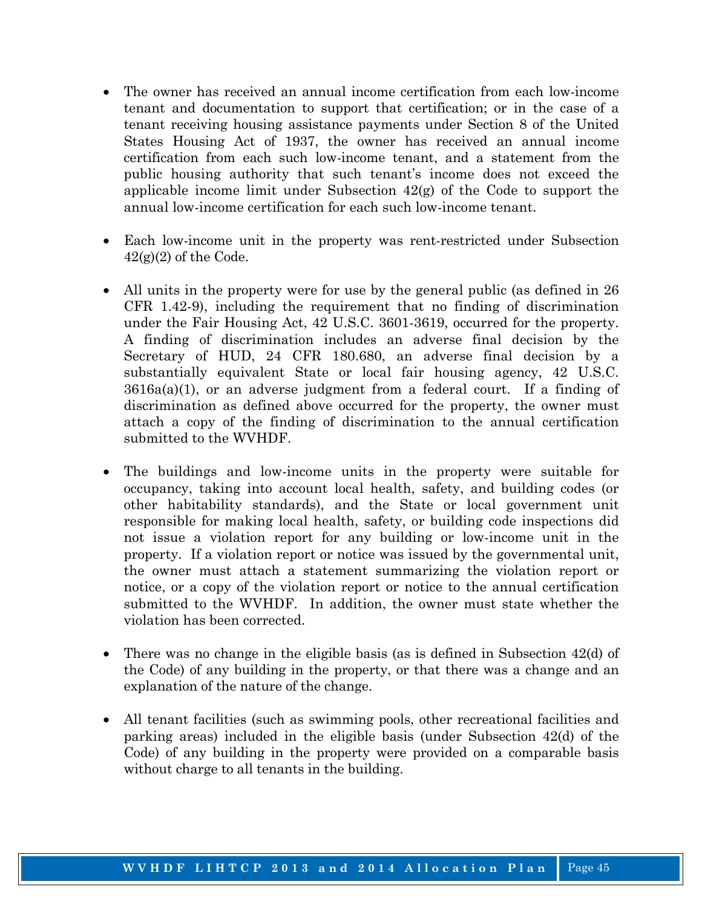- The owner has received an annual income certification from each low-income tenant and documentation to support that certification; or in the case of a tenant receiving housing assistance payments under Section 8 of the United States Housing Act of 1937, the owner has received an annual income certification from each such low-income tenant, and a statement from the public housing authority that such tenant's income does not exceed the applicable income limit under Subsection 42(g) of the Code to support the annual low-income certification for each such low-income tenant.

- Each low-income unit in the property was rent-restricted under Subsection 42(g)(2) of the Code.

- All units in the property were for use by the general public (as defined in 26 CFR 1.42-9), including the requirement that no finding of discrimination under the Fair Housing Act, 42 U.S.C. 3601-3619, occurred for the property. A finding of discrimination includes an adverse final decision by the Secretary of HUD, 24 CFR 180.680, an adverse final decision by a substantially equivalent State or local fair housing agency, 42 U.S.C. 3616a(a)(1), or an adverse judgment from a federal court. If a finding of discrimination as defined above occurred for the property, the owner must attach a copy of the finding of discrimination to the annual certification submitted to the WVHDF.

- The buildings and low-income units in the property were suitable for occupancy, taking into account local health, safety, and building codes (or other habitability standards), and the State or local government unit responsible for making local health, safety, or building code inspections did not issue a violation report for any building or low-income unit in the property. If a violation report or notice was issued by the governmental unit, the owner must attach a statement summarizing the violation report or notice, or a copy of the violation report or notice to the annual certification submitted to the WVHDF. In addition, the owner must state whether the violation has been corrected.

- There was no change in the eligible basis (as is defined in Subsection 42(d) of the Code) of any building in the property, or that there was a change and an explanation of the nature of the change.

- All tenant facilities (such as swimming pools, other recreational facilities and parking areas) included in the eligible basis (under Subsection 42(d) of the Code) of any building in the property were provided on a comparable basis without charge to all tenants in the building.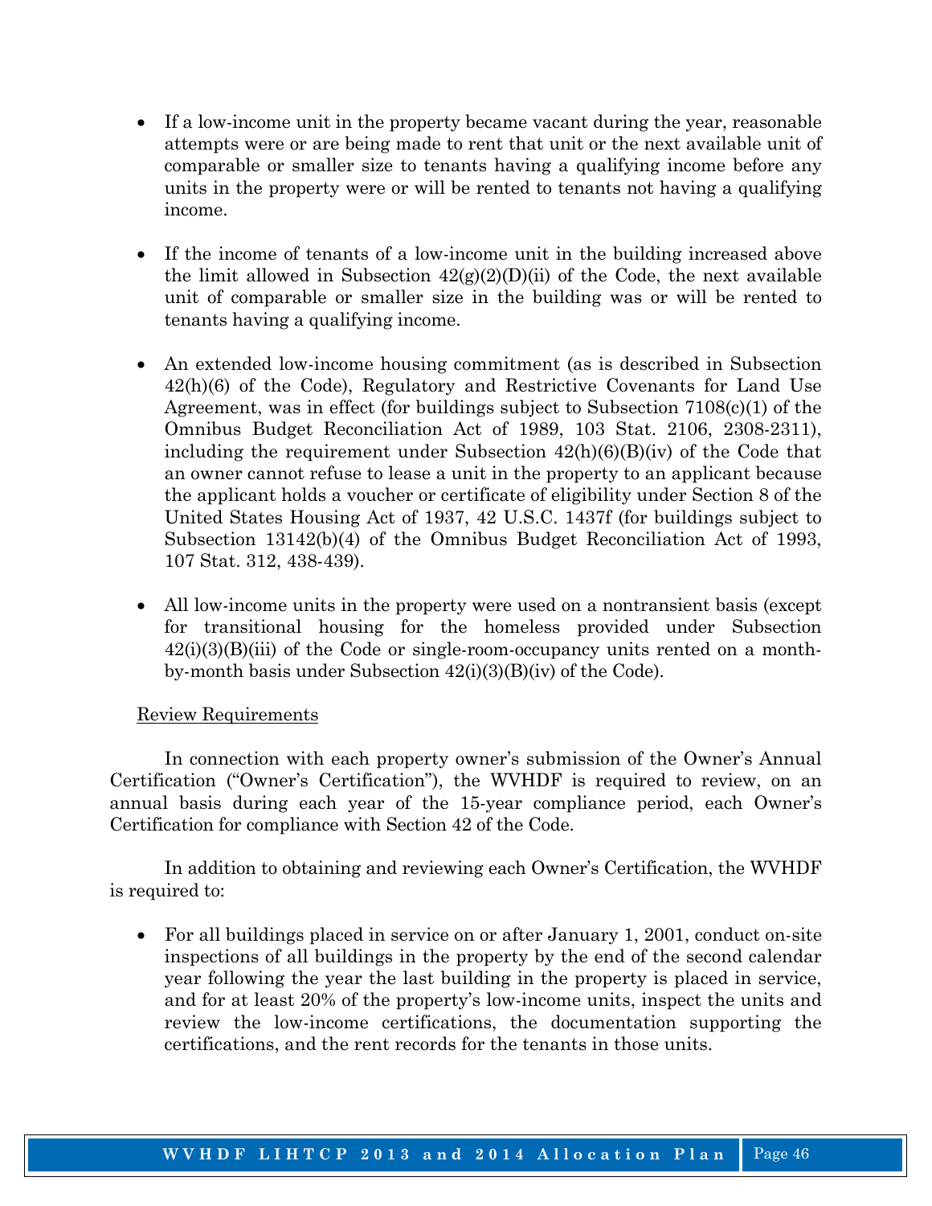- If a low-income unit in the property became vacant during the year, reasonable attempts were or are being made to rent that unit or the next available unit of comparable or smaller size to tenants having a qualifying income before any units in the property were or will be rented to tenants not having a qualifying income.

- If the income of tenants of a low-income unit in the building increased above the limit allowed in Subsection 42(g)(2)(D)(ii) of the Code, the next available unit of comparable or smaller size in the building was or will be rented to tenants having a qualifying income.

- An extended low-income housing commitment (as is described in Subsection 42(h)(6) of the Code), Regulatory and Restrictive Covenants for Land Use Agreement, was in effect (for buildings subject to Subsection 7108(c)(1) of the Omnibus Budget Reconciliation Act of 1989, 103 Stat. 2106, 2308-2311), including the requirement under Subsection 42(h)(6)(B)(iv) of the Code that an owner cannot refuse to lease a unit in the property to an applicant because the applicant holds a voucher or certificate of eligibility under Section 8 of the United States Housing Act of 1937, 42 U.S.C. 1437f (for buildings subject to Subsection 13142(b)(4) of the Omnibus Budget Reconciliation Act of 1993, 107 Stat. 312, 438-439).

- All low-income units in the property were used on a nontransient basis (except for transitional housing for the homeless provided under Subsection 42(i)(3)(B)(iii) of the Code or single-room-occupancy units rented on a month-by-month basis under Subsection 42(i)(3)(B)(iv) of the Code).

Review Requirements

In connection with each property owner's submission of the Owner's Annual Certification ("Owner's Certification"), the WVHDF is required to review, on an annual basis during each year of the 15-year compliance period, each Owner's Certification for compliance with Section 42 of the Code.

In addition to obtaining and reviewing each Owner's Certification, the WVHDF is required to:

- For all buildings placed in service on or after January 1, 2001, conduct on-site inspections of all buildings in the property by the end of the second calendar year following the year the last building in the property is placed in service, and for at least 20% of the property's low-income units, inspect the units and review the low-income certifications, the documentation supporting the certifications, and the rent records for the tenants in those units.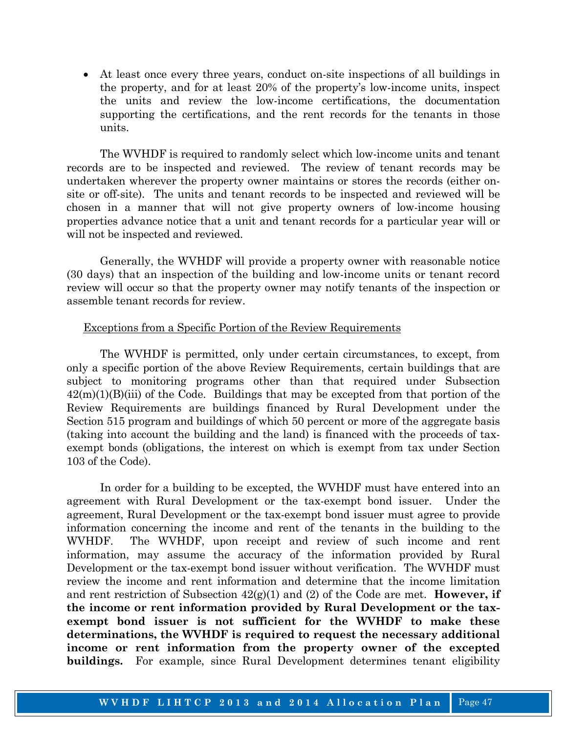- At least once every three years, conduct on-site inspections of all buildings in the property, and for at least 20% of the property's low-income units, inspect the units and review the low-income certifications, the documentation supporting the certifications, and the rent records for the tenants in those units.

The WVHDF is required to randomly select which low-income units and tenant records are to be inspected and reviewed. The review of tenant records may be undertaken wherever the property owner maintains or stores the records (either on-site or off-site). The units and tenant records to be inspected and reviewed will be chosen in a manner that will not give property owners of low-income housing properties advance notice that a unit and tenant records for a particular year will or will not be inspected and reviewed.

Generally, the WVHDF will provide a property owner with reasonable notice (30 days) that an inspection of the building and low-income units or tenant record review will occur so that the property owner may notify tenants of the inspection or assemble tenant records for review.

Exceptions from a Specific Portion of the Review Requirements

The WVHDF is permitted, only under certain circumstances, to except, from only a specific portion of the above Review Requirements, certain buildings that are subject to monitoring programs other than that required under Subsection 42(m)(1)(B)(iii) of the Code. Buildings that may be excepted from that portion of the Review Requirements are buildings financed by Rural Development under the Section 515 program and buildings of which 50 percent or more of the aggregate basis (taking into account the building and the land) is financed with the proceeds of tax-exempt bonds (obligations, the interest on which is exempt from tax under Section 103 of the Code).

In order for a building to be excepted, the WVHDF must have entered into an agreement with Rural Development or the tax-exempt bond issuer. Under the agreement, Rural Development or the tax-exempt bond issuer must agree to provide information concerning the income and rent of the tenants in the building to the WVHDF. The WVHDF, upon receipt and review of such income and rent information, may assume the accuracy of the information provided by Rural Development or the tax-exempt bond issuer without verification. The WVHDF must review the income and rent information and determine that the income limitation and rent restriction of Subsection 42(g)(1) and (2) of the Code are met. **However, if the income or rent information provided by Rural Development or the tax-exempt bond issuer is not sufficient for the WVHDF to make these determinations, the WVHDF is required to request the necessary additional income or rent information from the property owner of the excepted buildings.** For example, since Rural Development determines tenant eligibility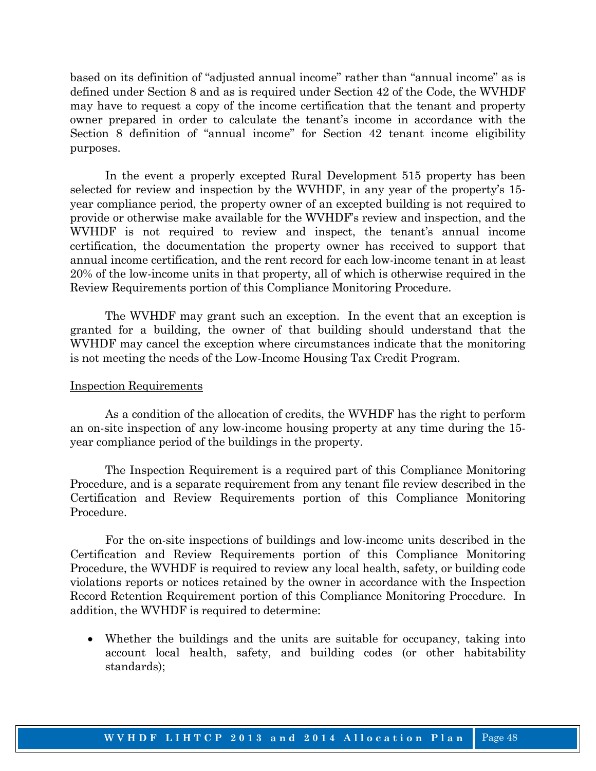based on its definition of "adjusted annual income" rather than "annual income" as is defined under Section 8 and as is required under Section 42 of the Code, the WVHDF may have to request a copy of the income certification that the tenant and property owner prepared in order to calculate the tenant's income in accordance with the Section 8 definition of "annual income" for Section 42 tenant income eligibility purposes.

In the event a properly excepted Rural Development 515 property has been selected for review and inspection by the WVHDF, in any year of the property's 15-year compliance period, the property owner of an excepted building is not required to provide or otherwise make available for the WVHDF's review and inspection, and the WVHDF is not required to review and inspect, the tenant's annual income certification, the documentation the property owner has received to support that annual income certification, and the rent record for each low-income tenant in at least 20% of the low-income units in that property, all of which is otherwise required in the Review Requirements portion of this Compliance Monitoring Procedure.

The WVHDF may grant such an exception. In the event that an exception is granted for a building, the owner of that building should understand that the WVHDF may cancel the exception where circumstances indicate that the monitoring is not meeting the needs of the Low-Income Housing Tax Credit Program.

Inspection Requirements

As a condition of the allocation of credits, the WVHDF has the right to perform an on-site inspection of any low-income housing property at any time during the 15-year compliance period of the buildings in the property.

The Inspection Requirement is a required part of this Compliance Monitoring Procedure, and is a separate requirement from any tenant file review described in the Certification and Review Requirements portion of this Compliance Monitoring Procedure.

For the on-site inspections of buildings and low-income units described in the Certification and Review Requirements portion of this Compliance Monitoring Procedure, the WVHDF is required to review any local health, safety, or building code violations reports or notices retained by the owner in accordance with the Inspection Record Retention Requirement portion of this Compliance Monitoring Procedure. In addition, the WVHDF is required to determine:

- Whether the buildings and the units are suitable for occupancy, taking into account local health, safety, and building codes (or other habitability standards);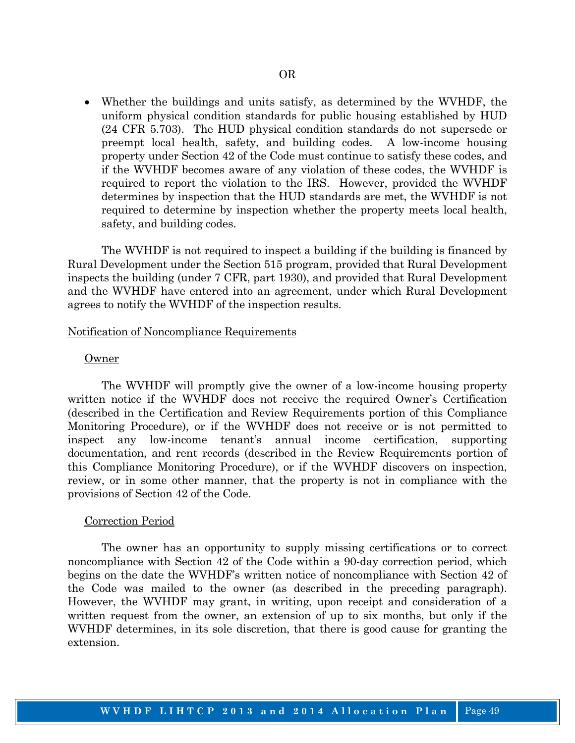OR

- Whether the buildings and units satisfy, as determined by the WVHDF, the uniform physical condition standards for public housing established by HUD (24 CFR 5.703). The HUD physical condition standards do not supersede or preempt local health, safety, and building codes. A low-income housing property under Section 42 of the Code must continue to satisfy these codes, and if the WVHDF becomes aware of any violation of these codes, the WVHDF is required to report the violation to the IRS. However, provided the WVHDF determines by inspection that the HUD standards are met, the WVHDF is not required to determine by inspection whether the property meets local health, safety, and building codes.

The WVHDF is not required to inspect a building if the building is financed by Rural Development under the Section 515 program, provided that Rural Development inspects the building (under 7 CFR, part 1930), and provided that Rural Development and the WVHDF have entered into an agreement, under which Rural Development agrees to notify the WVHDF of the inspection results.

<u>Notification of Noncompliance Requirements</u>

<u>Owner</u>

The WVHDF will promptly give the owner of a low-income housing property written notice if the WVHDF does not receive the required Owner's Certification (described in the Certification and Review Requirements portion of this Compliance Monitoring Procedure), or if the WVHDF does not receive or is not permitted to inspect any low-income tenant's annual income certification, supporting documentation, and rent records (described in the Review Requirements portion of this Compliance Monitoring Procedure), or if the WVHDF discovers on inspection, review, or in some other manner, that the property is not in compliance with the provisions of Section 42 of the Code.

<u>Correction Period</u>

The owner has an opportunity to supply missing certifications or to correct noncompliance with Section 42 of the Code within a 90-day correction period, which begins on the date the WVHDF's written notice of noncompliance with Section 42 of the Code was mailed to the owner (as described in the preceding paragraph). However, the WVHDF may grant, in writing, upon receipt and consideration of a written request from the owner, an extension of up to six months, but only if the WVHDF determines, in its sole discretion, that there is good cause for granting the extension.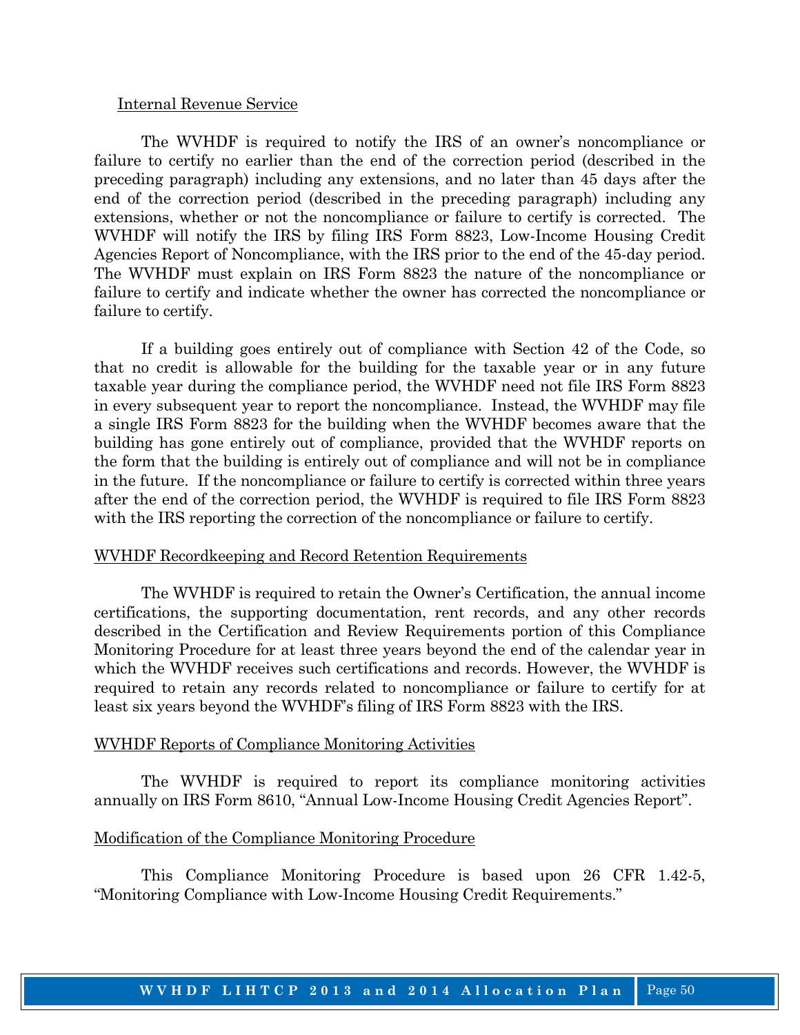Internal Revenue Service

The WVHDF is required to notify the IRS of an owner's noncompliance or failure to certify no earlier than the end of the correction period (described in the preceding paragraph) including any extensions, and no later than 45 days after the end of the correction period (described in the preceding paragraph) including any extensions, whether or not the noncompliance or failure to certify is corrected. The WVHDF will notify the IRS by filing IRS Form 8823, Low-Income Housing Credit Agencies Report of Noncompliance, with the IRS prior to the end of the 45-day period. The WVHDF must explain on IRS Form 8823 the nature of the noncompliance or failure to certify and indicate whether the owner has corrected the noncompliance or failure to certify.

If a building goes entirely out of compliance with Section 42 of the Code, so that no credit is allowable for the building for the taxable year or in any future taxable year during the compliance period, the WVHDF need not file IRS Form 8823 in every subsequent year to report the noncompliance. Instead, the WVHDF may file a single IRS Form 8823 for the building when the WVHDF becomes aware that the building has gone entirely out of compliance, provided that the WVHDF reports on the form that the building is entirely out of compliance and will not be in compliance in the future. If the noncompliance or failure to certify is corrected within three years after the end of the correction period, the WVHDF is required to file IRS Form 8823 with the IRS reporting the correction of the noncompliance or failure to certify.

WVHDF Recordkeeping and Record Retention Requirements

The WVHDF is required to retain the Owner's Certification, the annual income certifications, the supporting documentation, rent records, and any other records described in the Certification and Review Requirements portion of this Compliance Monitoring Procedure for at least three years beyond the end of the calendar year in which the WVHDF receives such certifications and records. However, the WVHDF is required to retain any records related to noncompliance or failure to certify for at least six years beyond the WVHDF's filing of IRS Form 8823 with the IRS.

WVHDF Reports of Compliance Monitoring Activities

The WVHDF is required to report its compliance monitoring activities annually on IRS Form 8610, "Annual Low-Income Housing Credit Agencies Report".

Modification of the Compliance Monitoring Procedure

This Compliance Monitoring Procedure is based upon 26 CFR 1.42-5, "Monitoring Compliance with Low-Income Housing Credit Requirements."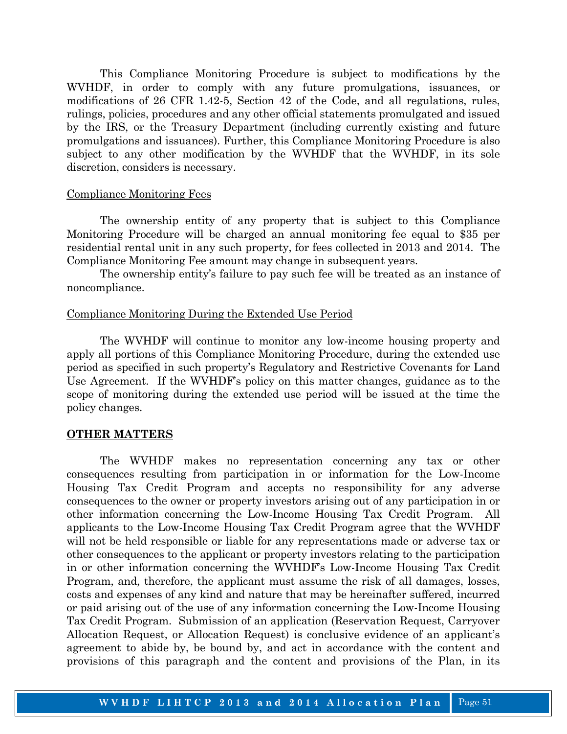This Compliance Monitoring Procedure is subject to modifications by the WVHDF, in order to comply with any future promulgations, issuances, or modifications of 26 CFR 1.42-5, Section 42 of the Code, and all regulations, rules, rulings, policies, procedures and any other official statements promulgated and issued by the IRS, or the Treasury Department (including currently existing and future promulgations and issuances). Further, this Compliance Monitoring Procedure is also subject to any other modification by the WVHDF that the WVHDF, in its sole discretion, considers is necessary.

<u>Compliance Monitoring Fees</u>

The ownership entity of any property that is subject to this Compliance Monitoring Procedure will be charged an annual monitoring fee equal to $35 per residential rental unit in any such property, for fees collected in 2013 and 2014. The Compliance Monitoring Fee amount may change in subsequent years.

The ownership entity's failure to pay such fee will be treated as an instance of noncompliance.

<u>Compliance Monitoring During the Extended Use Period</u>

The WVHDF will continue to monitor any low-income housing property and apply all portions of this Compliance Monitoring Procedure, during the extended use period as specified in such property's Regulatory and Restrictive Covenants for Land Use Agreement. If the WVHDF's policy on this matter changes, guidance as to the scope of monitoring during the extended use period will be issued at the time the policy changes.

## OTHER MATTERS

The WVHDF makes no representation concerning any tax or other consequences resulting from participation in or information for the Low-Income Housing Tax Credit Program and accepts no responsibility for any adverse consequences to the owner or property investors arising out of any participation in or other information concerning the Low-Income Housing Tax Credit Program. All applicants to the Low-Income Housing Tax Credit Program agree that the WVHDF will not be held responsible or liable for any representations made or adverse tax or other consequences to the applicant or property investors relating to the participation in or other information concerning the WVHDF's Low-Income Housing Tax Credit Program, and, therefore, the applicant must assume the risk of all damages, losses, costs and expenses of any kind and nature that may be hereinafter suffered, incurred or paid arising out of the use of any information concerning the Low-Income Housing Tax Credit Program. Submission of an application (Reservation Request, Carryover Allocation Request, or Allocation Request) is conclusive evidence of an applicant's agreement to abide by, be bound by, and act in accordance with the content and provisions of this paragraph and the content and provisions of the Plan, in its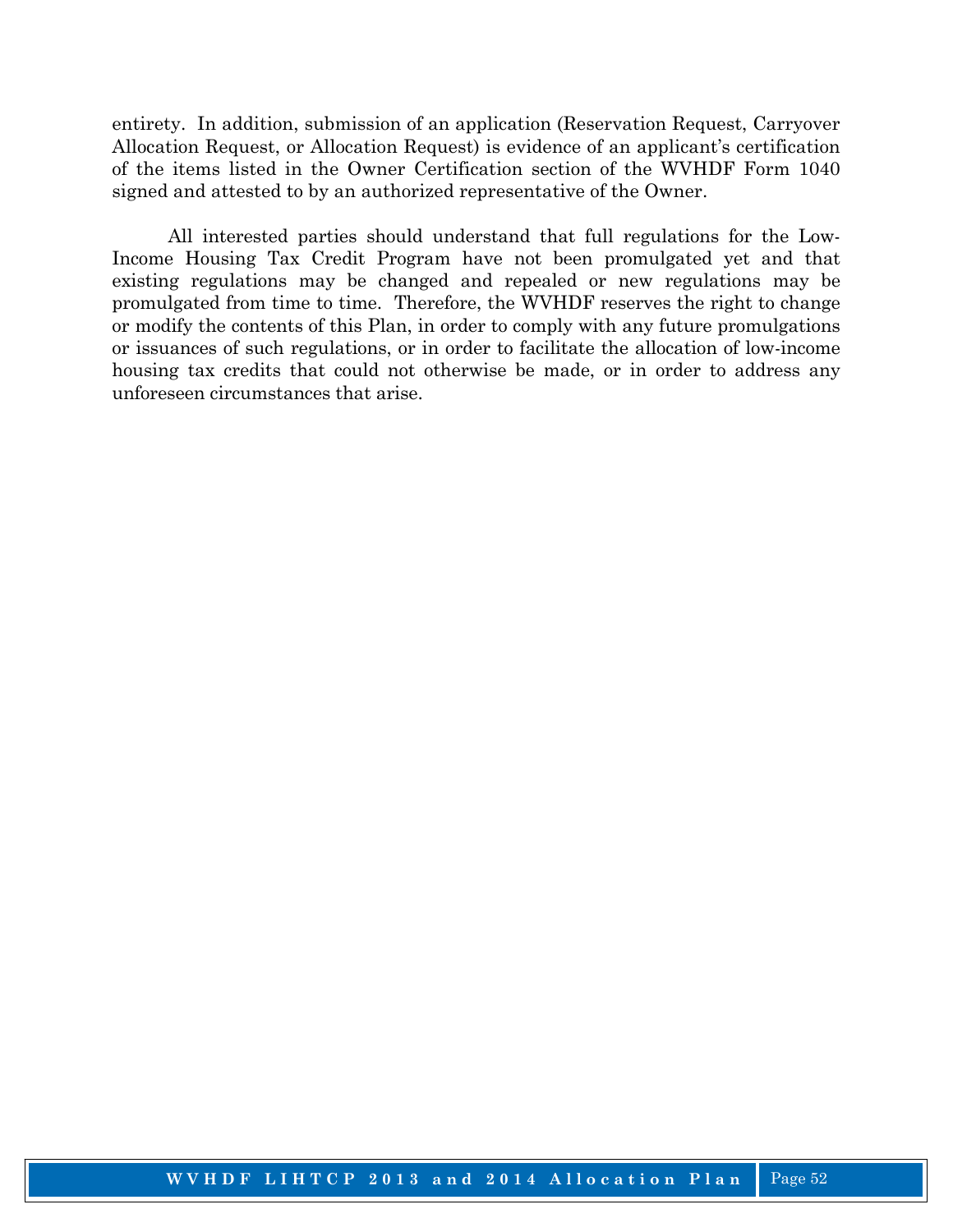entirety. In addition, submission of an application (Reservation Request, Carryover Allocation Request, or Allocation Request) is evidence of an applicant's certification of the items listed in the Owner Certification section of the WVHDF Form 1040 signed and attested to by an authorized representative of the Owner.

All interested parties should understand that full regulations for the Low-Income Housing Tax Credit Program have not been promulgated yet and that existing regulations may be changed and repealed or new regulations may be promulgated from time to time. Therefore, the WVHDF reserves the right to change or modify the contents of this Plan, in order to comply with any future promulgations or issuances of such regulations, or in order to facilitate the allocation of low-income housing tax credits that could not otherwise be made, or in order to address any unforeseen circumstances that arise.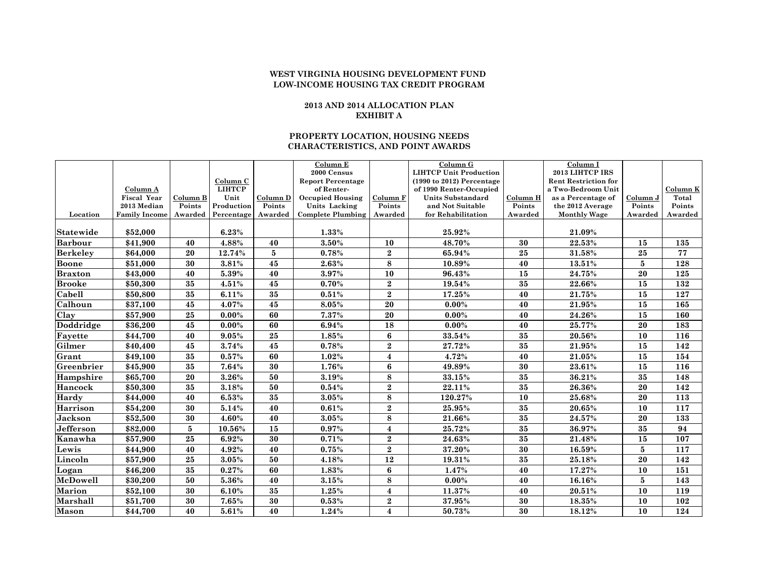**WEST VIRGINIA HOUSING DEVELOPMENT FUND**
**LOW-INCOME HOUSING TAX CREDIT PROGRAM**

**2013 AND 2014 ALLOCATION PLAN**
**EXHIBIT A**

**PROPERTY LOCATION, HOUSING NEEDS CHARACTERISTICS, AND POINT AWARDS**

| Location | Column A Fiscal Year 2013 Median Family Income | Column B Points Awarded | Column C LIHTCP Unit Production Percentage | Column D Points Awarded | Column E 2000 Census Report Percentage of Renter-Occupied Housing Units Lacking Complete Plumbing | Column F Points Awarded | Column G LIHTCP Unit Production (1990 to 2012) Percentage of 1990 Renter-Occupied Units Substandard and Not Suitable for Rehabilitation | Column H Points Awarded | Column I 2013 LIHTCP IRS Rent Restriction for a Two-Bedroom Unit as a Percentage of the 2012 Average Monthly Wage | Column J Points Awarded | Column K Total Points Awarded |
|---|---|---|---|---|---|---|---|---|---|---|---|
| Statewide | $52,000 | | 6.23% | | 1.33% | | 25.92% | | 21.09% | | |
| Barbour | $41,900 | 40 | 4.88% | 40 | 3.50% | 10 | 48.70% | 30 | 22.53% | 15 | 135 |
| Berkeley | $64,000 | 20 | 12.74% | 5 | 0.78% | 2 | 65.94% | 25 | 31.58% | 25 | 77 |
| Boone | $51,000 | 30 | 3.81% | 45 | 2.63% | 8 | 10.89% | 40 | 13.51% | 5 | 128 |
| Braxton | $43,000 | 40 | 5.39% | 40 | 3.97% | 10 | 96.43% | 15 | 24.75% | 20 | 125 |
| Brooke | $50,300 | 35 | 4.51% | 45 | 0.70% | 2 | 19.54% | 35 | 22.66% | 15 | 132 |
| Cabell | $50,800 | 35 | 6.11% | 35 | 0.51% | 2 | 17.25% | 40 | 21.75% | 15 | 127 |
| Calhoun | $37,100 | 45 | 4.07% | 45 | 8.05% | 20 | 0.00% | 40 | 21.95% | 15 | 165 |
| Clay | $57,900 | 25 | 0.00% | 60 | 7.37% | 20 | 0.00% | 40 | 24.26% | 15 | 160 |
| Doddridge | $36,200 | 45 | 0.00% | 60 | 6.94% | 18 | 0.00% | 40 | 25.77% | 20 | 183 |
| Fayette | $44,700 | 40 | 9.05% | 25 | 1.85% | 6 | 33.54% | 35 | 20.56% | 10 | 116 |
| Gilmer | $40,400 | 45 | 3.74% | 45 | 0.78% | 2 | 27.72% | 35 | 21.95% | 15 | 142 |
| Grant | $49,100 | 35 | 0.57% | 60 | 1.02% | 4 | 4.72% | 40 | 21.05% | 15 | 154 |
| Greenbrier | $45,900 | 35 | 7.64% | 30 | 1.76% | 6 | 49.89% | 30 | 23.61% | 15 | 116 |
| Hampshire | $65,700 | 20 | 3.26% | 50 | 3.19% | 8 | 33.15% | 35 | 36.21% | 35 | 148 |
| Hancock | $50,300 | 35 | 3.18% | 50 | 0.54% | 2 | 22.11% | 35 | 26.36% | 20 | 142 |
| Hardy | $44,000 | 40 | 6.53% | 35 | 3.05% | 8 | 120.27% | 10 | 25.68% | 20 | 113 |
| Harrison | $54,200 | 30 | 5.14% | 40 | 0.61% | 2 | 25.95% | 35 | 20.65% | 10 | 117 |
| Jackson | $52,500 | 30 | 4.60% | 40 | 3.05% | 8 | 21.66% | 35 | 24.57% | 20 | 133 |
| Jefferson | $82,000 | 5 | 10.56% | 15 | 0.97% | 4 | 25.72% | 35 | 36.97% | 35 | 94 |
| Kanawha | $57,900 | 25 | 6.92% | 30 | 0.71% | 2 | 24.63% | 35 | 21.48% | 15 | 107 |
| Lewis | $44,900 | 40 | 4.92% | 40 | 0.75% | 2 | 37.20% | 30 | 16.59% | 5 | 117 |
| Lincoln | $57,900 | 25 | 3.05% | 50 | 4.18% | 12 | 19.31% | 35 | 25.18% | 20 | 142 |
| Logan | $46,200 | 35 | 0.27% | 60 | 1.83% | 6 | 1.47% | 40 | 17.27% | 10 | 151 |
| McDowell | $30,200 | 50 | 5.36% | 40 | 3.15% | 8 | 0.00% | 40 | 16.16% | 5 | 143 |
| Marion | $52,100 | 30 | 6.10% | 35 | 1.25% | 4 | 11.37% | 40 | 20.51% | 10 | 119 |
| Marshall | $51,700 | 30 | 7.65% | 30 | 0.53% | 2 | 37.95% | 30 | 18.35% | 10 | 102 |
| Mason | $44,700 | 40 | 5.61% | 40 | 1.24% | 4 | 50.73% | 30 | 18.12% | 10 | 124 |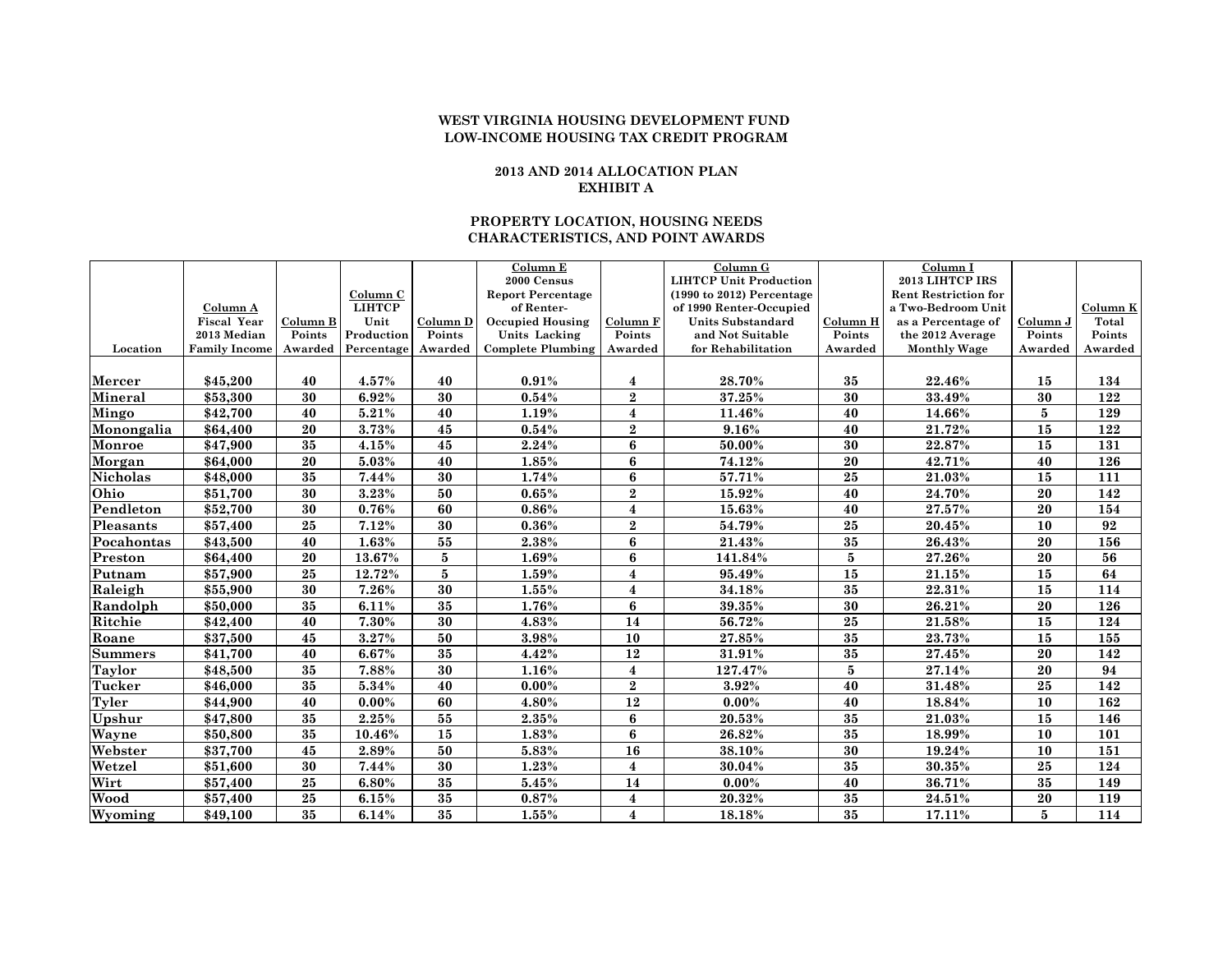**WEST VIRGINIA HOUSING DEVELOPMENT FUND**
**LOW-INCOME HOUSING TAX CREDIT PROGRAM**

**2013 AND 2014 ALLOCATION PLAN**
**EXHIBIT A**

**PROPERTY LOCATION, HOUSING NEEDS CHARACTERISTICS, AND POINT AWARDS**

| Location | Column A Fiscal Year 2013 Median Family Income | Column B Points Awarded | Column C LIHTCP Unit Production Percentage | Column D Points Awarded | Column E 2000 Census Report Percentage of Renter-Occupied Housing Units Lacking Complete Plumbing | Column F Points Awarded | Column G LIHTCP Unit Production (1990 to 2012) Percentage of 1990 Renter-Occupied Units Substandard and Not Suitable for Rehabilitation | Column H Points Awarded | Column I 2013 LIHTCP IRS Rent Restriction for a Two-Bedroom Unit as a Percentage of the 2012 Average Monthly Wage | Column J Points Awarded | Column K Total Points Awarded |
|---|---|---|---|---|---|---|---|---|---|---|---|
| Mercer | $45,200 | 40 | 4.57% | 40 | 0.91% | 4 | 28.70% | 35 | 22.46% | 15 | 134 |
| Mineral | $53,300 | 30 | 6.92% | 30 | 0.54% | 2 | 37.25% | 30 | 33.49% | 30 | 122 |
| Mingo | $42,700 | 40 | 5.21% | 40 | 1.19% | 4 | 11.46% | 40 | 14.66% | 5 | 129 |
| Monongalia | $64,400 | 20 | 3.73% | 45 | 0.54% | 2 | 9.16% | 40 | 21.72% | 15 | 122 |
| Monroe | $47,900 | 35 | 4.15% | 45 | 2.24% | 6 | 50.00% | 30 | 22.87% | 15 | 131 |
| Morgan | $64,000 | 20 | 5.03% | 40 | 1.85% | 6 | 74.12% | 20 | 42.71% | 40 | 126 |
| Nicholas | $48,000 | 35 | 7.44% | 30 | 1.74% | 6 | 57.71% | 25 | 21.03% | 15 | 111 |
| Ohio | $51,700 | 30 | 3.23% | 50 | 0.65% | 2 | 15.92% | 40 | 24.70% | 20 | 142 |
| Pendleton | $52,700 | 30 | 0.76% | 60 | 0.86% | 4 | 15.63% | 40 | 27.57% | 20 | 154 |
| Pleasants | $57,400 | 25 | 7.12% | 30 | 0.36% | 2 | 54.79% | 25 | 20.45% | 10 | 92 |
| Pocahontas | $43,500 | 40 | 1.63% | 55 | 2.38% | 6 | 21.43% | 35 | 26.43% | 20 | 156 |
| Preston | $64,400 | 20 | 13.67% | 5 | 1.69% | 6 | 141.84% | 5 | 27.26% | 20 | 56 |
| Putnam | $57,900 | 25 | 12.72% | 5 | 1.59% | 4 | 95.49% | 15 | 21.15% | 15 | 64 |
| Raleigh | $55,900 | 30 | 7.26% | 30 | 1.55% | 4 | 34.18% | 35 | 22.31% | 15 | 114 |
| Randolph | $50,000 | 35 | 6.11% | 35 | 1.76% | 6 | 39.35% | 30 | 26.21% | 20 | 126 |
| Ritchie | $42,400 | 40 | 7.30% | 30 | 4.83% | 14 | 56.72% | 25 | 21.58% | 15 | 124 |
| Roane | $37,500 | 45 | 3.27% | 50 | 3.98% | 10 | 27.85% | 35 | 23.73% | 15 | 155 |
| Summers | $41,700 | 40 | 6.67% | 35 | 4.42% | 12 | 31.91% | 35 | 27.45% | 20 | 142 |
| Taylor | $48,500 | 35 | 7.88% | 30 | 1.16% | 4 | 127.47% | 5 | 27.14% | 20 | 94 |
| Tucker | $46,000 | 35 | 5.34% | 40 | 0.00% | 2 | 3.92% | 40 | 31.48% | 25 | 142 |
| Tyler | $44,900 | 40 | 0.00% | 60 | 4.80% | 12 | 0.00% | 40 | 18.84% | 10 | 162 |
| Upshur | $47,800 | 35 | 2.25% | 55 | 2.35% | 6 | 20.53% | 35 | 21.03% | 15 | 146 |
| Wayne | $50,800 | 35 | 10.46% | 15 | 1.83% | 6 | 26.82% | 35 | 18.99% | 10 | 101 |
| Webster | $37,700 | 45 | 2.89% | 50 | 5.83% | 16 | 38.10% | 30 | 19.24% | 10 | 151 |
| Wetzel | $51,600 | 30 | 7.44% | 30 | 1.23% | 4 | 30.04% | 35 | 30.35% | 25 | 124 |
| Wirt | $57,400 | 25 | 6.80% | 35 | 5.45% | 14 | 0.00% | 40 | 36.71% | 35 | 149 |
| Wood | $57,400 | 25 | 6.15% | 35 | 0.87% | 4 | 20.32% | 35 | 24.51% | 20 | 119 |
| Wyoming | $49,100 | 35 | 6.14% | 35 | 1.55% | 4 | 18.18% | 35 | 17.11% | 5 | 114 |